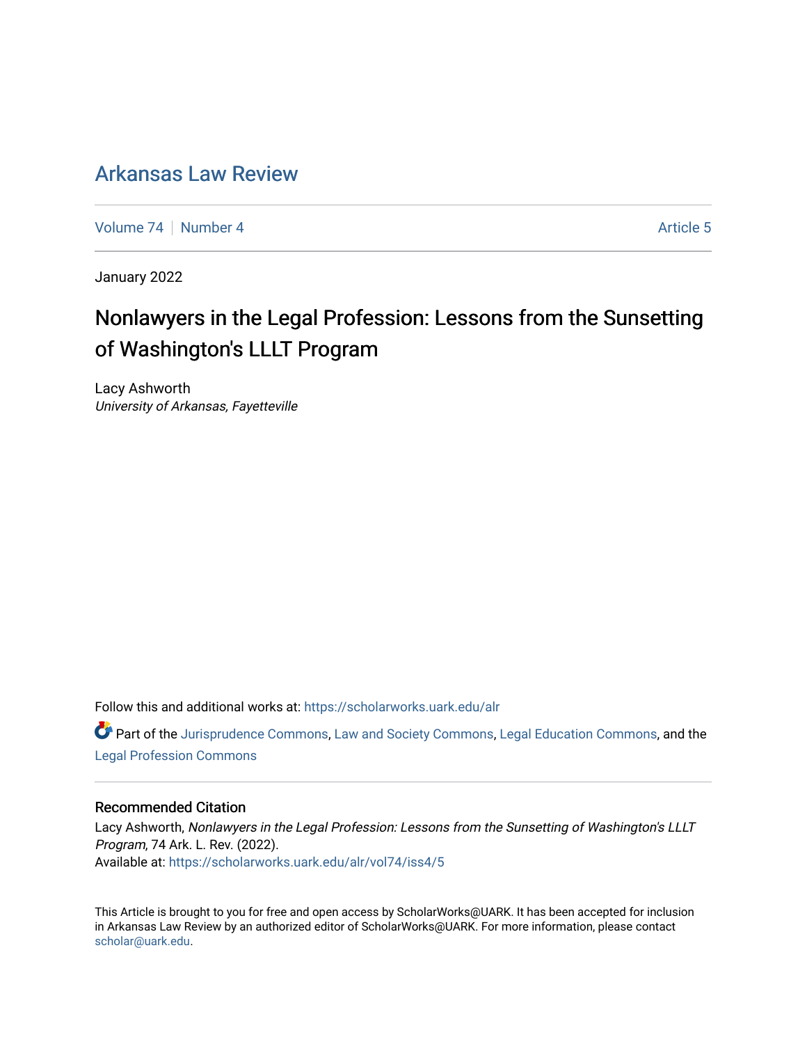# Arkansas Law Review

Volume 74 | Number 4 — Article 5

January 2022

## Nonlawyers in the Legal Profession: Lessons from the Sunsetting of Washington's LLLT Program

Lacy Ashworth
*University of Arkansas, Fayetteville*

Follow this and additional works at: https://scholarworks.uark.edu/alr

Part of the Jurisprudence Commons, Law and Society Commons, Legal Education Commons, and the Legal Profession Commons

### Recommended Citation

Lacy Ashworth, *Nonlawyers in the Legal Profession: Lessons from the Sunsetting of Washington's LLLT Program*, 74 Ark. L. Rev. (2022).
Available at: https://scholarworks.uark.edu/alr/vol74/iss4/5

This Article is brought to you for free and open access by ScholarWorks@UARK. It has been accepted for inclusion in Arkansas Law Review by an authorized editor of ScholarWorks@UARK. For more information, please contact scholar@uark.edu.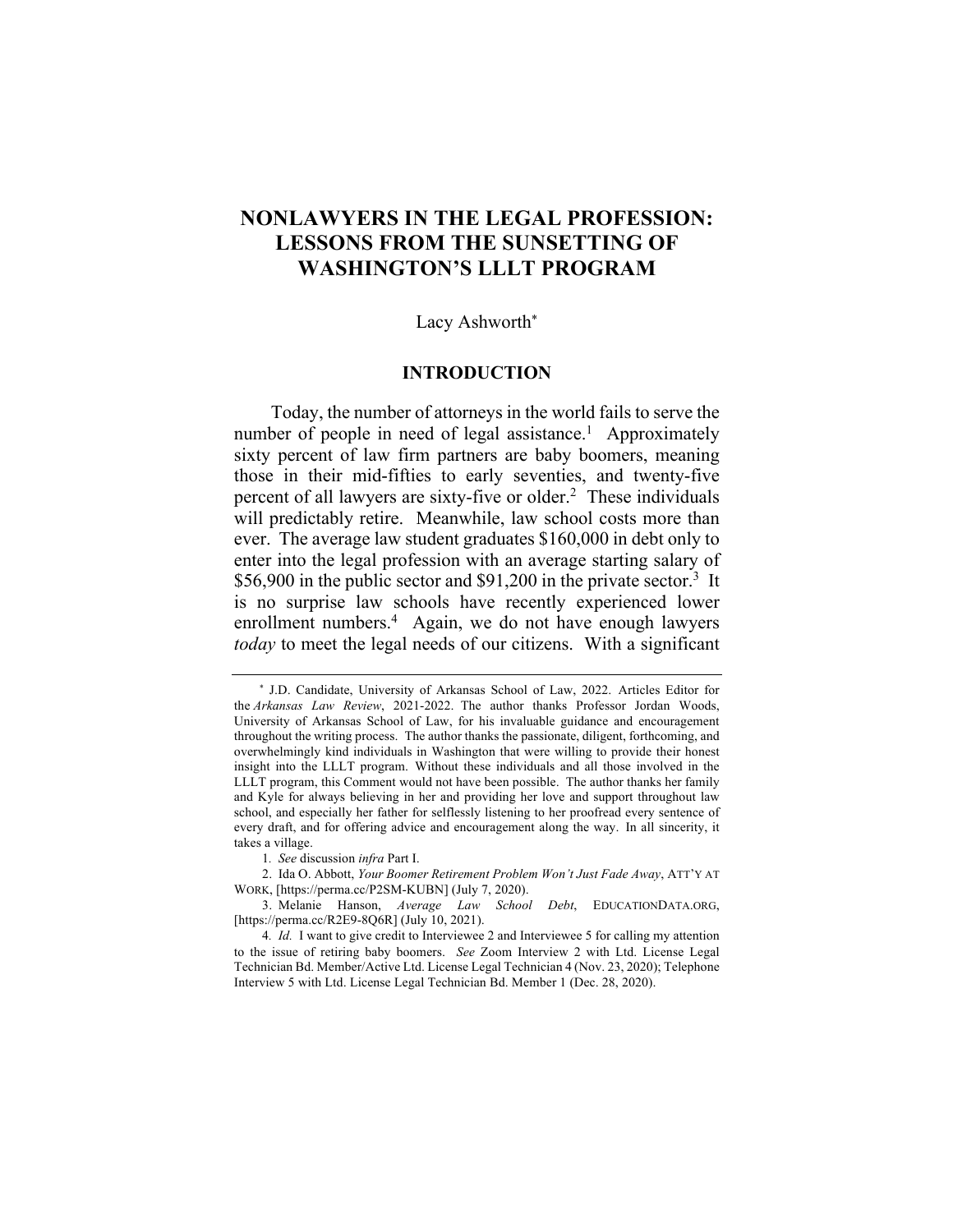# NONLAWYERS IN THE LEGAL PROFESSION: LESSONS FROM THE SUNSETTING OF WASHINGTON'S LLLT PROGRAM

Lacy Ashworth*

## INTRODUCTION

Today, the number of attorneys in the world fails to serve the number of people in need of legal assistance.[1] Approximately sixty percent of law firm partners are baby boomers, meaning those in their mid-fifties to early seventies, and twenty-five percent of all lawyers are sixty-five or older.[2] These individuals will predictably retire. Meanwhile, law school costs more than ever. The average law student graduates $160,000 in debt only to enter into the legal profession with an average starting salary of $56,900 in the public sector and $91,200 in the private sector.[3] It is no surprise law schools have recently experienced lower enrollment numbers.[4] Again, we do not have enough lawyers *today* to meet the legal needs of our citizens. With a significant

---

* J.D. Candidate, University of Arkansas School of Law, 2022. Articles Editor for the *Arkansas Law Review*, 2021-2022. The author thanks Professor Jordan Woods, University of Arkansas School of Law, for his invaluable guidance and encouragement throughout the writing process. The author thanks the passionate, diligent, forthcoming, and overwhelmingly kind individuals in Washington that were willing to provide their honest insight into the LLLT program. Without these individuals and all those involved in the LLLT program, this Comment would not have been possible. The author thanks her family and Kyle for always believing in her and providing her love and support throughout law school, and especially her father for selflessly listening to her proofread every sentence of every draft, and for offering advice and encouragement along the way. In all sincerity, it takes a village.

1. *See* discussion *infra* Part I.

2. Ida O. Abbott, *Your Boomer Retirement Problem Won't Just Fade Away*, ATT'Y AT WORK, [https://perma.cc/P2SM-KUBN] (July 7, 2020).

3. Melanie Hanson, *Average Law School Debt*, EDUCATIONDATA.ORG, [https://perma.cc/R2E9-8Q6R] (July 10, 2021).

4. *Id.* I want to give credit to Interviewee 2 and Interviewee 5 for calling my attention to the issue of retiring baby boomers. *See* Zoom Interview 2 with Ltd. License Legal Technician Bd. Member/Active Ltd. License Legal Technician 4 (Nov. 23, 2020); Telephone Interview 5 with Ltd. License Legal Technician Bd. Member 1 (Dec. 28, 2020).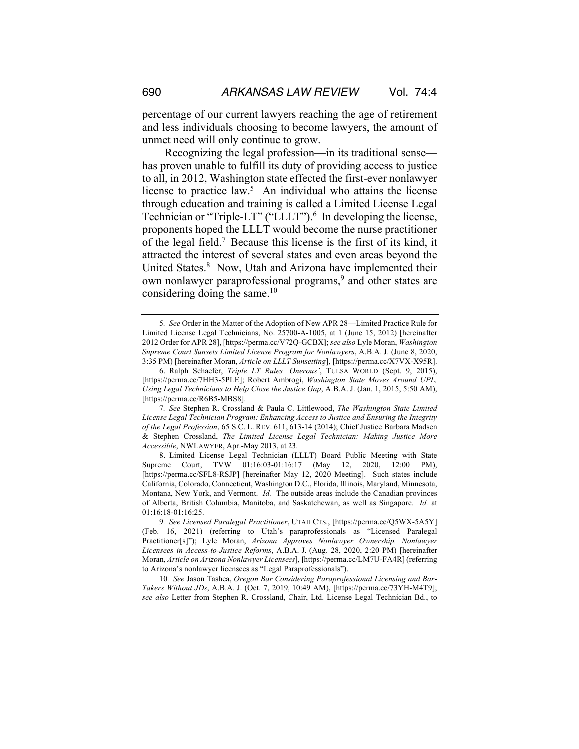percentage of our current lawyers reaching the age of retirement and less individuals choosing to become lawyers, the amount of unmet need will only continue to grow.

Recognizing the legal profession—in its traditional sense—has proven unable to fulfill its duty of providing access to justice to all, in 2012, Washington state effected the first-ever nonlawyer license to practice law.[5] An individual who attains the license through education and training is called a Limited License Legal Technician or "Triple-LT" ("LLLT").[6] In developing the license, proponents hoped the LLLT would become the nurse practitioner of the legal field.[7] Because this license is the first of its kind, it attracted the interest of several states and even areas beyond the United States.[8] Now, Utah and Arizona have implemented their own nonlawyer paraprofessional programs,[9] and other states are considering doing the same.[10]

---

5. *See* Order in the Matter of the Adoption of New APR 28—Limited Practice Rule for Limited License Legal Technicians, No. 25700-A-1005, at 1 (June 15, 2012) [hereinafter 2012 Order for APR 28], [https://perma.cc/V72Q-GCBX]; *see also* Lyle Moran, *Washington Supreme Court Sunsets Limited License Program for Nonlawyers*, A.B.A. J. (June 8, 2020, 3:35 PM) [hereinafter Moran, *Article on LLLT Sunsetting*], [https://perma.cc/X7VX-X95R].

6. Ralph Schaefer, *Triple LT Rules 'Onerous'*, TULSA WORLD (Sept. 9, 2015), [https://perma.cc/7HH3-5PLE]; Robert Ambrogi, *Washington State Moves Around UPL, Using Legal Technicians to Help Close the Justice Gap*, A.B.A. J. (Jan. 1, 2015, 5:50 AM), [https://perma.cc/R6B5-MBS8].

7. *See* Stephen R. Crossland & Paula C. Littlewood, *The Washington State Limited License Legal Technician Program: Enhancing Access to Justice and Ensuring the Integrity of the Legal Profession*, 65 S.C. L. REV. 611, 613-14 (2014); Chief Justice Barbara Madsen & Stephen Crossland, *The Limited License Legal Technician: Making Justice More Accessible*, NWLAWYER, Apr.-May 2013, at 23.

8. Limited License Legal Technician (LLLT) Board Public Meeting with State Supreme Court, TVW 01:16:03-01:16:17 (May 12, 2020, 12:00 PM), [https://perma.cc/SFL8-RSJP] [hereinafter May 12, 2020 Meeting]. Such states include California, Colorado, Connecticut, Washington D.C., Florida, Illinois, Maryland, Minnesota, Montana, New York, and Vermont. *Id.* The outside areas include the Canadian provinces of Alberta, British Columbia, Manitoba, and Saskatchewan, as well as Singapore. *Id.* at 01:16:18-01:16:25.

9. *See Licensed Paralegal Practitioner*, UTAH CTS., [https://perma.cc/Q5WX-5A5Y] (Feb. 16, 2021) (referring to Utah's paraprofessionals as "Licensed Paralegal Practitioner[s]"); Lyle Moran, *Arizona Approves Nonlawyer Ownership, Nonlawyer Licensees in Access-to-Justice Reforms*, A.B.A. J. (Aug. 28, 2020, 2:20 PM) [hereinafter Moran, *Article on Arizona Nonlawyer Licensees*], [https://perma.cc/LM7U-FA4R] (referring to Arizona's nonlawyer licensees as "Legal Paraprofessionals").

10. *See* Jason Tashea, *Oregon Bar Considering Paraprofessional Licensing and Bar-Takers Without JDs*, A.B.A. J. (Oct. 7, 2019, 10:49 AM), [https://perma.cc/73YH-M4T9]; *see also* Letter from Stephen R. Crossland, Chair, Ltd. License Legal Technician Bd., to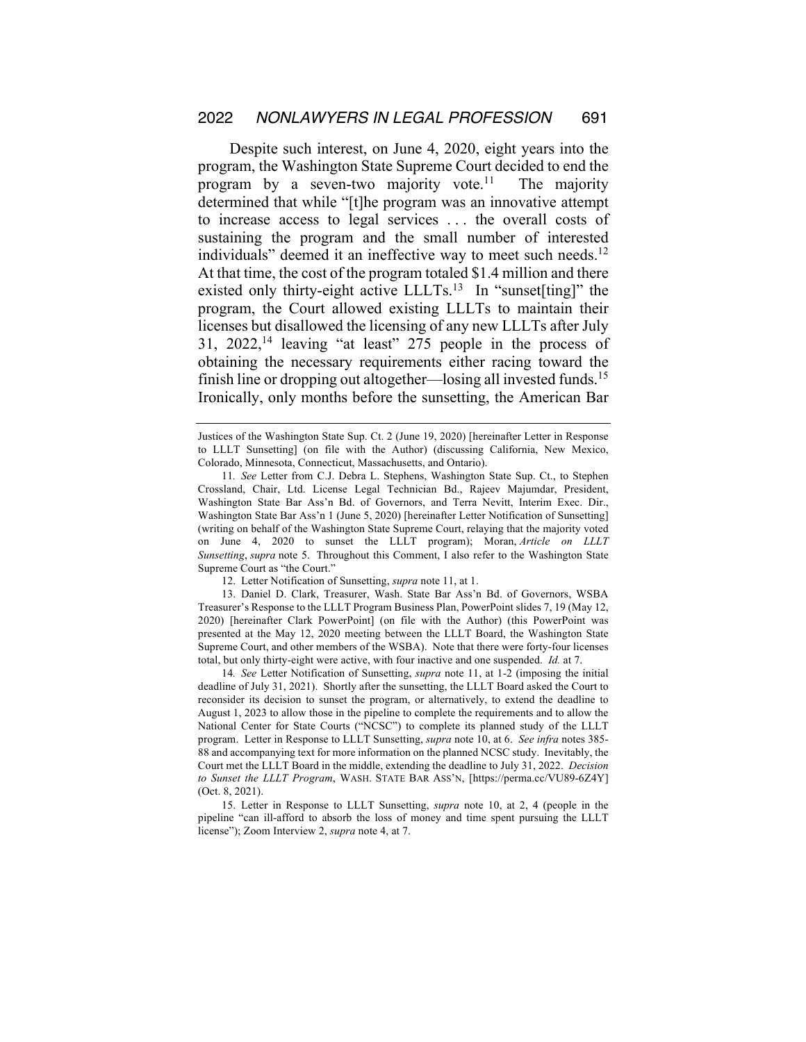Despite such interest, on June 4, 2020, eight years into the program, the Washington State Supreme Court decided to end the program by a seven-two majority vote.[11] The majority determined that while "[t]he program was an innovative attempt to increase access to legal services . . . the overall costs of sustaining the program and the small number of interested individuals" deemed it an ineffective way to meet such needs.[12] At that time, the cost of the program totaled $1.4 million and there existed only thirty-eight active LLLTs.[13] In "sunset[ting]" the program, the Court allowed existing LLLTs to maintain their licenses but disallowed the licensing of any new LLLTs after July 31, 2022,[14] leaving "at least" 275 people in the process of obtaining the necessary requirements either racing toward the finish line or dropping out altogether—losing all invested funds.[15] Ironically, only months before the sunsetting, the American Bar

---

Justices of the Washington State Sup. Ct. 2 (June 19, 2020) [hereinafter Letter in Response to LLLT Sunsetting] (on file with the Author) (discussing California, New Mexico, Colorado, Minnesota, Connecticut, Massachusetts, and Ontario).

11. *See* Letter from C.J. Debra L. Stephens, Washington State Sup. Ct., to Stephen Crossland, Chair, Ltd. License Legal Technician Bd., Rajeev Majumdar, President, Washington State Bar Ass'n Bd. of Governors, and Terra Nevitt, Interim Exec. Dir., Washington State Bar Ass'n 1 (June 5, 2020) [hereinafter Letter Notification of Sunsetting] (writing on behalf of the Washington State Supreme Court, relaying that the majority voted on June 4, 2020 to sunset the LLLT program); Moran, *Article on LLLT Sunsetting*, *supra* note 5. Throughout this Comment, I also refer to the Washington State Supreme Court as "the Court."

12. Letter Notification of Sunsetting, *supra* note 11, at 1.

13. Daniel D. Clark, Treasurer, Wash. State Bar Ass'n Bd. of Governors, WSBA Treasurer's Response to the LLLT Program Business Plan, PowerPoint slides 7, 19 (May 12, 2020) [hereinafter Clark PowerPoint] (on file with the Author) (this PowerPoint was presented at the May 12, 2020 meeting between the LLLT Board, the Washington State Supreme Court, and other members of the WSBA). Note that there were forty-four licenses total, but only thirty-eight were active, with four inactive and one suspended. *Id.* at 7.

14. *See* Letter Notification of Sunsetting, *supra* note 11, at 1-2 (imposing the initial deadline of July 31, 2021). Shortly after the sunsetting, the LLLT Board asked the Court to reconsider its decision to sunset the program, or alternatively, to extend the deadline to August 1, 2023 to allow those in the pipeline to complete the requirements and to allow the National Center for State Courts ("NCSC") to complete its planned study of the LLLT program. Letter in Response to LLLT Sunsetting, *supra* note 10, at 6. *See infra* notes 385-88 and accompanying text for more information on the planned NCSC study. Inevitably, the Court met the LLLT Board in the middle, extending the deadline to July 31, 2022. *Decision to Sunset the LLLT Program*, WASH. STATE BAR ASS'N, [https://perma.cc/VU89-6Z4Y] (Oct. 8, 2021).

15. Letter in Response to LLLT Sunsetting, *supra* note 10, at 2, 4 (people in the pipeline "can ill-afford to absorb the loss of money and time spent pursuing the LLLT license"); Zoom Interview 2, *supra* note 4, at 7.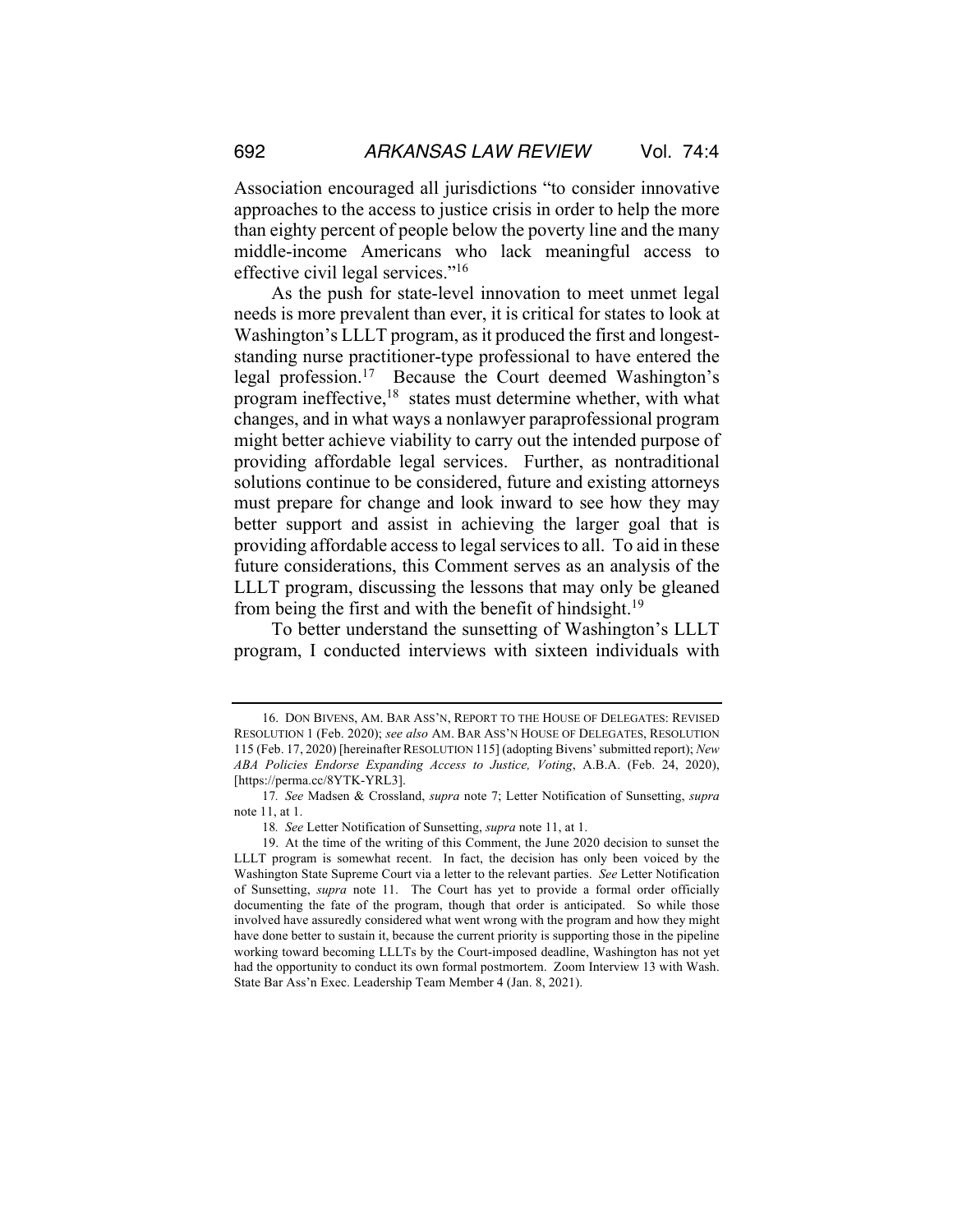Association encouraged all jurisdictions "to consider innovative approaches to the access to justice crisis in order to help the more than eighty percent of people below the poverty line and the many middle-income Americans who lack meaningful access to effective civil legal services."[16]

As the push for state-level innovation to meet unmet legal needs is more prevalent than ever, it is critical for states to look at Washington's LLLT program, as it produced the first and longest-standing nurse practitioner-type professional to have entered the legal profession.[17] Because the Court deemed Washington's program ineffective,[18] states must determine whether, with what changes, and in what ways a nonlawyer paraprofessional program might better achieve viability to carry out the intended purpose of providing affordable legal services. Further, as nontraditional solutions continue to be considered, future and existing attorneys must prepare for change and look inward to see how they may better support and assist in achieving the larger goal that is providing affordable access to legal services to all. To aid in these future considerations, this Comment serves as an analysis of the LLLT program, discussing the lessons that may only be gleaned from being the first and with the benefit of hindsight.[19]

To better understand the sunsetting of Washington's LLLT program, I conducted interviews with sixteen individuals with

---

16. DON BIVENS, AM. BAR ASS'N, REPORT TO THE HOUSE OF DELEGATES: REVISED RESOLUTION 1 (Feb. 2020); *see also* AM. BAR ASS'N HOUSE OF DELEGATES, RESOLUTION 115 (Feb. 17, 2020) [hereinafter RESOLUTION 115] (adopting Bivens' submitted report); *New ABA Policies Endorse Expanding Access to Justice, Voting*, A.B.A. (Feb. 24, 2020), [https://perma.cc/8YTK-YRL3].

17. *See* Madsen & Crossland, *supra* note 7; Letter Notification of Sunsetting, *supra* note 11, at 1.

18. *See* Letter Notification of Sunsetting, *supra* note 11, at 1.

19. At the time of the writing of this Comment, the June 2020 decision to sunset the LLLT program is somewhat recent. In fact, the decision has only been voiced by the Washington State Supreme Court via a letter to the relevant parties. *See* Letter Notification of Sunsetting, *supra* note 11. The Court has yet to provide a formal order officially documenting the fate of the program, though that order is anticipated. So while those involved have assuredly considered what went wrong with the program and how they might have done better to sustain it, because the current priority is supporting those in the pipeline working toward becoming LLLTs by the Court-imposed deadline, Washington has not yet had the opportunity to conduct its own formal postmortem. Zoom Interview 13 with Wash. State Bar Ass'n Exec. Leadership Team Member 4 (Jan. 8, 2021).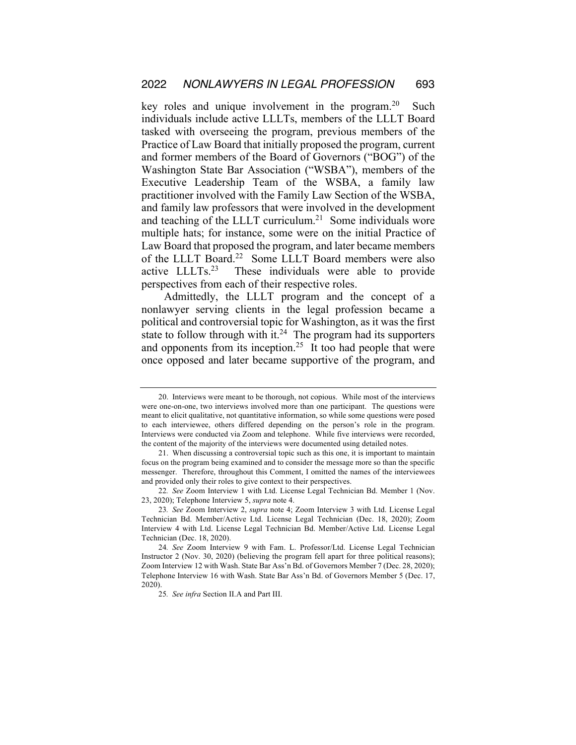key roles and unique involvement in the program.[20] Such individuals include active LLLTs, members of the LLLT Board tasked with overseeing the program, previous members of the Practice of Law Board that initially proposed the program, current and former members of the Board of Governors ("BOG") of the Washington State Bar Association ("WSBA"), members of the Executive Leadership Team of the WSBA, a family law practitioner involved with the Family Law Section of the WSBA, and family law professors that were involved in the development and teaching of the LLLT curriculum.[21] Some individuals wore multiple hats; for instance, some were on the initial Practice of Law Board that proposed the program, and later became members of the LLLT Board.[22] Some LLLT Board members were also active LLLTs.[23] These individuals were able to provide perspectives from each of their respective roles.

Admittedly, the LLLT program and the concept of a nonlawyer serving clients in the legal profession became a political and controversial topic for Washington, as it was the first state to follow through with it.[24] The program had its supporters and opponents from its inception.[25] It too had people that were once opposed and later became supportive of the program, and

---

20. Interviews were meant to be thorough, not copious. While most of the interviews were one-on-one, two interviews involved more than one participant. The questions were meant to elicit qualitative, not quantitative information, so while some questions were posed to each interviewee, others differed depending on the person's role in the program. Interviews were conducted via Zoom and telephone. While five interviews were recorded, the content of the majority of the interviews were documented using detailed notes.

21. When discussing a controversial topic such as this one, it is important to maintain focus on the program being examined and to consider the message more so than the specific messenger. Therefore, throughout this Comment, I omitted the names of the interviewees and provided only their roles to give context to their perspectives.

22. *See* Zoom Interview 1 with Ltd. License Legal Technician Bd. Member 1 (Nov. 23, 2020); Telephone Interview 5, *supra* note 4.

23. *See* Zoom Interview 2, *supra* note 4; Zoom Interview 3 with Ltd. License Legal Technician Bd. Member/Active Ltd. License Legal Technician (Dec. 18, 2020); Zoom Interview 4 with Ltd. License Legal Technician Bd. Member/Active Ltd. License Legal Technician (Dec. 18, 2020).

24. *See* Zoom Interview 9 with Fam. L. Professor/Ltd. License Legal Technician Instructor 2 (Nov. 30, 2020) (believing the program fell apart for three political reasons); Zoom Interview 12 with Wash. State Bar Ass'n Bd. of Governors Member 7 (Dec. 28, 2020); Telephone Interview 16 with Wash. State Bar Ass'n Bd. of Governors Member 5 (Dec. 17, 2020).

25. *See infra* Section II.A and Part III.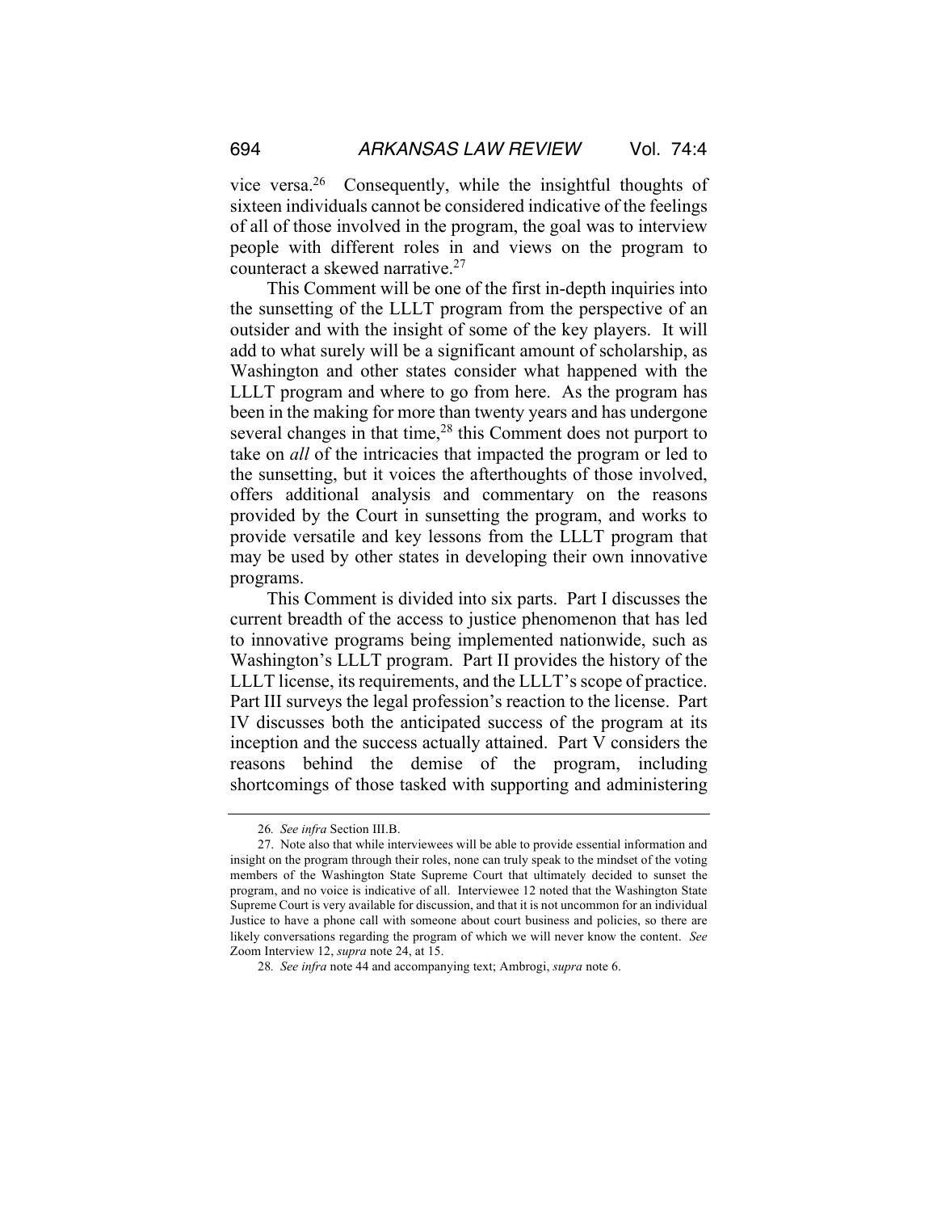vice versa.[26] Consequently, while the insightful thoughts of sixteen individuals cannot be considered indicative of the feelings of all of those involved in the program, the goal was to interview people with different roles in and views on the program to counteract a skewed narrative.[27]

This Comment will be one of the first in-depth inquiries into the sunsetting of the LLLT program from the perspective of an outsider and with the insight of some of the key players. It will add to what surely will be a significant amount of scholarship, as Washington and other states consider what happened with the LLLT program and where to go from here. As the program has been in the making for more than twenty years and has undergone several changes in that time,[28] this Comment does not purport to take on *all* of the intricacies that impacted the program or led to the sunsetting, but it voices the afterthoughts of those involved, offers additional analysis and commentary on the reasons provided by the Court in sunsetting the program, and works to provide versatile and key lessons from the LLLT program that may be used by other states in developing their own innovative programs.

This Comment is divided into six parts. Part I discusses the current breadth of the access to justice phenomenon that has led to innovative programs being implemented nationwide, such as Washington's LLLT program. Part II provides the history of the LLLT license, its requirements, and the LLLT's scope of practice. Part III surveys the legal profession's reaction to the license. Part IV discusses both the anticipated success of the program at its inception and the success actually attained. Part V considers the reasons behind the demise of the program, including shortcomings of those tasked with supporting and administering

---

26. *See infra* Section III.B.

27. Note also that while interviewees will be able to provide essential information and insight on the program through their roles, none can truly speak to the mindset of the voting members of the Washington State Supreme Court that ultimately decided to sunset the program, and no voice is indicative of all. Interviewee 12 noted that the Washington State Supreme Court is very available for discussion, and that it is not uncommon for an individual Justice to have a phone call with someone about court business and policies, so there are likely conversations regarding the program of which we will never know the content. *See* Zoom Interview 12, *supra* note 24, at 15.

28. *See infra* note 44 and accompanying text; Ambrogi, *supra* note 6.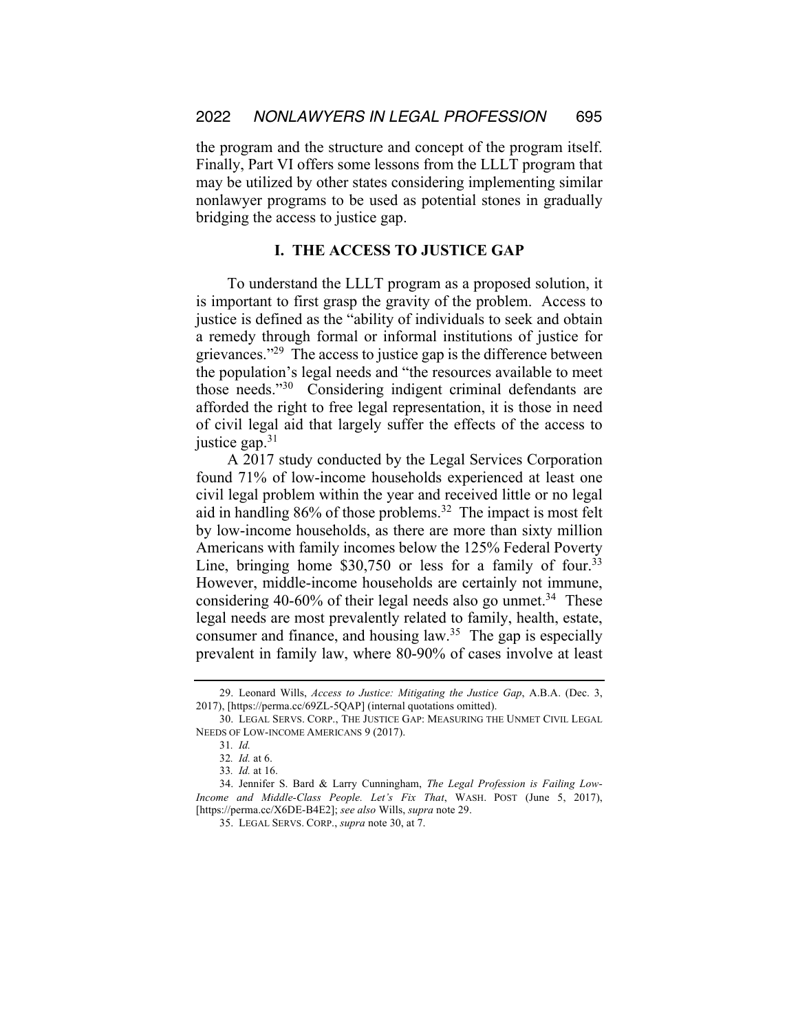the program and the structure and concept of the program itself. Finally, Part VI offers some lessons from the LLLT program that may be utilized by other states considering implementing similar nonlawyer programs to be used as potential stones in gradually bridging the access to justice gap.

## I. THE ACCESS TO JUSTICE GAP

To understand the LLLT program as a proposed solution, it is important to first grasp the gravity of the problem. Access to justice is defined as the "ability of individuals to seek and obtain a remedy through formal or informal institutions of justice for grievances."[29] The access to justice gap is the difference between the population's legal needs and "the resources available to meet those needs."[30] Considering indigent criminal defendants are afforded the right to free legal representation, it is those in need of civil legal aid that largely suffer the effects of the access to justice gap.[31]

A 2017 study conducted by the Legal Services Corporation found 71% of low-income households experienced at least one civil legal problem within the year and received little or no legal aid in handling 86% of those problems.[32] The impact is most felt by low-income households, as there are more than sixty million Americans with family incomes below the 125% Federal Poverty Line, bringing home $30,750 or less for a family of four.[33] However, middle-income households are certainly not immune, considering 40-60% of their legal needs also go unmet.[34] These legal needs are most prevalently related to family, health, estate, consumer and finance, and housing law.[35] The gap is especially prevalent in family law, where 80-90% of cases involve at least

---

29. Leonard Wills, *Access to Justice: Mitigating the Justice Gap*, A.B.A. (Dec. 3, 2017), [https://perma.cc/69ZL-5QAP] (internal quotations omitted).

30. LEGAL SERVS. CORP., THE JUSTICE GAP: MEASURING THE UNMET CIVIL LEGAL NEEDS OF LOW-INCOME AMERICANS 9 (2017).

31. *Id.*

32. *Id.* at 6.

33. *Id.* at 16.

34. Jennifer S. Bard & Larry Cunningham, *The Legal Profession is Failing Low-Income and Middle-Class People. Let's Fix That*, WASH. POST (June 5, 2017), [https://perma.cc/X6DE-B4E2]; *see also* Wills, *supra* note 29.

35. LEGAL SERVS. CORP., *supra* note 30, at 7.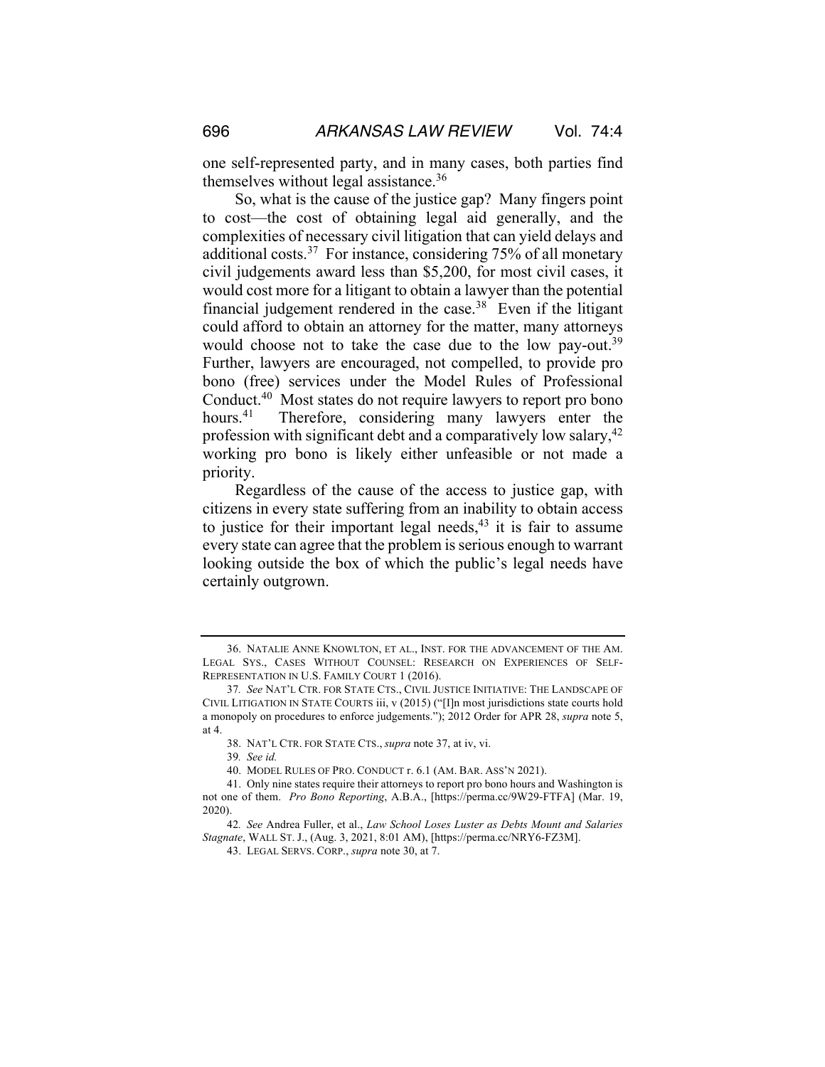one self-represented party, and in many cases, both parties find themselves without legal assistance.[36]

So, what is the cause of the justice gap? Many fingers point to cost—the cost of obtaining legal aid generally, and the complexities of necessary civil litigation that can yield delays and additional costs.[37] For instance, considering 75% of all monetary civil judgements award less than \$5,200, for most civil cases, it would cost more for a litigant to obtain a lawyer than the potential financial judgement rendered in the case.[38] Even if the litigant could afford to obtain an attorney for the matter, many attorneys would choose not to take the case due to the low pay-out.[39] Further, lawyers are encouraged, not compelled, to provide pro bono (free) services under the Model Rules of Professional Conduct.[40] Most states do not require lawyers to report pro bono hours.[41] Therefore, considering many lawyers enter the profession with significant debt and a comparatively low salary,[42] working pro bono is likely either unfeasible or not made a priority.

Regardless of the cause of the access to justice gap, with citizens in every state suffering from an inability to obtain access to justice for their important legal needs,[43] it is fair to assume every state can agree that the problem is serious enough to warrant looking outside the box of which the public's legal needs have certainly outgrown.

---

36. NATALIE ANNE KNOWLTON, ET AL., INST. FOR THE ADVANCEMENT OF THE AM. LEGAL SYS., CASES WITHOUT COUNSEL: RESEARCH ON EXPERIENCES OF SELF-REPRESENTATION IN U.S. FAMILY COURT 1 (2016).

37. *See* NAT'L CTR. FOR STATE CTS., CIVIL JUSTICE INITIATIVE: THE LANDSCAPE OF CIVIL LITIGATION IN STATE COURTS iii, v (2015) ("[I]n most jurisdictions state courts hold a monopoly on procedures to enforce judgements."); 2012 Order for APR 28, *supra* note 5, at 4.

38. NAT'L CTR. FOR STATE CTS., *supra* note 37, at iv, vi.

39. *See id.*

40. MODEL RULES OF PRO. CONDUCT r. 6.1 (AM. BAR. ASS'N 2021).

41. Only nine states require their attorneys to report pro bono hours and Washington is not one of them. *Pro Bono Reporting*, A.B.A., [https://perma.cc/9W29-FTFA] (Mar. 19, 2020).

42. *See* Andrea Fuller, et al., *Law School Loses Luster as Debts Mount and Salaries Stagnate*, WALL ST. J., (Aug. 3, 2021, 8:01 AM), [https://perma.cc/NRY6-FZ3M].

43. LEGAL SERVS. CORP., *supra* note 30, at 7.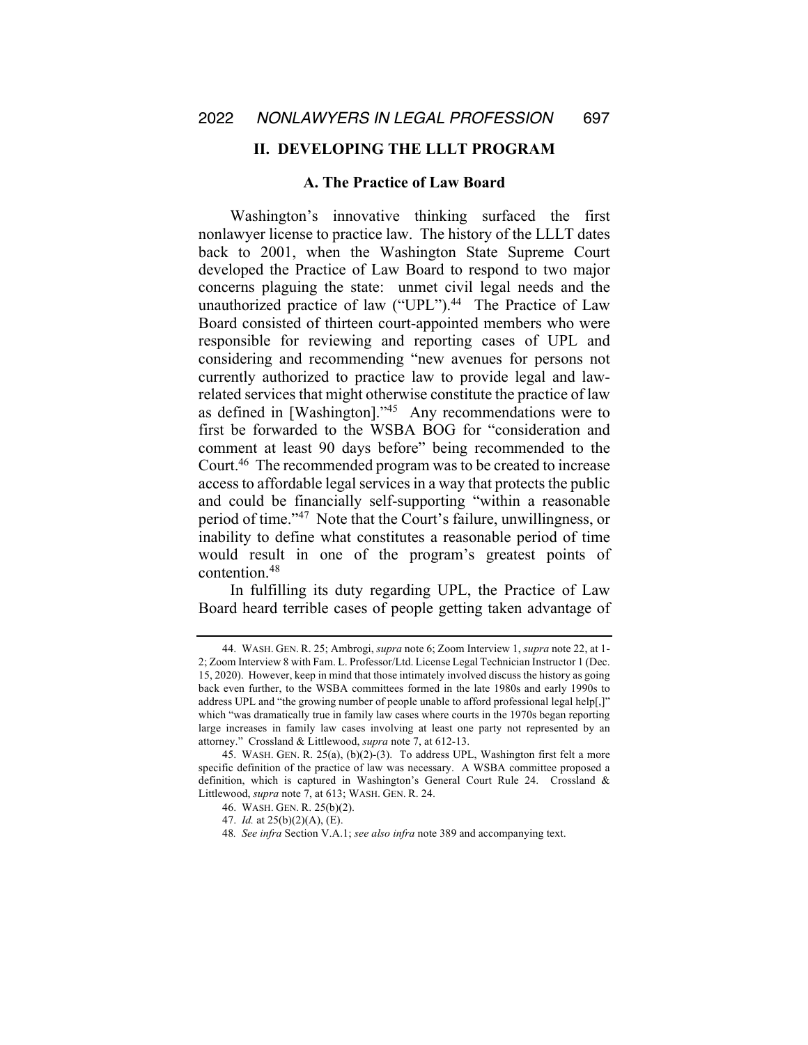## II. DEVELOPING THE LLLT PROGRAM

### A. The Practice of Law Board

Washington's innovative thinking surfaced the first nonlawyer license to practice law. The history of the LLLT dates back to 2001, when the Washington State Supreme Court developed the Practice of Law Board to respond to two major concerns plaguing the state: unmet civil legal needs and the unauthorized practice of law ("UPL").[44] The Practice of Law Board consisted of thirteen court-appointed members who were responsible for reviewing and reporting cases of UPL and considering and recommending "new avenues for persons not currently authorized to practice law to provide legal and law-related services that might otherwise constitute the practice of law as defined in [Washington]."[45] Any recommendations were to first be forwarded to the WSBA BOG for "consideration and comment at least 90 days before" being recommended to the Court.[46] The recommended program was to be created to increase access to affordable legal services in a way that protects the public and could be financially self-supporting "within a reasonable period of time."[47] Note that the Court's failure, unwillingness, or inability to define what constitutes a reasonable period of time would result in one of the program's greatest points of contention.[48]

In fulfilling its duty regarding UPL, the Practice of Law Board heard terrible cases of people getting taken advantage of

---

44. WASH. GEN. R. 25; Ambrogi, *supra* note 6; Zoom Interview 1, *supra* note 22, at 1-2; Zoom Interview 8 with Fam. L. Professor/Ltd. License Legal Technician Instructor 1 (Dec. 15, 2020). However, keep in mind that those intimately involved discuss the history as going back even further, to the WSBA committees formed in the late 1980s and early 1990s to address UPL and "the growing number of people unable to afford professional legal help[,]" which "was dramatically true in family law cases where courts in the 1970s began reporting large increases in family law cases involving at least one party not represented by an attorney." Crossland & Littlewood, *supra* note 7, at 612-13.

45. WASH. GEN. R. 25(a), (b)(2)-(3). To address UPL, Washington first felt a more specific definition of the practice of law was necessary. A WSBA committee proposed a definition, which is captured in Washington's General Court Rule 24. Crossland & Littlewood, *supra* note 7, at 613; WASH. GEN. R. 24.

46. WASH. GEN. R. 25(b)(2).

47. *Id.* at 25(b)(2)(A), (E).

48. *See infra* Section V.A.1; *see also infra* note 389 and accompanying text.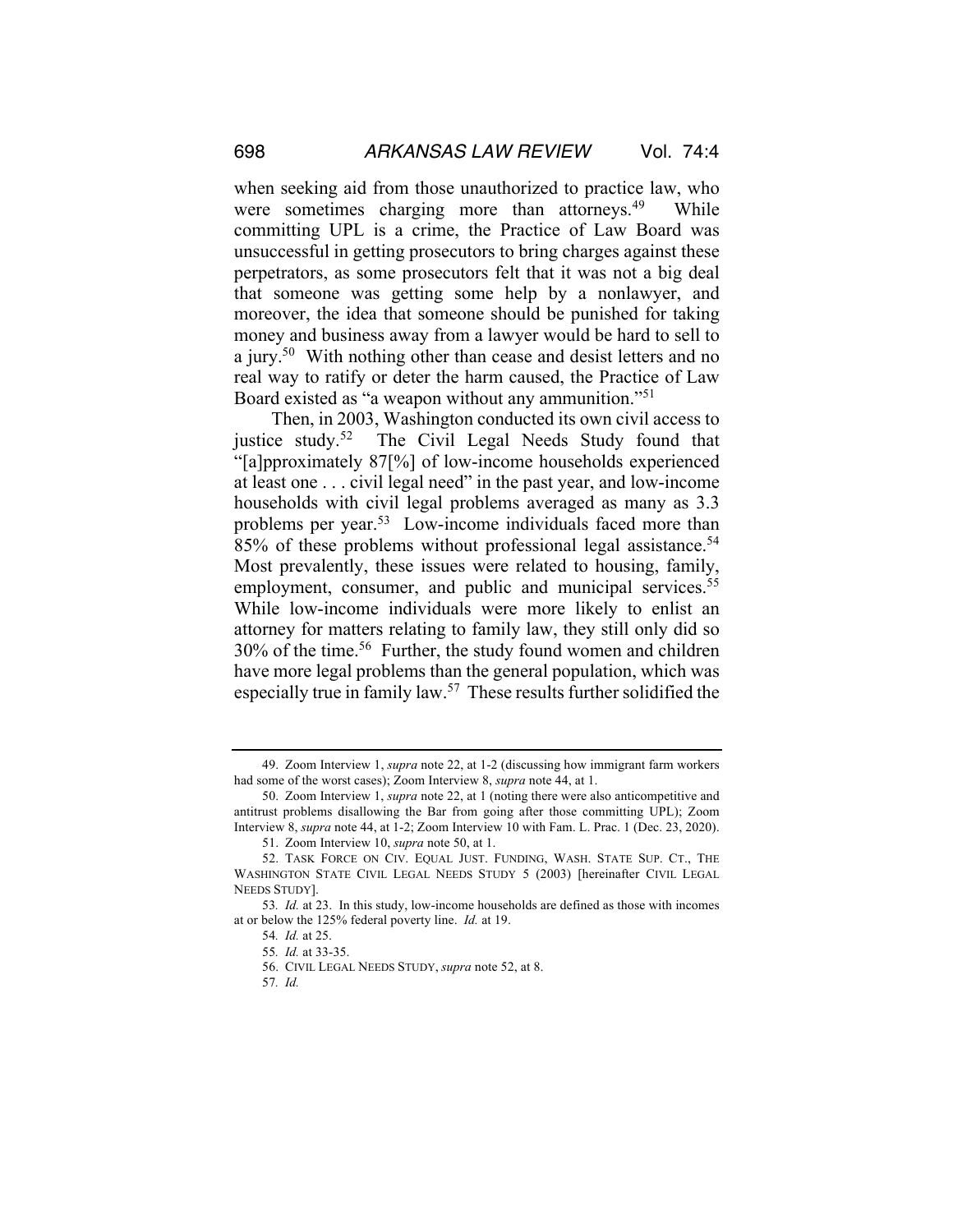when seeking aid from those unauthorized to practice law, who were sometimes charging more than attorneys.[49] While committing UPL is a crime, the Practice of Law Board was unsuccessful in getting prosecutors to bring charges against these perpetrators, as some prosecutors felt that it was not a big deal that someone was getting some help by a nonlawyer, and moreover, the idea that someone should be punished for taking money and business away from a lawyer would be hard to sell to a jury.[50] With nothing other than cease and desist letters and no real way to ratify or deter the harm caused, the Practice of Law Board existed as "a weapon without any ammunition."[51]

Then, in 2003, Washington conducted its own civil access to justice study.[52] The Civil Legal Needs Study found that "[a]pproximately 87[%] of low-income households experienced at least one . . . civil legal need" in the past year, and low-income households with civil legal problems averaged as many as 3.3 problems per year.[53] Low-income individuals faced more than 85% of these problems without professional legal assistance.[54] Most prevalently, these issues were related to housing, family, employment, consumer, and public and municipal services.[55] While low-income individuals were more likely to enlist an attorney for matters relating to family law, they still only did so 30% of the time.[56] Further, the study found women and children have more legal problems than the general population, which was especially true in family law.[57] These results further solidified the

---

49. Zoom Interview 1, *supra* note 22, at 1-2 (discussing how immigrant farm workers had some of the worst cases); Zoom Interview 8, *supra* note 44, at 1.

50. Zoom Interview 1, *supra* note 22, at 1 (noting there were also anticompetitive and antitrust problems disallowing the Bar from going after those committing UPL); Zoom Interview 8, *supra* note 44, at 1-2; Zoom Interview 10 with Fam. L. Prac. 1 (Dec. 23, 2020).

51. Zoom Interview 10, *supra* note 50, at 1.

52. TASK FORCE ON CIV. EQUAL JUST. FUNDING, WASH. STATE SUP. CT., THE WASHINGTON STATE CIVIL LEGAL NEEDS STUDY 5 (2003) [hereinafter CIVIL LEGAL NEEDS STUDY].

53. *Id.* at 23. In this study, low-income households are defined as those with incomes at or below the 125% federal poverty line. *Id.* at 19.

54. *Id.* at 25.

55. *Id.* at 33-35.

56. CIVIL LEGAL NEEDS STUDY, *supra* note 52, at 8.

57. *Id.*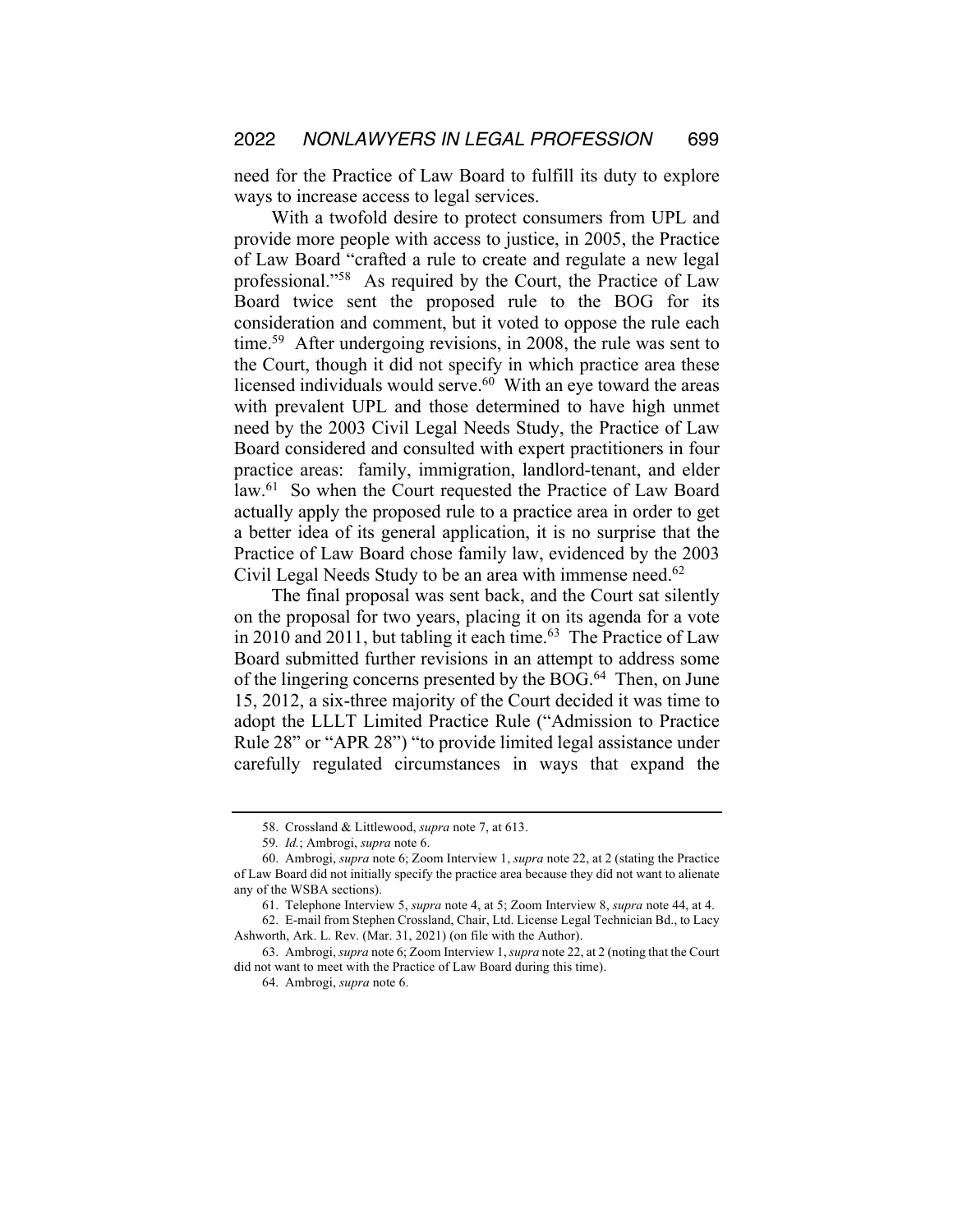need for the Practice of Law Board to fulfill its duty to explore ways to increase access to legal services.

With a twofold desire to protect consumers from UPL and provide more people with access to justice, in 2005, the Practice of Law Board "crafted a rule to create and regulate a new legal professional."[58] As required by the Court, the Practice of Law Board twice sent the proposed rule to the BOG for its consideration and comment, but it voted to oppose the rule each time.[59] After undergoing revisions, in 2008, the rule was sent to the Court, though it did not specify in which practice area these licensed individuals would serve.[60] With an eye toward the areas with prevalent UPL and those determined to have high unmet need by the 2003 Civil Legal Needs Study, the Practice of Law Board considered and consulted with expert practitioners in four practice areas: family, immigration, landlord-tenant, and elder law.[61] So when the Court requested the Practice of Law Board actually apply the proposed rule to a practice area in order to get a better idea of its general application, it is no surprise that the Practice of Law Board chose family law, evidenced by the 2003 Civil Legal Needs Study to be an area with immense need.[62]

The final proposal was sent back, and the Court sat silently on the proposal for two years, placing it on its agenda for a vote in 2010 and 2011, but tabling it each time.[63] The Practice of Law Board submitted further revisions in an attempt to address some of the lingering concerns presented by the BOG.[64] Then, on June 15, 2012, a six-three majority of the Court decided it was time to adopt the LLLT Limited Practice Rule ("Admission to Practice Rule 28" or "APR 28") "to provide limited legal assistance under carefully regulated circumstances in ways that expand the

---

58. Crossland & Littlewood, *supra* note 7, at 613.

59. *Id.*; Ambrogi, *supra* note 6.

60. Ambrogi, *supra* note 6; Zoom Interview 1, *supra* note 22, at 2 (stating the Practice of Law Board did not initially specify the practice area because they did not want to alienate any of the WSBA sections).

61. Telephone Interview 5, *supra* note 4, at 5; Zoom Interview 8, *supra* note 44, at 4.

62. E-mail from Stephen Crossland, Chair, Ltd. License Legal Technician Bd., to Lacy Ashworth, Ark. L. Rev. (Mar. 31, 2021) (on file with the Author).

63. Ambrogi, *supra* note 6; Zoom Interview 1, *supra* note 22, at 2 (noting that the Court did not want to meet with the Practice of Law Board during this time).

64. Ambrogi, *supra* note 6.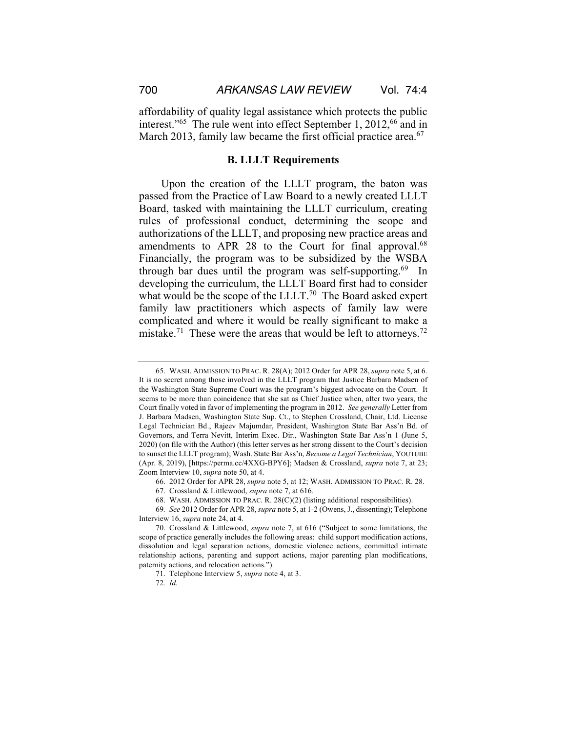affordability of quality legal assistance which protects the public interest."[65] The rule went into effect September 1, 2012,[66] and in March 2013, family law became the first official practice area.[67]

### B. LLLT Requirements

Upon the creation of the LLLT program, the baton was passed from the Practice of Law Board to a newly created LLLT Board, tasked with maintaining the LLLT curriculum, creating rules of professional conduct, determining the scope and authorizations of the LLLT, and proposing new practice areas and amendments to APR 28 to the Court for final approval.[68] Financially, the program was to be subsidized by the WSBA through bar dues until the program was self-supporting.[69] In developing the curriculum, the LLLT Board first had to consider what would be the scope of the LLLT.[70] The Board asked expert family law practitioners which aspects of family law were complicated and where it would be really significant to make a mistake.[71] These were the areas that would be left to attorneys.[72]

---

65. WASH. ADMISSION TO PRAC. R. 28(A); 2012 Order for APR 28, *supra* note 5, at 6. It is no secret among those involved in the LLLT program that Justice Barbara Madsen of the Washington State Supreme Court was the program's biggest advocate on the Court. It seems to be more than coincidence that she sat as Chief Justice when, after two years, the Court finally voted in favor of implementing the program in 2012. *See generally* Letter from J. Barbara Madsen, Washington State Sup. Ct., to Stephen Crossland, Chair, Ltd. License Legal Technician Bd., Rajeev Majumdar, President, Washington State Bar Ass'n Bd. of Governors, and Terra Nevitt, Interim Exec. Dir., Washington State Bar Ass'n 1 (June 5, 2020) (on file with the Author) (this letter serves as her strong dissent to the Court's decision to sunset the LLLT program); Wash. State Bar Ass'n, *Become a Legal Technician*, YOUTUBE (Apr. 8, 2019), [https://perma.cc/4XXG-BPY6]; Madsen & Crossland, *supra* note 7, at 23; Zoom Interview 10, *supra* note 50, at 4.

66. 2012 Order for APR 28, *supra* note 5, at 12; WASH. ADMISSION TO PRAC. R. 28.

67. Crossland & Littlewood, *supra* note 7, at 616.

68. WASH. ADMISSION TO PRAC. R. 28(C)(2) (listing additional responsibilities).

69. *See* 2012 Order for APR 28, *supra* note 5, at 1-2 (Owens, J., dissenting); Telephone Interview 16, *supra* note 24, at 4.

70. Crossland & Littlewood, *supra* note 7, at 616 ("Subject to some limitations, the scope of practice generally includes the following areas: child support modification actions, dissolution and legal separation actions, domestic violence actions, committed intimate relationship actions, parenting and support actions, major parenting plan modifications, paternity actions, and relocation actions.").

71. Telephone Interview 5, *supra* note 4, at 3.

72. *Id.*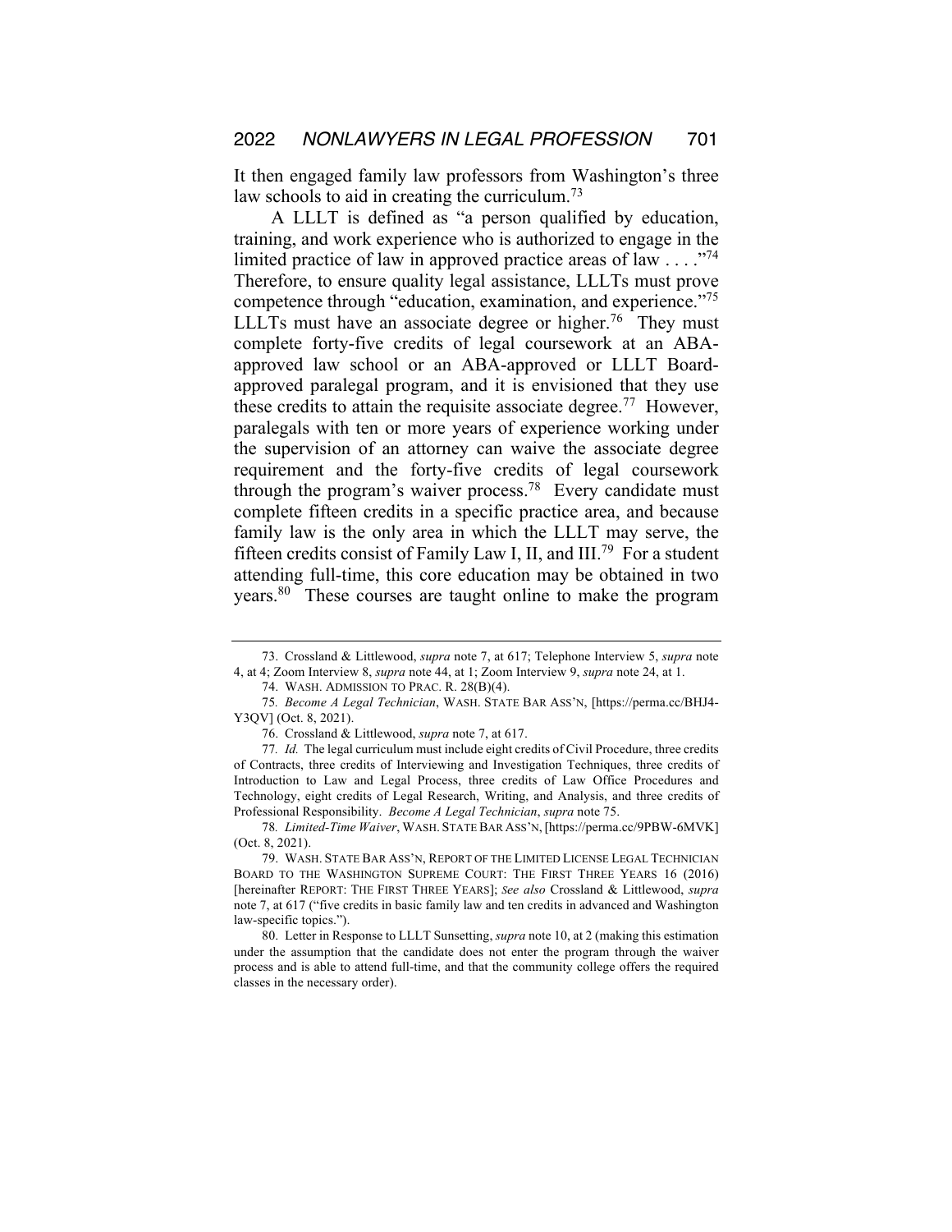It then engaged family law professors from Washington's three law schools to aid in creating the curriculum.[73]

A LLLT is defined as "a person qualified by education, training, and work experience who is authorized to engage in the limited practice of law in approved practice areas of law . . . ."[74] Therefore, to ensure quality legal assistance, LLLTs must prove competence through "education, examination, and experience."[75] LLLTs must have an associate degree or higher.[76] They must complete forty-five credits of legal coursework at an ABA-approved law school or an ABA-approved or LLLT Board-approved paralegal program, and it is envisioned that they use these credits to attain the requisite associate degree.[77] However, paralegals with ten or more years of experience working under the supervision of an attorney can waive the associate degree requirement and the forty-five credits of legal coursework through the program's waiver process.[78] Every candidate must complete fifteen credits in a specific practice area, and because family law is the only area in which the LLLT may serve, the fifteen credits consist of Family Law I, II, and III.[79] For a student attending full-time, this core education may be obtained in two years.[80] These courses are taught online to make the program

---

73. Crossland & Littlewood, *supra* note 7, at 617; Telephone Interview 5, *supra* note 4, at 4; Zoom Interview 8, *supra* note 44, at 1; Zoom Interview 9, *supra* note 24, at 1.

74. WASH. ADMISSION TO PRAC. R. 28(B)(4).

75. *Become A Legal Technician*, WASH. STATE BAR ASS'N, [https://perma.cc/BHJ4-Y3QV] (Oct. 8, 2021).

76. Crossland & Littlewood, *supra* note 7, at 617.

77. *Id.* The legal curriculum must include eight credits of Civil Procedure, three credits of Contracts, three credits of Interviewing and Investigation Techniques, three credits of Introduction to Law and Legal Process, three credits of Law Office Procedures and Technology, eight credits of Legal Research, Writing, and Analysis, and three credits of Professional Responsibility. *Become A Legal Technician*, *supra* note 75.

78. *Limited-Time Waiver*, WASH. STATE BAR ASS'N, [https://perma.cc/9PBW-6MVK] (Oct. 8, 2021).

79. WASH. STATE BAR ASS'N, REPORT OF THE LIMITED LICENSE LEGAL TECHNICIAN BOARD TO THE WASHINGTON SUPREME COURT: THE FIRST THREE YEARS 16 (2016) [hereinafter REPORT: THE FIRST THREE YEARS]; *See also* Crossland & Littlewood, *supra* note 7, at 617 ("five credits in basic family law and ten credits in advanced and Washington law-specific topics.").

80. Letter in Response to LLLT Sunsetting, *supra* note 10, at 2 (making this estimation under the assumption that the candidate does not enter the program through the waiver process and is able to attend full-time, and that the community college offers the required classes in the necessary order).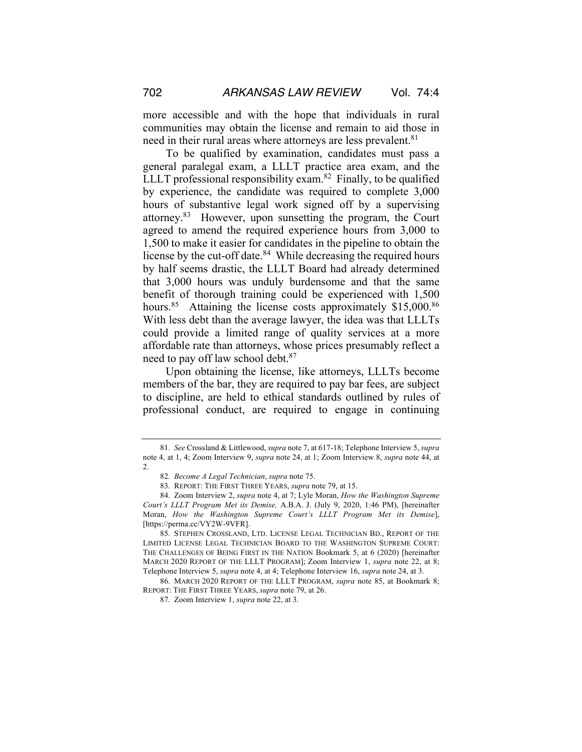more accessible and with the hope that individuals in rural communities may obtain the license and remain to aid those in need in their rural areas where attorneys are less prevalent.[81]

To be qualified by examination, candidates must pass a general paralegal exam, a LLLT practice area exam, and the LLLT professional responsibility exam.[82] Finally, to be qualified by experience, the candidate was required to complete 3,000 hours of substantive legal work signed off by a supervising attorney.[83] However, upon sunsetting the program, the Court agreed to amend the required experience hours from 3,000 to 1,500 to make it easier for candidates in the pipeline to obtain the license by the cut-off date.[84] While decreasing the required hours by half seems drastic, the LLLT Board had already determined that 3,000 hours was unduly burdensome and that the same benefit of thorough training could be experienced with 1,500 hours.[85] Attaining the license costs approximately $15,000.[86] With less debt than the average lawyer, the idea was that LLLTs could provide a limited range of quality services at a more affordable rate than attorneys, whose prices presumably reflect a need to pay off law school debt.[87]

Upon obtaining the license, like attorneys, LLLTs become members of the bar, they are required to pay bar fees, are subject to discipline, are held to ethical standards outlined by rules of professional conduct, are required to engage in continuing

---

81. *See* Crossland & Littlewood, *supra* note 7, at 617-18; Telephone Interview 5, *supra* note 4, at 1, 4; Zoom Interview 9, *supra* note 24, at 1; Zoom Interview 8, *supra* note 44, at 2.

82. *Become A Legal Technician*, *supra* note 75.

83. REPORT: THE FIRST THREE YEARS, *supra* note 79, at 15.

84. Zoom Interview 2, *supra* note 4, at 7; Lyle Moran, *How the Washington Supreme Court's LLLT Program Met its Demise,* A.B.A. J. (July 9, 2020, 1:46 PM), [hereinafter Moran, *How the Washington Supreme Court's LLLT Program Met its Demise*], [https://perma.cc/VY2W-9VFR].

85. STEPHEN CROSSLAND, LTD. LICENSE LEGAL TECHNICIAN BD., REPORT OF THE LIMITED LICENSE LEGAL TECHNICIAN BOARD TO THE WASHINGTON SUPREME COURT: THE CHALLENGES OF BEING FIRST IN THE NATION Bookmark 5, at 6 (2020) [hereinafter MARCH 2020 REPORT OF THE LLLT PROGRAM]; Zoom Interview 1, *supra* note 22, at 8; Telephone Interview 5, *supra* note 4, at 4; Telephone Interview 16, *supra* note 24, at 3.

86. MARCH 2020 REPORT OF THE LLLT PROGRAM, *supra* note 85, at Bookmark 8; REPORT: THE FIRST THREE YEARS, *supra* note 79, at 26.

87. Zoom Interview 1, *supra* note 22, at 3.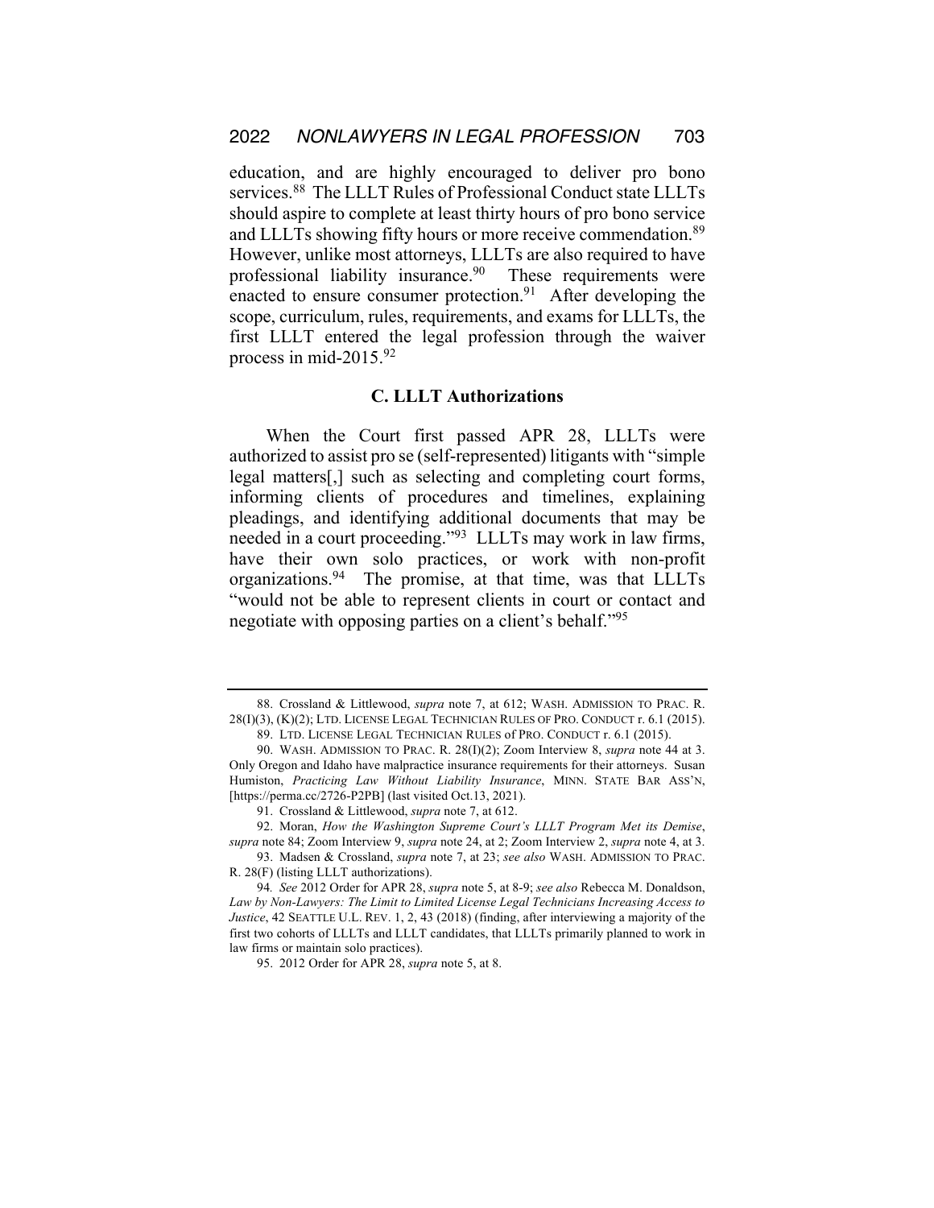education, and are highly encouraged to deliver pro bono services.[88] The LLLT Rules of Professional Conduct state LLLTs should aspire to complete at least thirty hours of pro bono service and LLLTs showing fifty hours or more receive commendation.[89] However, unlike most attorneys, LLLTs are also required to have professional liability insurance.[90] These requirements were enacted to ensure consumer protection.[91] After developing the scope, curriculum, rules, requirements, and exams for LLLTs, the first LLLT entered the legal profession through the waiver process in mid-2015.[92]

### C. LLLT Authorizations

When the Court first passed APR 28, LLLTs were authorized to assist pro se (self-represented) litigants with "simple legal matters[,] such as selecting and completing court forms, informing clients of procedures and timelines, explaining pleadings, and identifying additional documents that may be needed in a court proceeding."[93] LLLTs may work in law firms, have their own solo practices, or work with non-profit organizations.[94] The promise, at that time, was that LLLTs "would not be able to represent clients in court or contact and negotiate with opposing parties on a client's behalf."[95]

---

88. Crossland & Littlewood, *supra* note 7, at 612; WASH. ADMISSION TO PRAC. R. 28(I)(3), (K)(2); LTD. LICENSE LEGAL TECHNICIAN RULES OF PRO. CONDUCT r. 6.1 (2015).

89. LTD. LICENSE LEGAL TECHNICIAN RULES of PRO. CONDUCT r. 6.1 (2015).

90. WASH. ADMISSION TO PRAC. R. 28(I)(2); Zoom Interview 8, *supra* note 44 at 3. Only Oregon and Idaho have malpractice insurance requirements for their attorneys. Susan Humiston, *Practicing Law Without Liability Insurance*, MINN. STATE BAR ASS'N, [https://perma.cc/2726-P2PB] (last visited Oct.13, 2021).

91. Crossland & Littlewood, *supra* note 7, at 612.

92. Moran, *How the Washington Supreme Court's LLLT Program Met its Demise*, *supra* note 84; Zoom Interview 9, *supra* note 24, at 2; Zoom Interview 2, *supra* note 4, at 3.

93. Madsen & Crossland, *supra* note 7, at 23; *see also* WASH. ADMISSION TO PRAC. R. 28(F) (listing LLLT authorizations).

94. *See* 2012 Order for APR 28, *supra* note 5, at 8-9; *see also* Rebecca M. Donaldson, *Law by Non-Lawyers: The Limit to Limited License Legal Technicians Increasing Access to Justice*, 42 SEATTLE U.L. REV. 1, 2, 43 (2018) (finding, after interviewing a majority of the first two cohorts of LLLTs and LLLT candidates, that LLLTs primarily planned to work in law firms or maintain solo practices).

95. 2012 Order for APR 28, *supra* note 5, at 8.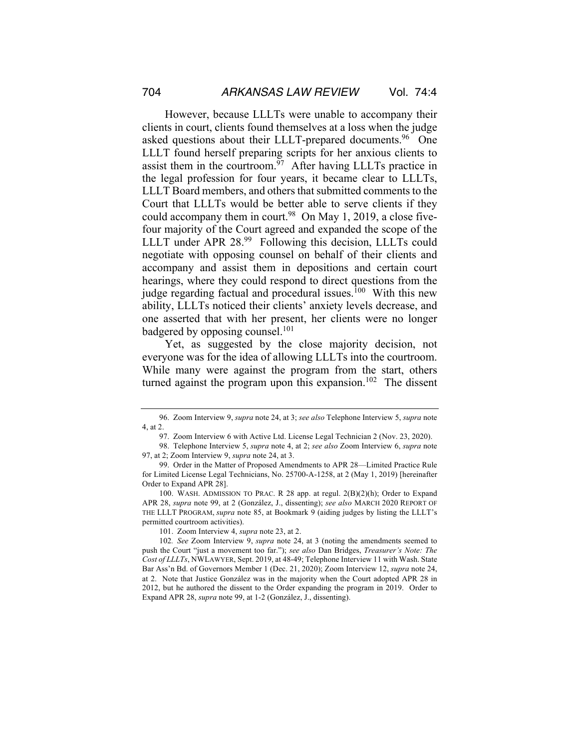However, because LLLTs were unable to accompany their clients in court, clients found themselves at a loss when the judge asked questions about their LLLT-prepared documents.[96] One LLLT found herself preparing scripts for her anxious clients to assist them in the courtroom.[97] After having LLLTs practice in the legal profession for four years, it became clear to LLLTs, LLLT Board members, and others that submitted comments to the Court that LLLTs would be better able to serve clients if they could accompany them in court.[98] On May 1, 2019, a close five-four majority of the Court agreed and expanded the scope of the LLLT under APR 28.[99] Following this decision, LLLTs could negotiate with opposing counsel on behalf of their clients and accompany and assist them in depositions and certain court hearings, where they could respond to direct questions from the judge regarding factual and procedural issues.[100] With this new ability, LLLTs noticed their clients' anxiety levels decrease, and one asserted that with her present, her clients were no longer badgered by opposing counsel.[101]

Yet, as suggested by the close majority decision, not everyone was for the idea of allowing LLLTs into the courtroom. While many were against the program from the start, others turned against the program upon this expansion.[102] The dissent

---

96. Zoom Interview 9, *supra* note 24, at 3; *see also* Telephone Interview 5, *supra* note 4, at 2.

97. Zoom Interview 6 with Active Ltd. License Legal Technician 2 (Nov. 23, 2020).

98. Telephone Interview 5, *supra* note 4, at 2; *see also* Zoom Interview 6, *supra* note 97, at 2; Zoom Interview 9, *supra* note 24, at 3.

99. Order in the Matter of Proposed Amendments to APR 28—Limited Practice Rule for Limited License Legal Technicians, No. 25700-A-1258, at 2 (May 1, 2019) [hereinafter Order to Expand APR 28].

100. WASH. ADMISSION TO PRAC. R 28 app. at regul. 2(B)(2)(h); Order to Expand APR 28, *supra* note 99, at 2 (González, J., dissenting); *see also* MARCH 2020 REPORT OF THE LLLT PROGRAM, *supra* note 85, at Bookmark 9 (aiding judges by listing the LLLT's permitted courtroom activities).

101. Zoom Interview 4, *supra* note 23, at 2.

102. *See* Zoom Interview 9, *supra* note 24, at 3 (noting the amendments seemed to push the Court "just a movement too far."); *see also* Dan Bridges, *Treasurer's Note: The Cost of LLLTs*, NWLAWYER, Sept. 2019, at 48-49; Telephone Interview 11 with Wash. State Bar Ass'n Bd. of Governors Member 1 (Dec. 21, 2020); Zoom Interview 12, *supra* note 24, at 2. Note that Justice González was in the majority when the Court adopted APR 28 in 2012, but he authored the dissent to the Order expanding the program in 2019. Order to Expand APR 28, *supra* note 99, at 1-2 (González, J., dissenting).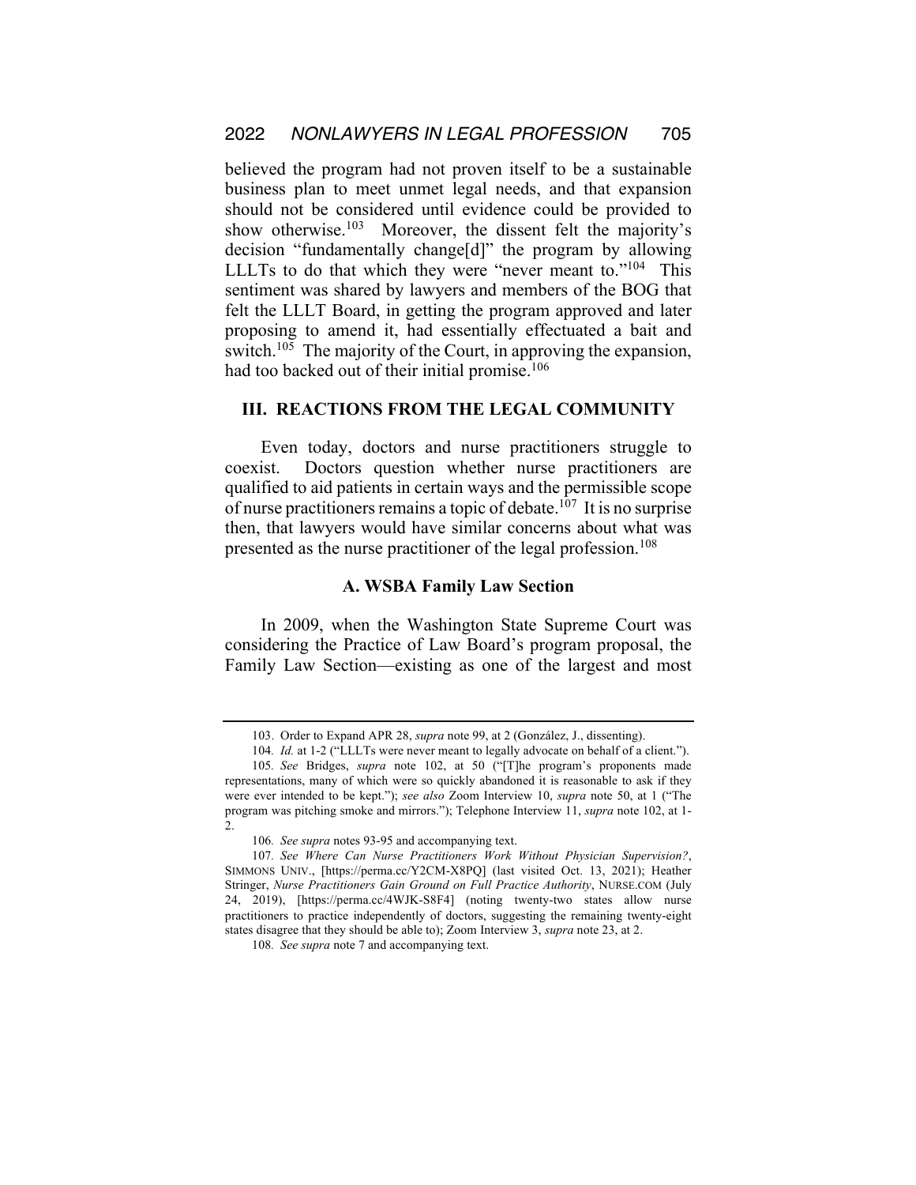believed the program had not proven itself to be a sustainable business plan to meet unmet legal needs, and that expansion should not be considered until evidence could be provided to show otherwise.[103] Moreover, the dissent felt the majority's decision "fundamentally change[d]" the program by allowing LLLTs to do that which they were "never meant to."[104] This sentiment was shared by lawyers and members of the BOG that felt the LLLT Board, in getting the program approved and later proposing to amend it, had essentially effectuated a bait and switch.[105] The majority of the Court, in approving the expansion, had too backed out of their initial promise.[106]

## III. REACTIONS FROM THE LEGAL COMMUNITY

Even today, doctors and nurse practitioners struggle to coexist. Doctors question whether nurse practitioners are qualified to aid patients in certain ways and the permissible scope of nurse practitioners remains a topic of debate.[107] It is no surprise then, that lawyers would have similar concerns about what was presented as the nurse practitioner of the legal profession.[108]

### A. WSBA Family Law Section

In 2009, when the Washington State Supreme Court was considering the Practice of Law Board's program proposal, the Family Law Section—existing as one of the largest and most

---

103. Order to Expand APR 28, *supra* note 99, at 2 (González, J., dissenting).

104. *Id.* at 1-2 ("LLLTs were never meant to legally advocate on behalf of a client.").

105. *See* Bridges, *supra* note 102, at 50 ("[T]he program's proponents made representations, many of which were so quickly abandoned it is reasonable to ask if they were ever intended to be kept."); *see also* Zoom Interview 10, *supra* note 50, at 1 ("The program was pitching smoke and mirrors."); Telephone Interview 11, *supra* note 102, at 1-2.

106. *See supra* notes 93-95 and accompanying text.

107. *See Where Can Nurse Practitioners Work Without Physician Supervision?*, SIMMONS UNIV., [https://perma.cc/Y2CM-X8PQ] (last visited Oct. 13, 2021); Heather Stringer, *Nurse Practitioners Gain Ground on Full Practice Authority*, NURSE.COM (July 24, 2019), [https://perma.cc/4WJK-S8F4] (noting twenty-two states allow nurse practitioners to practice independently of doctors, suggesting the remaining twenty-eight states disagree that they should be able to); Zoom Interview 3, *supra* note 23, at 2.

108. *See supra* note 7 and accompanying text.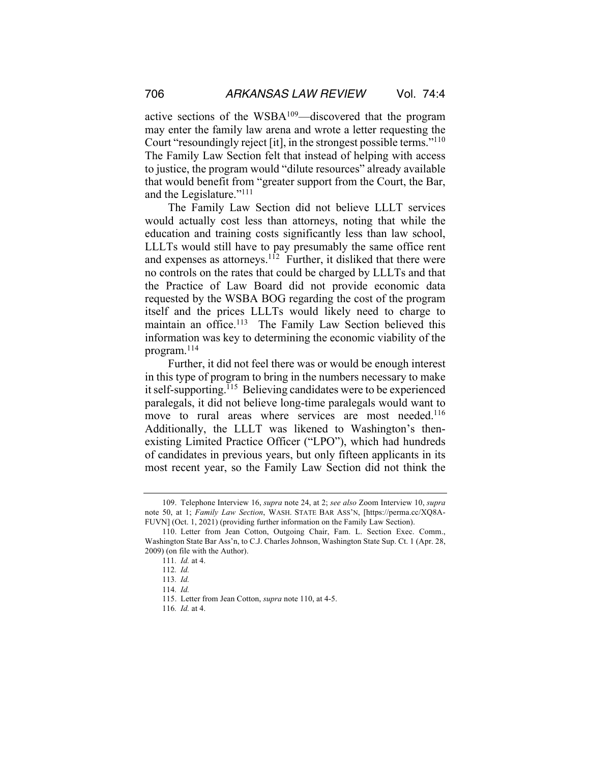active sections of the WSBA[109]—discovered that the program may enter the family law arena and wrote a letter requesting the Court "resoundingly reject [it], in the strongest possible terms."[110] The Family Law Section felt that instead of helping with access to justice, the program would "dilute resources" already available that would benefit from "greater support from the Court, the Bar, and the Legislature."[111]

The Family Law Section did not believe LLLT services would actually cost less than attorneys, noting that while the education and training costs significantly less than law school, LLLTs would still have to pay presumably the same office rent and expenses as attorneys.[112] Further, it disliked that there were no controls on the rates that could be charged by LLLTs and that the Practice of Law Board did not provide economic data requested by the WSBA BOG regarding the cost of the program itself and the prices LLLTs would likely need to charge to maintain an office.[113] The Family Law Section believed this information was key to determining the economic viability of the program.[114]

Further, it did not feel there was or would be enough interest in this type of program to bring in the numbers necessary to make it self-supporting.[115] Believing candidates were to be experienced paralegals, it did not believe long-time paralegals would want to move to rural areas where services are most needed.[116] Additionally, the LLLT was likened to Washington's then-existing Limited Practice Officer ("LPO"), which had hundreds of candidates in previous years, but only fifteen applicants in its most recent year, so the Family Law Section did not think the

---

109. Telephone Interview 16, *supra* note 24, at 2; *see also* Zoom Interview 10, *supra* note 50, at 1; *Family Law Section*, WASH. STATE BAR ASS'N, [https://perma.cc/XQ8A-FUVN] (Oct. 1, 2021) (providing further information on the Family Law Section).

110. Letter from Jean Cotton, Outgoing Chair, Fam. L. Section Exec. Comm., Washington State Bar Ass'n, to C.J. Charles Johnson, Washington State Sup. Ct. 1 (Apr. 28, 2009) (on file with the Author).

111. *Id.* at 4.

112. *Id.*

113. *Id.*

114. *Id.*

115. Letter from Jean Cotton, *supra* note 110, at 4-5.

116. *Id.* at 4.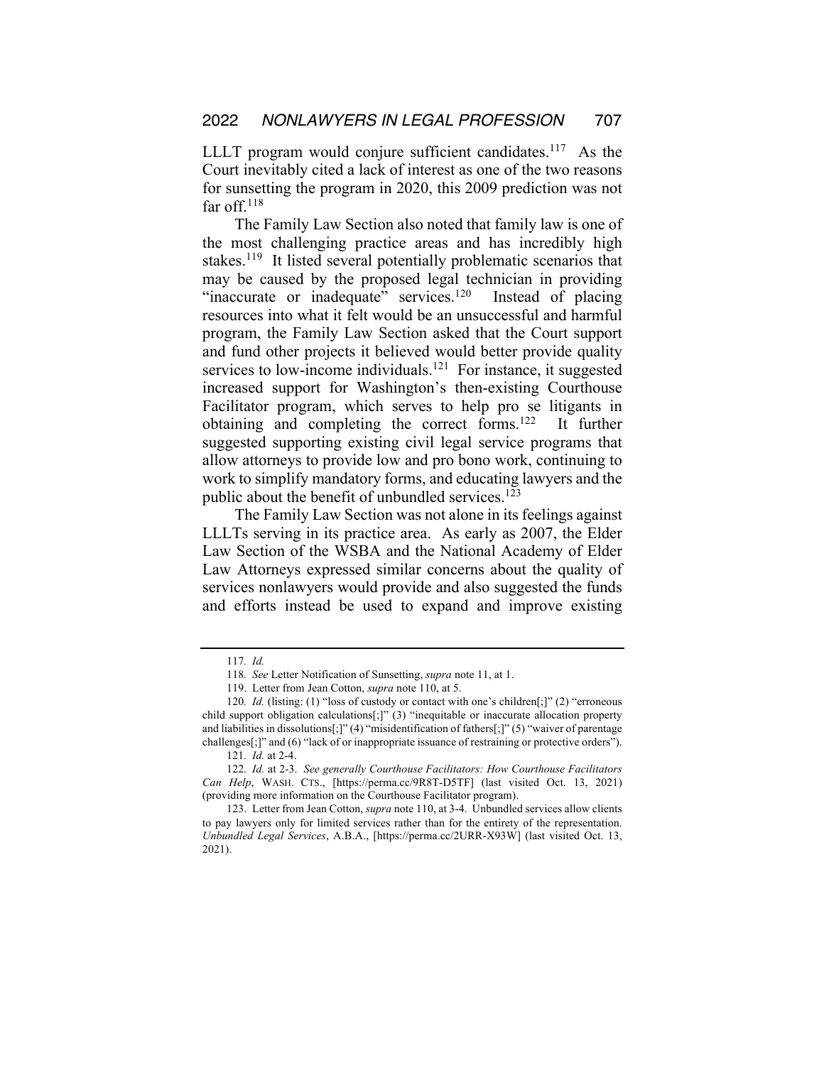LLLT program would conjure sufficient candidates.[117] As the Court inevitably cited a lack of interest as one of the two reasons for sunsetting the program in 2020, this 2009 prediction was not far off.[118]

The Family Law Section also noted that family law is one of the most challenging practice areas and has incredibly high stakes.[119] It listed several potentially problematic scenarios that may be caused by the proposed legal technician in providing "inaccurate or inadequate" services.[120] Instead of placing resources into what it felt would be an unsuccessful and harmful program, the Family Law Section asked that the Court support and fund other projects it believed would better provide quality services to low-income individuals.[121] For instance, it suggested increased support for Washington's then-existing Courthouse Facilitator program, which serves to help pro se litigants in obtaining and completing the correct forms.[122] It further suggested supporting existing civil legal service programs that allow attorneys to provide low and pro bono work, continuing to work to simplify mandatory forms, and educating lawyers and the public about the benefit of unbundled services.[123]

The Family Law Section was not alone in its feelings against LLLTs serving in its practice area. As early as 2007, the Elder Law Section of the WSBA and the National Academy of Elder Law Attorneys expressed similar concerns about the quality of services nonlawyers would provide and also suggested the funds and efforts instead be used to expand and improve existing

---

117. *Id.*

118. *See* Letter Notification of Sunsetting, *supra* note 11, at 1.

119. Letter from Jean Cotton, *supra* note 110, at 5.

120. *Id.* (listing: (1) "loss of custody or contact with one's children[;]" (2) "erroneous child support obligation calculations[;]" (3) "inequitable or inaccurate allocation property and liabilities in dissolutions[;]" (4) "misidentification of fathers[;]" (5) "waiver of parentage challenges[;]" and (6) "lack of or inappropriate issuance of restraining or protective orders").

121. *Id.* at 2-4.

122. *Id.* at 2-3. *See generally Courthouse Facilitators: How Courthouse Facilitators Can Help*, WASH. CTS., [https://perma.cc/9R8T-D5TF] (last visited Oct. 13, 2021) (providing more information on the Courthouse Facilitator program).

123. Letter from Jean Cotton, *supra* note 110, at 3-4. Unbundled services allow clients to pay lawyers only for limited services rather than for the entirety of the representation. *Unbundled Legal Services*, A.B.A., [https://perma.cc/2URR-X93W] (last visited Oct. 13, 2021).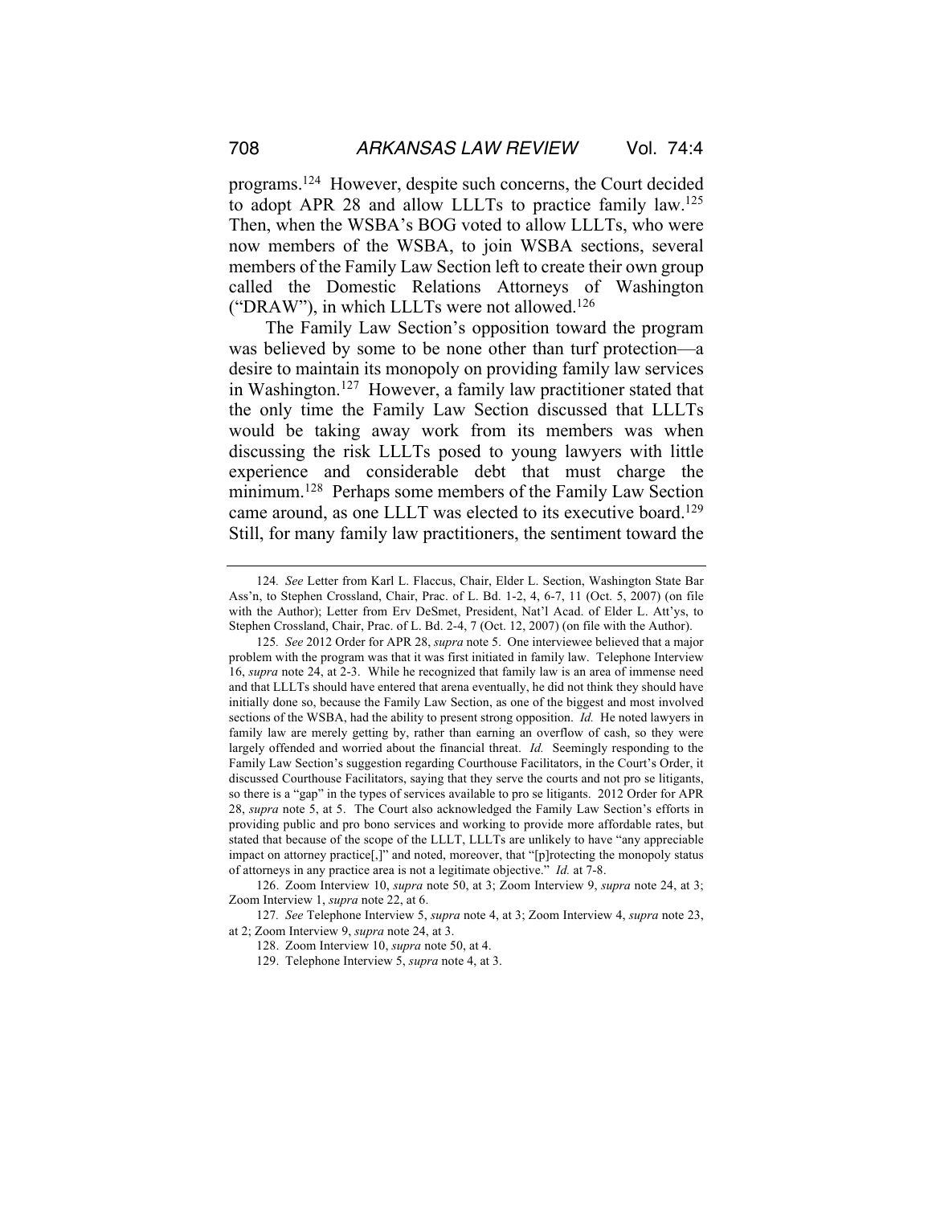programs.[124] However, despite such concerns, the Court decided to adopt APR 28 and allow LLLTs to practice family law.[125] Then, when the WSBA's BOG voted to allow LLLTs, who were now members of the WSBA, to join WSBA sections, several members of the Family Law Section left to create their own group called the Domestic Relations Attorneys of Washington ("DRAW"), in which LLLTs were not allowed.[126]

The Family Law Section's opposition toward the program was believed by some to be none other than turf protection—a desire to maintain its monopoly on providing family law services in Washington.[127] However, a family law practitioner stated that the only time the Family Law Section discussed that LLLTs would be taking away work from its members was when discussing the risk LLLTs posed to young lawyers with little experience and considerable debt that must charge the minimum.[128] Perhaps some members of the Family Law Section came around, as one LLLT was elected to its executive board.[129] Still, for many family law practitioners, the sentiment toward the

---

124. *See* Letter from Karl L. Flaccus, Chair, Elder L. Section, Washington State Bar Ass'n, to Stephen Crossland, Chair, Prac. of L. Bd. 1-2, 4, 6-7, 11 (Oct. 5, 2007) (on file with the Author); Letter from Erv DeSmet, President, Nat'l Acad. of Elder L. Att'ys, to Stephen Crossland, Chair, Prac. of L. Bd. 2-4, 7 (Oct. 12, 2007) (on file with the Author).

125. *See* 2012 Order for APR 28, *supra* note 5. One interviewee believed that a major problem with the program was that it was first initiated in family law. Telephone Interview 16, *supra* note 24, at 2-3. While he recognized that family law is an area of immense need and that LLLTs should have entered that arena eventually, he did not think they should have initially done so, because the Family Law Section, as one of the biggest and most involved sections of the WSBA, had the ability to present strong opposition. *Id.* He noted lawyers in family law are merely getting by, rather than earning an overflow of cash, so they were largely offended and worried about the financial threat. *Id.* Seemingly responding to the Family Law Section's suggestion regarding Courthouse Facilitators, in the Court's Order, it discussed Courthouse Facilitators, saying that they serve the courts and not pro se litigants, so there is a "gap" in the types of services available to pro se litigants. 2012 Order for APR 28, *supra* note 5, at 5. The Court also acknowledged the Family Law Section's efforts in providing public and pro bono services and working to provide more affordable rates, but stated that because of the scope of the LLLT, LLLTs are unlikely to have "any appreciable impact on attorney practice[,]" and noted, moreover, that "[p]rotecting the monopoly status of attorneys in any practice area is not a legitimate objective." *Id.* at 7-8.

126. Zoom Interview 10, *supra* note 50, at 3; Zoom Interview 9, *supra* note 24, at 3; Zoom Interview 1, *supra* note 22, at 6.

127. *See* Telephone Interview 5, *supra* note 4, at 3; Zoom Interview 4, *supra* note 23, at 2; Zoom Interview 9, *supra* note 24, at 3.

128. Zoom Interview 10, *supra* note 50, at 4.

129. Telephone Interview 5, *supra* note 4, at 3.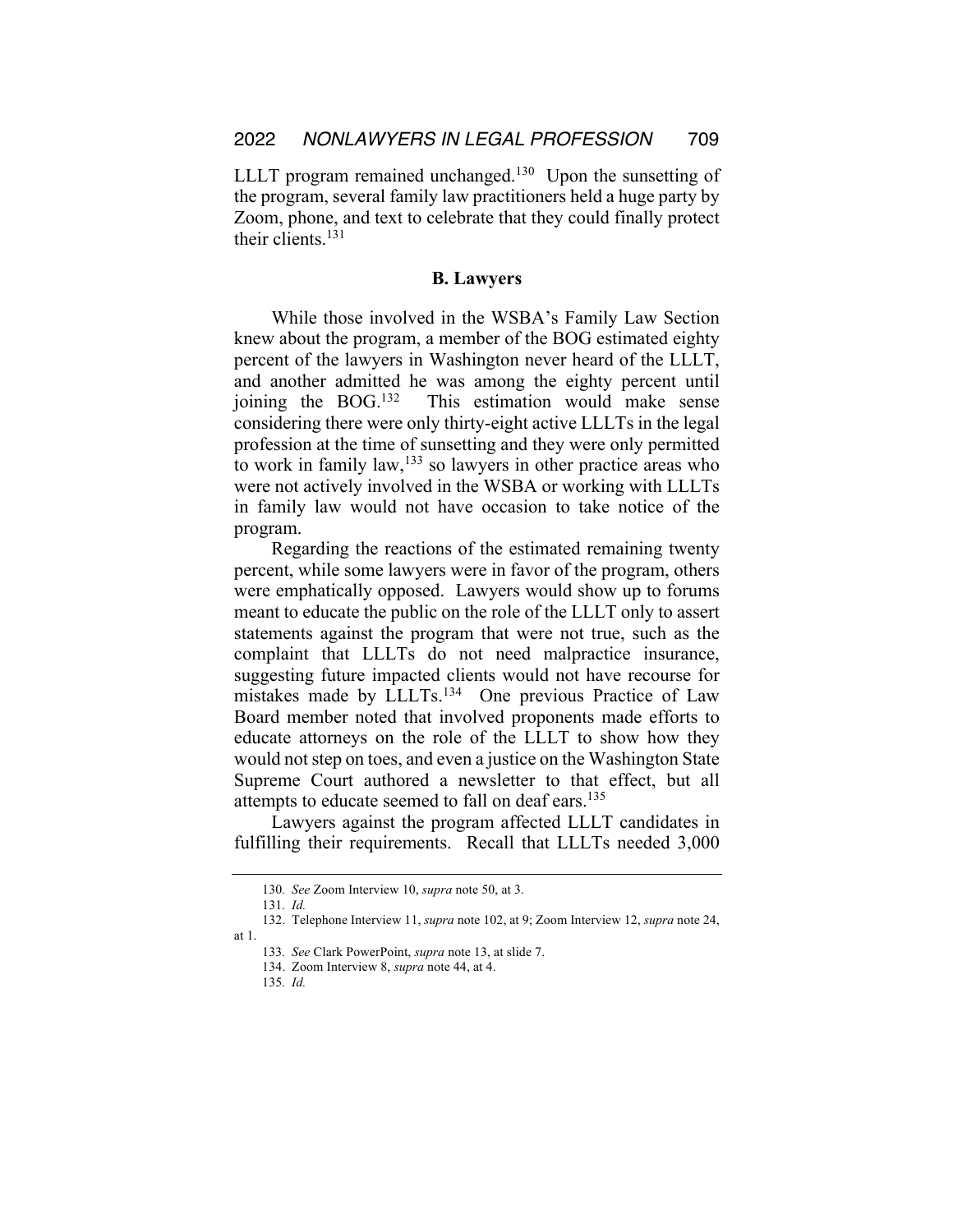LLLT program remained unchanged.[130] Upon the sunsetting of the program, several family law practitioners held a huge party by Zoom, phone, and text to celebrate that they could finally protect their clients.[131]

### B. Lawyers

While those involved in the WSBA's Family Law Section knew about the program, a member of the BOG estimated eighty percent of the lawyers in Washington never heard of the LLLT, and another admitted he was among the eighty percent until joining the BOG.[132] This estimation would make sense considering there were only thirty-eight active LLLTs in the legal profession at the time of sunsetting and they were only permitted to work in family law,[133] so lawyers in other practice areas who were not actively involved in the WSBA or working with LLLTs in family law would not have occasion to take notice of the program.

Regarding the reactions of the estimated remaining twenty percent, while some lawyers were in favor of the program, others were emphatically opposed. Lawyers would show up to forums meant to educate the public on the role of the LLLT only to assert statements against the program that were not true, such as the complaint that LLLTs do not need malpractice insurance, suggesting future impacted clients would not have recourse for mistakes made by LLLTs.[134] One previous Practice of Law Board member noted that involved proponents made efforts to educate attorneys on the role of the LLLT to show how they would not step on toes, and even a justice on the Washington State Supreme Court authored a newsletter to that effect, but all attempts to educate seemed to fall on deaf ears.[135]

Lawyers against the program affected LLLT candidates in fulfilling their requirements. Recall that LLLTs needed 3,000

---

130. *See* Zoom Interview 10, *supra* note 50, at 3.

131. *Id.*

132. Telephone Interview 11, *supra* note 102, at 9; Zoom Interview 12, *supra* note 24, at 1.

133. *See* Clark PowerPoint, *supra* note 13, at slide 7.

134. Zoom Interview 8, *supra* note 44, at 4.

135. *Id.*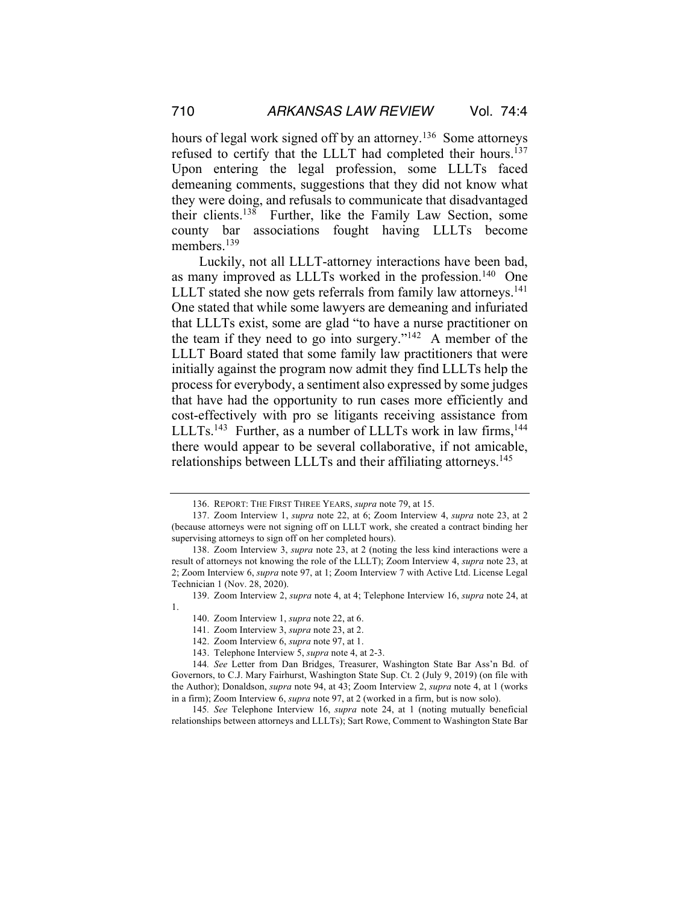hours of legal work signed off by an attorney.[136] Some attorneys refused to certify that the LLLT had completed their hours.[137] Upon entering the legal profession, some LLLTs faced demeaning comments, suggestions that they did not know what they were doing, and refusals to communicate that disadvantaged their clients.[138] Further, like the Family Law Section, some county bar associations fought having LLLTs become members.[139]

Luckily, not all LLLT-attorney interactions have been bad, as many improved as LLLTs worked in the profession.[140] One LLLT stated she now gets referrals from family law attorneys.[141] One stated that while some lawyers are demeaning and infuriated that LLLTs exist, some are glad "to have a nurse practitioner on the team if they need to go into surgery."[142] A member of the LLLT Board stated that some family law practitioners that were initially against the program now admit they find LLLTs help the process for everybody, a sentiment also expressed by some judges that have had the opportunity to run cases more efficiently and cost-effectively with pro se litigants receiving assistance from LLLTs.[143] Further, as a number of LLLTs work in law firms,[144] there would appear to be several collaborative, if not amicable, relationships between LLLTs and their affiliating attorneys.[145]

---

136. REPORT: THE FIRST THREE YEARS, *supra* note 79, at 15.

137. Zoom Interview 1, *supra* note 22, at 6; Zoom Interview 4, *supra* note 23, at 2 (because attorneys were not signing off on LLLT work, she created a contract binding her supervising attorneys to sign off on her completed hours).

138. Zoom Interview 3, *supra* note 23, at 2 (noting the less kind interactions were a result of attorneys not knowing the role of the LLLT); Zoom Interview 4, *supra* note 23, at 2; Zoom Interview 6, *supra* note 97, at 1; Zoom Interview 7 with Active Ltd. License Legal Technician 1 (Nov. 28, 2020).

139. Zoom Interview 2, *supra* note 4, at 4; Telephone Interview 16, *supra* note 24, at 1.

140. Zoom Interview 1, *supra* note 22, at 6.

141. Zoom Interview 3, *supra* note 23, at 2.

142. Zoom Interview 6, *supra* note 97, at 1.

143. Telephone Interview 5, *supra* note 4, at 2-3.

144. *See* Letter from Dan Bridges, Treasurer, Washington State Bar Ass'n Bd. of Governors, to C.J. Mary Fairhurst, Washington State Sup. Ct. 2 (July 9, 2019) (on file with the Author); Donaldson, *supra* note 94, at 43; Zoom Interview 2, *supra* note 4, at 1 (works in a firm); Zoom Interview 6, *supra* note 97, at 2 (worked in a firm, but is now solo).

145. *See* Telephone Interview 16, *supra* note 24, at 1 (noting mutually beneficial relationships between attorneys and LLLTs); Sart Rowe, Comment to Washington State Bar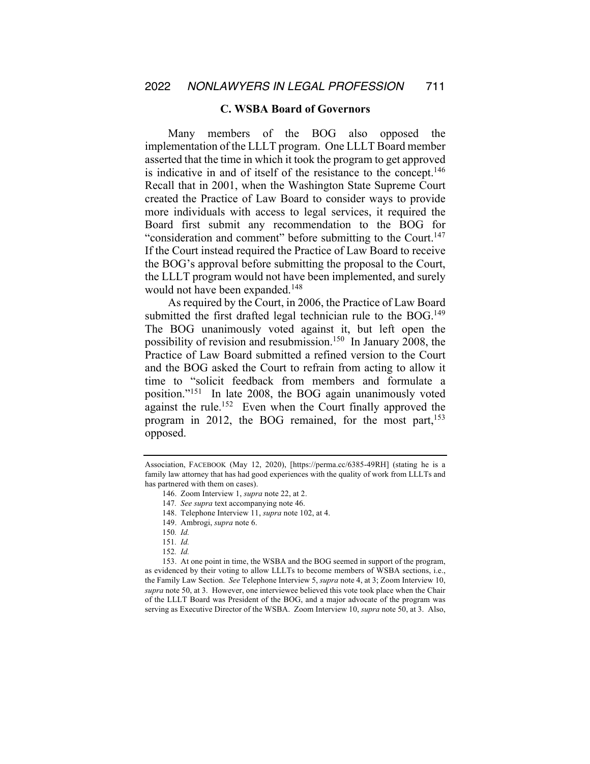### C. WSBA Board of Governors

Many members of the BOG also opposed the implementation of the LLLT program. One LLLT Board member asserted that the time in which it took the program to get approved is indicative in and of itself of the resistance to the concept.[146] Recall that in 2001, when the Washington State Supreme Court created the Practice of Law Board to consider ways to provide more individuals with access to legal services, it required the Board first submit any recommendation to the BOG for "consideration and comment" before submitting to the Court.[147] If the Court instead required the Practice of Law Board to receive the BOG's approval before submitting the proposal to the Court, the LLLT program would not have been implemented, and surely would not have been expanded.[148]

As required by the Court, in 2006, the Practice of Law Board submitted the first drafted legal technician rule to the BOG.[149] The BOG unanimously voted against it, but left open the possibility of revision and resubmission.[150] In January 2008, the Practice of Law Board submitted a refined version to the Court and the BOG asked the Court to refrain from acting to allow it time to "solicit feedback from members and formulate a position."[151] In late 2008, the BOG again unanimously voted against the rule.[152] Even when the Court finally approved the program in 2012, the BOG remained, for the most part,[153] opposed.

---

Association, FACEBOOK (May 12, 2020), [https://perma.cc/6385-49RH] (stating he is a family law attorney that has had good experiences with the quality of work from LLLTs and has partnered with them on cases).

146. Zoom Interview 1, *supra* note 22, at 2.

147. *See supra* text accompanying note 46.

148. Telephone Interview 11, *supra* note 102, at 4.

149. Ambrogi, *supra* note 6.

150. *Id.*

151. *Id.*

152. *Id.*

153. At one point in time, the WSBA and the BOG seemed in support of the program, as evidenced by their voting to allow LLLTs to become members of WSBA sections, i.e., the Family Law Section. *See* Telephone Interview 5, *supra* note 4, at 3; Zoom Interview 10, *supra* note 50, at 3. However, one interviewee believed this vote took place when the Chair of the LLLT Board was President of the BOG, and a major advocate of the program was serving as Executive Director of the WSBA. Zoom Interview 10, *supra* note 50, at 3. Also,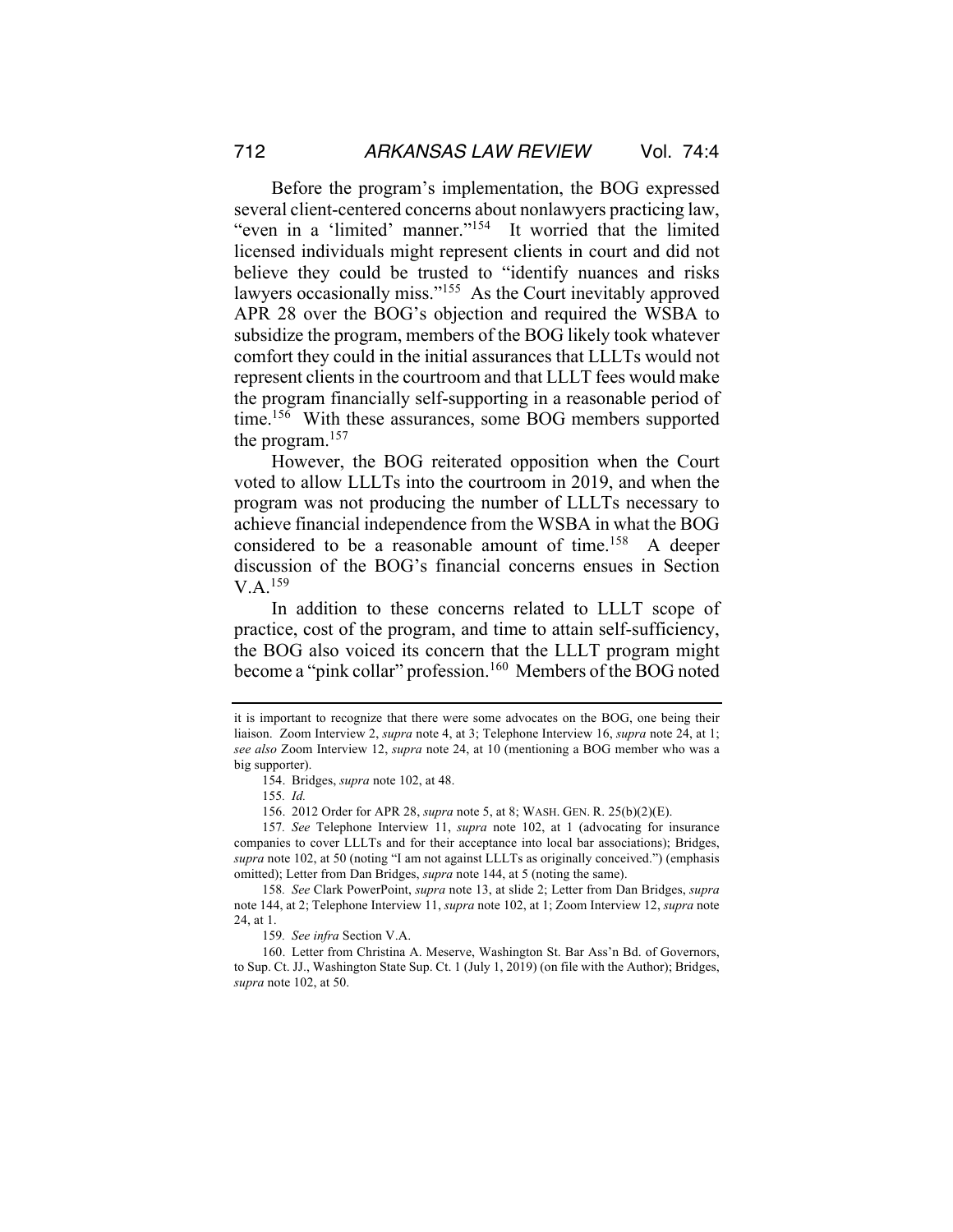Before the program's implementation, the BOG expressed several client-centered concerns about nonlawyers practicing law, "even in a 'limited' manner."[154] It worried that the limited licensed individuals might represent clients in court and did not believe they could be trusted to "identify nuances and risks lawyers occasionally miss."[155] As the Court inevitably approved APR 28 over the BOG's objection and required the WSBA to subsidize the program, members of the BOG likely took whatever comfort they could in the initial assurances that LLLTs would not represent clients in the courtroom and that LLLT fees would make the program financially self-supporting in a reasonable period of time.[156] With these assurances, some BOG members supported the program.[157]

However, the BOG reiterated opposition when the Court voted to allow LLLTs into the courtroom in 2019, and when the program was not producing the number of LLLTs necessary to achieve financial independence from the WSBA in what the BOG considered to be a reasonable amount of time.[158] A deeper discussion of the BOG's financial concerns ensues in Section V.A.[159]

In addition to these concerns related to LLLT scope of practice, cost of the program, and time to attain self-sufficiency, the BOG also voiced its concern that the LLLT program might become a "pink collar" profession.[160] Members of the BOG noted

---

it is important to recognize that there were some advocates on the BOG, one being their liaison. Zoom Interview 2, *supra* note 4, at 3; Telephone Interview 16, *supra* note 24, at 1; *see also* Zoom Interview 12, *supra* note 24, at 10 (mentioning a BOG member who was a big supporter).

154. Bridges, *supra* note 102, at 48.

155. *Id.*

156. 2012 Order for APR 28, *supra* note 5, at 8; WASH. GEN. R. 25(b)(2)(E).

157. *See* Telephone Interview 11, *supra* note 102, at 1 (advocating for insurance companies to cover LLLTs and for their acceptance into local bar associations); Bridges, *supra* note 102, at 50 (noting "I am not against LLLTs as originally conceived.") (emphasis omitted); Letter from Dan Bridges, *supra* note 144, at 5 (noting the same).

158. *See* Clark PowerPoint, *supra* note 13, at slide 2; Letter from Dan Bridges, *supra* note 144, at 2; Telephone Interview 11, *supra* note 102, at 1; Zoom Interview 12, *supra* note 24, at 1.

159. *See infra* Section V.A.

160. Letter from Christina A. Meserve, Washington St. Bar Ass'n Bd. of Governors, to Sup. Ct. JJ., Washington State Sup. Ct. 1 (July 1, 2019) (on file with the Author); Bridges, *supra* note 102, at 50.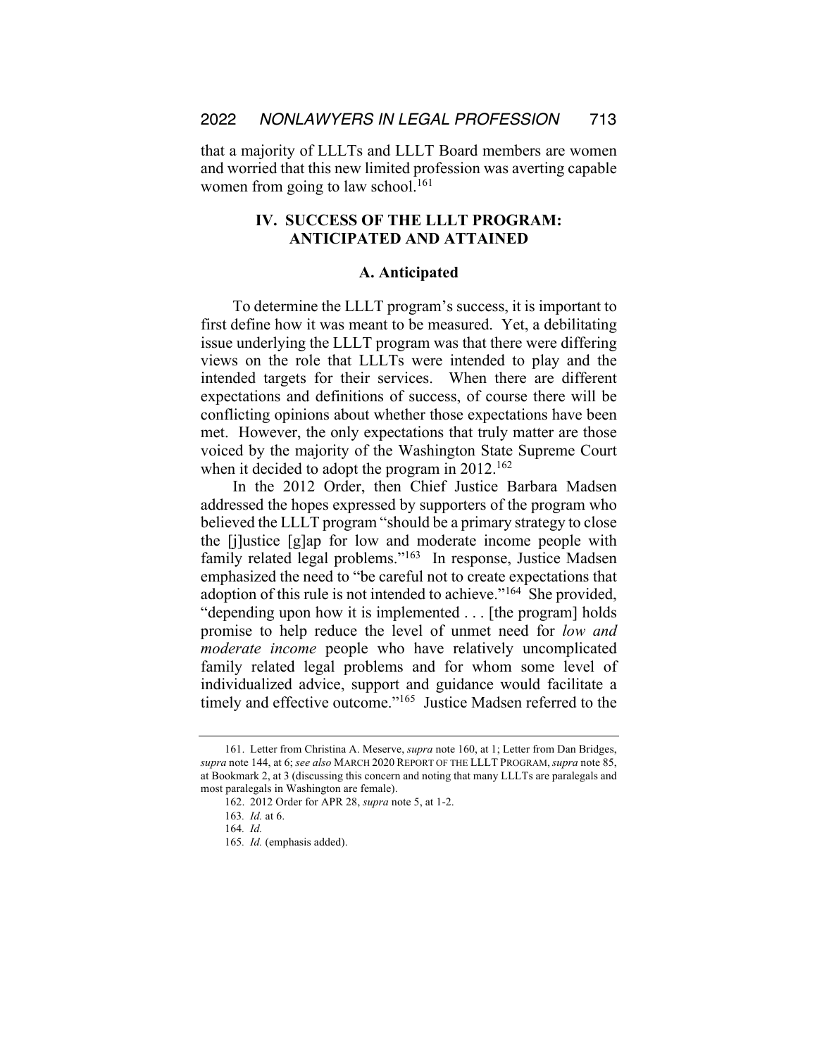that a majority of LLLTs and LLLT Board members are women and worried that this new limited profession was averting capable women from going to law school.[161]

## IV. SUCCESS OF THE LLLT PROGRAM: ANTICIPATED AND ATTAINED

### A. Anticipated

To determine the LLLT program's success, it is important to first define how it was meant to be measured. Yet, a debilitating issue underlying the LLLT program was that there were differing views on the role that LLLTs were intended to play and the intended targets for their services. When there are different expectations and definitions of success, of course there will be conflicting opinions about whether those expectations have been met. However, the only expectations that truly matter are those voiced by the majority of the Washington State Supreme Court when it decided to adopt the program in 2012.[162]

In the 2012 Order, then Chief Justice Barbara Madsen addressed the hopes expressed by supporters of the program who believed the LLLT program "should be a primary strategy to close the [j]ustice [g]ap for low and moderate income people with family related legal problems."[163] In response, Justice Madsen emphasized the need to "be careful not to create expectations that adoption of this rule is not intended to achieve."[164] She provided, "depending upon how it is implemented . . . [the program] holds promise to help reduce the level of unmet need for *low and moderate income* people who have relatively uncomplicated family related legal problems and for whom some level of individualized advice, support and guidance would facilitate a timely and effective outcome."[165] Justice Madsen referred to the

---

161. Letter from Christina A. Meserve, *supra* note 160, at 1; Letter from Dan Bridges, *supra* note 144, at 6; *see also* MARCH 2020 REPORT OF THE LLLT PROGRAM, *supra* note 85, at Bookmark 2, at 3 (discussing this concern and noting that many LLLTs are paralegals and most paralegals in Washington are female).

162. 2012 Order for APR 28, *supra* note 5, at 1-2.

163. *Id.* at 6.

164. *Id.*

165. *Id.* (emphasis added).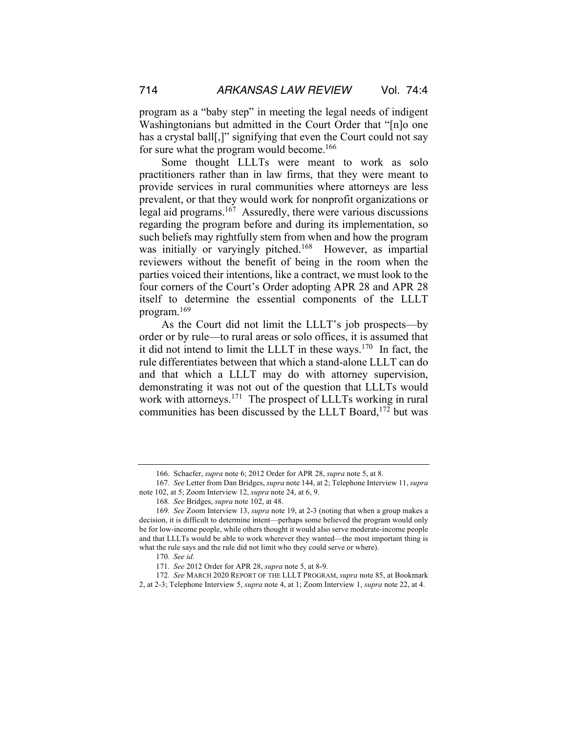program as a "baby step" in meeting the legal needs of indigent Washingtonians but admitted in the Court Order that "[n]o one has a crystal ball[,]" signifying that even the Court could not say for sure what the program would become.[166]

Some thought LLLTs were meant to work as solo practitioners rather than in law firms, that they were meant to provide services in rural communities where attorneys are less prevalent, or that they would work for nonprofit organizations or legal aid programs.[167] Assuredly, there were various discussions regarding the program before and during its implementation, so such beliefs may rightfully stem from when and how the program was initially or varyingly pitched.[168] However, as impartial reviewers without the benefit of being in the room when the parties voiced their intentions, like a contract, we must look to the four corners of the Court's Order adopting APR 28 and APR 28 itself to determine the essential components of the LLLT program.[169]

As the Court did not limit the LLLT's job prospects—by order or by rule—to rural areas or solo offices, it is assumed that it did not intend to limit the LLLT in these ways.[170] In fact, the rule differentiates between that which a stand-alone LLLT can do and that which a LLLT may do with attorney supervision, demonstrating it was not out of the question that LLLTs would work with attorneys.[171] The prospect of LLLTs working in rural communities has been discussed by the LLLT Board,[172] but was

---

166. Schaefer, *supra* note 6; 2012 Order for APR 28, *supra* note 5, at 8.

167. *See* Letter from Dan Bridges, *supra* note 144, at 2; Telephone Interview 11, *supra* note 102, at 5; Zoom Interview 12, *supra* note 24, at 6, 9.

168. *See* Bridges, *supra* note 102, at 48.

169. *See* Zoom Interview 13, *supra* note 19, at 2-3 (noting that when a group makes a decision, it is difficult to determine intent—perhaps some believed the program would only be for low-income people, while others thought it would also serve moderate-income people and that LLLTs would be able to work wherever they wanted—the most important thing is what the rule says and the rule did not limit who they could serve or where).

170. *See id.*

171. *See* 2012 Order for APR 28, *supra* note 5, at 8-9.

172. *See* MARCH 2020 REPORT OF THE LLLT PROGRAM, *supra* note 85, at Bookmark 2, at 2-3; Telephone Interview 5, *supra* note 4, at 1; Zoom Interview 1, *supra* note 22, at 4.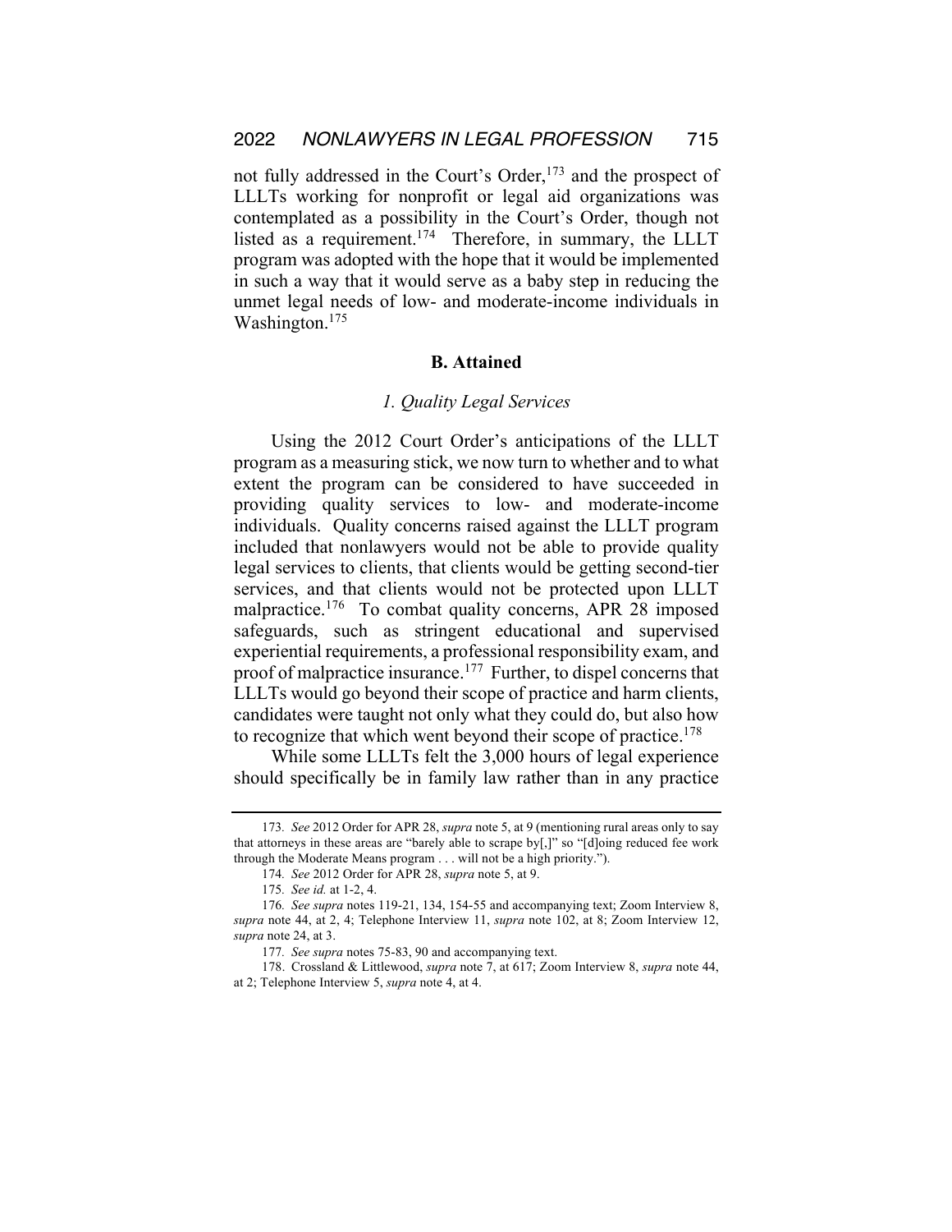not fully addressed in the Court's Order,[173] and the prospect of LLLTs working for nonprofit or legal aid organizations was contemplated as a possibility in the Court's Order, though not listed as a requirement.[174] Therefore, in summary, the LLLT program was adopted with the hope that it would be implemented in such a way that it would serve as a baby step in reducing the unmet legal needs of low- and moderate-income individuals in Washington.[175]

## B. Attained

### *1. Quality Legal Services*

Using the 2012 Court Order's anticipations of the LLLT program as a measuring stick, we now turn to whether and to what extent the program can be considered to have succeeded in providing quality services to low- and moderate-income individuals. Quality concerns raised against the LLLT program included that nonlawyers would not be able to provide quality legal services to clients, that clients would be getting second-tier services, and that clients would not be protected upon LLLT malpractice.[176] To combat quality concerns, APR 28 imposed safeguards, such as stringent educational and supervised experiential requirements, a professional responsibility exam, and proof of malpractice insurance.[177] Further, to dispel concerns that LLLTs would go beyond their scope of practice and harm clients, candidates were taught not only what they could do, but also how to recognize that which went beyond their scope of practice.[178]

While some LLLTs felt the 3,000 hours of legal experience should specifically be in family law rather than in any practice

---

173. *See* 2012 Order for APR 28, *supra* note 5, at 9 (mentioning rural areas only to say that attorneys in these areas are "barely able to scrape by[,]" so "[d]oing reduced fee work through the Moderate Means program . . . will not be a high priority.").

174. *See* 2012 Order for APR 28, *supra* note 5, at 9.

175. *See id.* at 1-2, 4.

176. *See supra* notes 119-21, 134, 154-55 and accompanying text; Zoom Interview 8, *supra* note 44, at 2, 4; Telephone Interview 11, *supra* note 102, at 8; Zoom Interview 12, *supra* note 24, at 3.

177. *See supra* notes 75-83, 90 and accompanying text.

178. Crossland & Littlewood, *supra* note 7, at 617; Zoom Interview 8, *supra* note 44, at 2; Telephone Interview 5, *supra* note 4, at 4.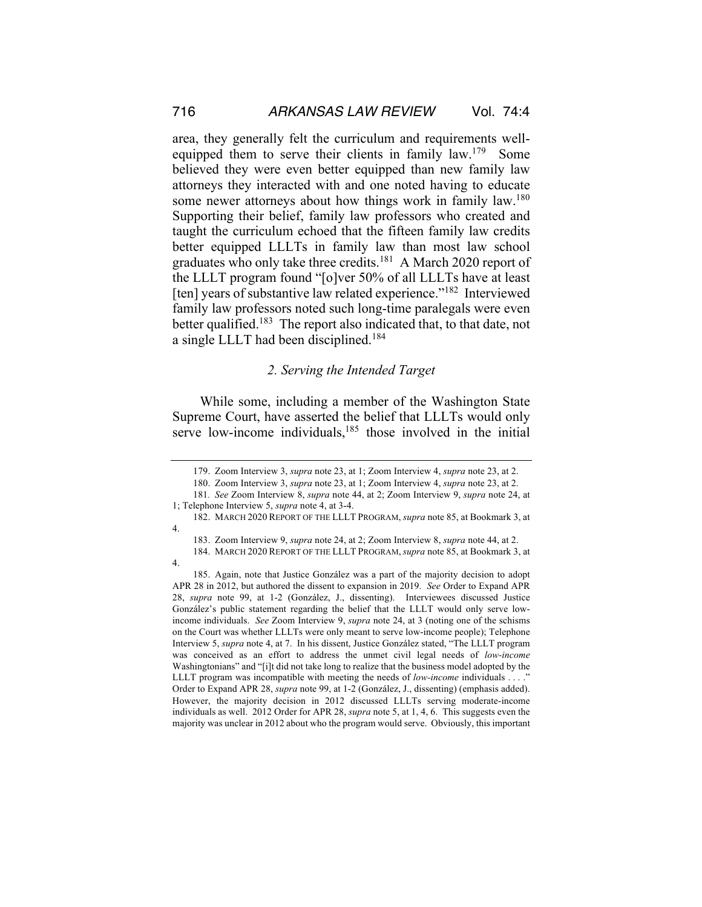area, they generally felt the curriculum and requirements well-equipped them to serve their clients in family law.[179] Some believed they were even better equipped than new family law attorneys they interacted with and one noted having to educate some newer attorneys about how things work in family law.[180] Supporting their belief, family law professors who created and taught the curriculum echoed that the fifteen family law credits better equipped LLLTs in family law than most law school graduates who only take three credits.[181] A March 2020 report of the LLLT program found "[o]ver 50% of all LLLTs have at least [ten] years of substantive law related experience."[182] Interviewed family law professors noted such long-time paralegals were even better qualified.[183] The report also indicated that, to that date, not a single LLLT had been disciplined.[184]

### *2. Serving the Intended Target*

While some, including a member of the Washington State Supreme Court, have asserted the belief that LLLTs would only serve low-income individuals,[185] those involved in the initial

---

179. Zoom Interview 3, *supra* note 23, at 1; Zoom Interview 4, *supra* note 23, at 2.

180. Zoom Interview 3, *supra* note 23, at 1; Zoom Interview 4, *supra* note 23, at 2.

181. *See* Zoom Interview 8, *supra* note 44, at 2; Zoom Interview 9, *supra* note 24, at 1; Telephone Interview 5, *supra* note 4, at 3-4.

182. MARCH 2020 REPORT OF THE LLLT PROGRAM, *supra* note 85, at Bookmark 3, at 4.

183. Zoom Interview 9, *supra* note 24, at 2; Zoom Interview 8, *supra* note 44, at 2.

184. MARCH 2020 REPORT OF THE LLLT PROGRAM, *supra* note 85, at Bookmark 3, at 4.

185. Again, note that Justice González was a part of the majority decision to adopt APR 28 in 2012, but authored the dissent to expansion in 2019. *See* Order to Expand APR 28, *supra* note 99, at 1-2 (González, J., dissenting). Interviewees discussed Justice González's public statement regarding the belief that the LLLT would only serve low-income individuals. *See* Zoom Interview 9, *supra* note 24, at 3 (noting one of the schisms on the Court was whether LLLTs were only meant to serve low-income people); Telephone Interview 5, *supra* note 4, at 7. In his dissent, Justice González stated, "The LLLT program was conceived as an effort to address the unmet civil legal needs of *low-income* Washingtonians" and "[i]t did not take long to realize that the business model adopted by the LLLT program was incompatible with meeting the needs of *low-income* individuals . . . ." Order to Expand APR 28, *supra* note 99, at 1-2 (González, J., dissenting) (emphasis added). However, the majority decision in 2012 discussed LLLTs serving moderate-income individuals as well. 2012 Order for APR 28, *supra* note 5, at 1, 4, 6. This suggests even the majority was unclear in 2012 about who the program would serve. Obviously, this important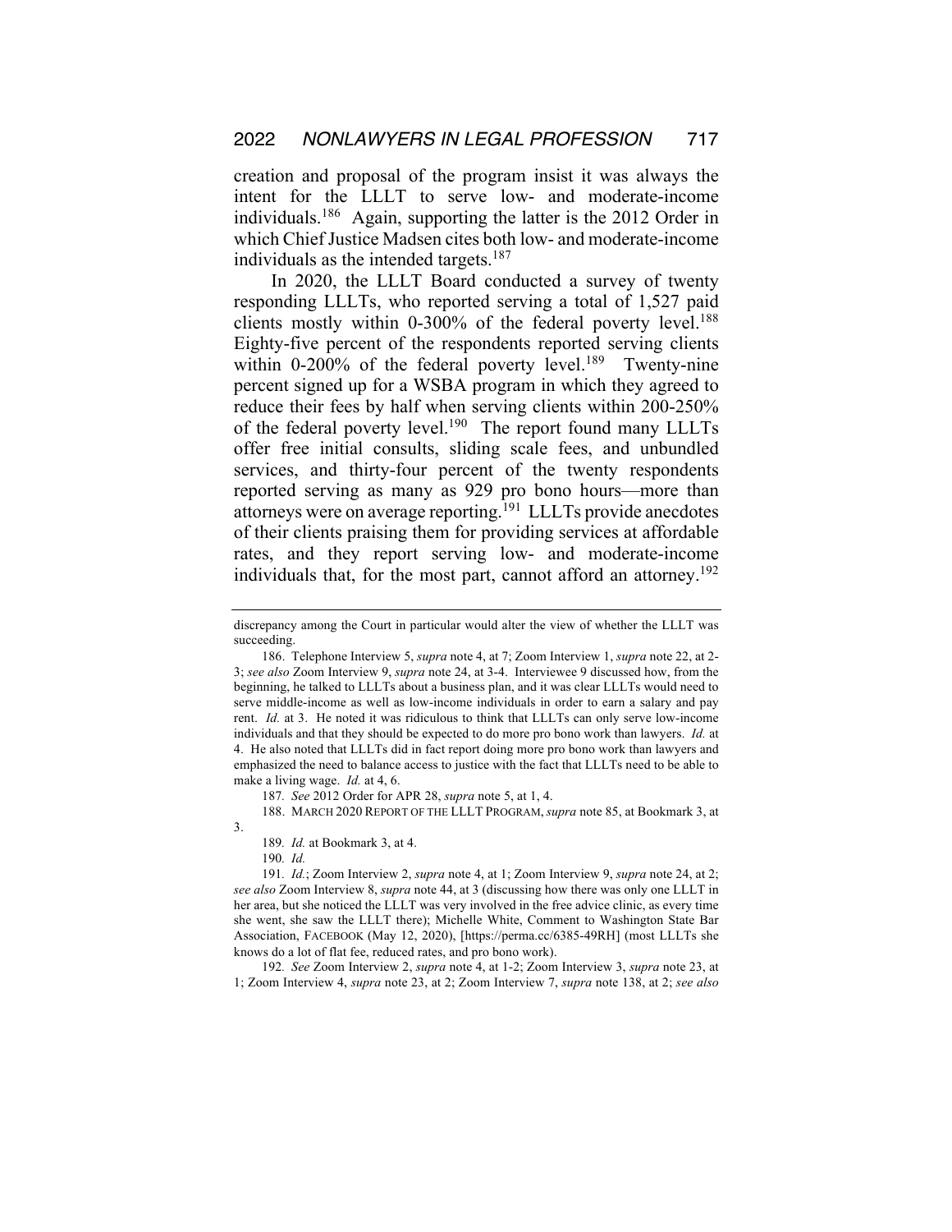creation and proposal of the program insist it was always the intent for the LLLT to serve low- and moderate-income individuals.[186] Again, supporting the latter is the 2012 Order in which Chief Justice Madsen cites both low- and moderate-income individuals as the intended targets.[187]

In 2020, the LLLT Board conducted a survey of twenty responding LLLTs, who reported serving a total of 1,527 paid clients mostly within 0-300% of the federal poverty level.[188] Eighty-five percent of the respondents reported serving clients within 0-200% of the federal poverty level.[189] Twenty-nine percent signed up for a WSBA program in which they agreed to reduce their fees by half when serving clients within 200-250% of the federal poverty level.[190] The report found many LLLTs offer free initial consults, sliding scale fees, and unbundled services, and thirty-four percent of the twenty respondents reported serving as many as 929 pro bono hours—more than attorneys were on average reporting.[191] LLLTs provide anecdotes of their clients praising them for providing services at affordable rates, and they report serving low- and moderate-income individuals that, for the most part, cannot afford an attorney.[192]

---

discrepancy among the Court in particular would alter the view of whether the LLLT was succeeding.

186. Telephone Interview 5, *supra* note 4, at 7; Zoom Interview 1, *supra* note 22, at 2-3; *see also* Zoom Interview 9, *supra* note 24, at 3-4. Interviewee 9 discussed how, from the beginning, he talked to LLLTs about a business plan, and it was clear LLLTs would need to serve middle-income as well as low-income individuals in order to earn a salary and pay rent. *Id.* at 3. He noted it was ridiculous to think that LLLTs can only serve low-income individuals and that they should be expected to do more pro bono work than lawyers. *Id.* at 4. He also noted that LLLTs did in fact report doing more pro bono work than lawyers and emphasized the need to balance access to justice with the fact that LLLTs need to be able to make a living wage. *Id.* at 4, 6.

187. *See* 2012 Order for APR 28, *supra* note 5, at 1, 4.

188. MARCH 2020 REPORT OF THE LLLT PROGRAM, *supra* note 85, at Bookmark 3, at 3.

189. *Id.* at Bookmark 3, at 4.

190. *Id.*

191. *Id.*; Zoom Interview 2, *supra* note 4, at 1; Zoom Interview 9, *supra* note 24, at 2; *see also* Zoom Interview 8, *supra* note 44, at 3 (discussing how there was only one LLLT in her area, but she noticed the LLLT was very involved in the free advice clinic, as every time she went, she saw the LLLT there); Michelle White, Comment to Washington State Bar Association, FACEBOOK (May 12, 2020), [https://perma.cc/6385-49RH] (most LLLTs she knows do a lot of flat fee, reduced rates, and pro bono work).

192. *See* Zoom Interview 2, *supra* note 4, at 1-2; Zoom Interview 3, *supra* note 23, at 1; Zoom Interview 4, *supra* note 23, at 2; Zoom Interview 7, *supra* note 138, at 2; *see also*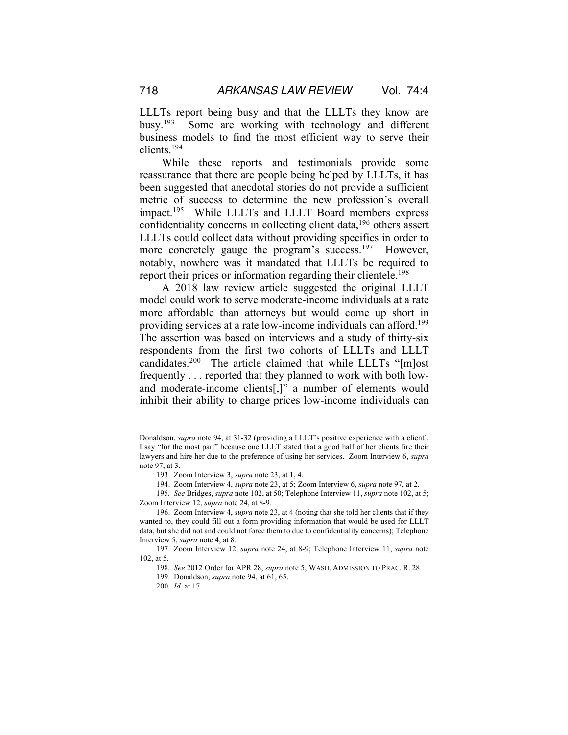LLLTs report being busy and that the LLLTs they know are busy.[193] Some are working with technology and different business models to find the most efficient way to serve their clients.[194]

While these reports and testimonials provide some reassurance that there are people being helped by LLLTs, it has been suggested that anecdotal stories do not provide a sufficient metric of success to determine the new profession's overall impact.[195] While LLLTs and LLLT Board members express confidentiality concerns in collecting client data,[196] others assert LLLTs could collect data without providing specifics in order to more concretely gauge the program's success.[197] However, notably, nowhere was it mandated that LLLTs be required to report their prices or information regarding their clientele.[198]

A 2018 law review article suggested the original LLLT model could work to serve moderate-income individuals at a rate more affordable than attorneys but would come up short in providing services at a rate low-income individuals can afford.[199] The assertion was based on interviews and a study of thirty-six respondents from the first two cohorts of LLLTs and LLLT candidates.[200] The article claimed that while LLLTs "[m]ost frequently . . . reported that they planned to work with both low- and moderate-income clients[,]" a number of elements would inhibit their ability to charge prices low-income individuals can

---

Donaldson, *supra* note 94, at 31-32 (providing a LLLT's positive experience with a client). I say "for the most part" because one LLLT stated that a good half of her clients fire their lawyers and hire her due to the preference of using her services. Zoom Interview 6, *supra* note 97, at 3.

193. Zoom Interview 3, *supra* note 23, at 1, 4.

194. Zoom Interview 4, *supra* note 23, at 5; Zoom Interview 6, *supra* note 97, at 2.

195. *See* Bridges, *supra* note 102, at 50; Telephone Interview 11, *supra* note 102, at 5; Zoom Interview 12, *supra* note 24, at 8-9.

196. Zoom Interview 4, *supra* note 23, at 4 (noting that she told her clients that if they wanted to, they could fill out a form providing information that would be used for LLLT data, but she did not and could not force them to due to confidentiality concerns); Telephone Interview 5, *supra* note 4, at 8.

197. Zoom Interview 12, *supra* note 24, at 8-9; Telephone Interview 11, *supra* note 102, at 5.

198. *See* 2012 Order for APR 28, *supra* note 5; WASH. ADMISSION TO PRAC. R. 28.

199. Donaldson, *supra* note 94, at 61, 65.

200. *Id.* at 17.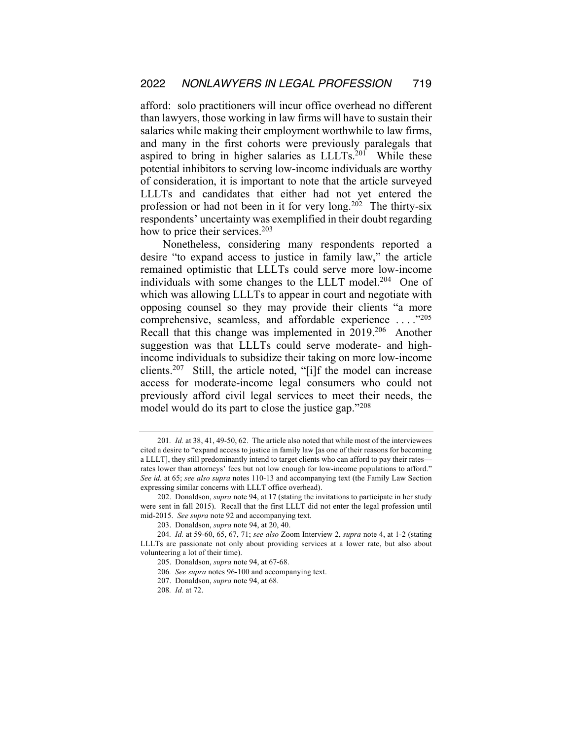afford: solo practitioners will incur office overhead no different than lawyers, those working in law firms will have to sustain their salaries while making their employment worthwhile to law firms, and many in the first cohorts were previously paralegals that aspired to bring in higher salaries as LLLTs.[201] While these potential inhibitors to serving low-income individuals are worthy of consideration, it is important to note that the article surveyed LLLTs and candidates that either had not yet entered the profession or had not been in it for very long.[202] The thirty-six respondents' uncertainty was exemplified in their doubt regarding how to price their services.[203]

Nonetheless, considering many respondents reported a desire "to expand access to justice in family law," the article remained optimistic that LLLTs could serve more low-income individuals with some changes to the LLLT model.[204] One of which was allowing LLLTs to appear in court and negotiate with opposing counsel so they may provide their clients "a more comprehensive, seamless, and affordable experience . . . ."[205] Recall that this change was implemented in 2019.[206] Another suggestion was that LLLTs could serve moderate- and high-income individuals to subsidize their taking on more low-income clients.[207] Still, the article noted, "[i]f the model can increase access for moderate-income legal consumers who could not previously afford civil legal services to meet their needs, the model would do its part to close the justice gap."[208]

---

201. *Id.* at 38, 41, 49-50, 62. The article also noted that while most of the interviewees cited a desire to "expand access to justice in family law [as one of their reasons for becoming a LLLT], they still predominantly intend to target clients who can afford to pay their rates—rates lower than attorneys' fees but not low enough for low-income populations to afford." *See id.* at 65; *see also supra* notes 110-13 and accompanying text (the Family Law Section expressing similar concerns with LLLT office overhead).

202. Donaldson, *supra* note 94, at 17 (stating the invitations to participate in her study were sent in fall 2015). Recall that the first LLLT did not enter the legal profession until mid-2015. *See supra* note 92 and accompanying text.

203. Donaldson, *supra* note 94, at 20, 40.

204. *Id.* at 59-60, 65, 67, 71; *see also* Zoom Interview 2, *supra* note 4, at 1-2 (stating LLLTs are passionate not only about providing services at a lower rate, but also about volunteering a lot of their time).

205. Donaldson, *supra* note 94, at 67-68.

206. *See supra* notes 96-100 and accompanying text.

207. Donaldson, *supra* note 94, at 68.

208. *Id.* at 72.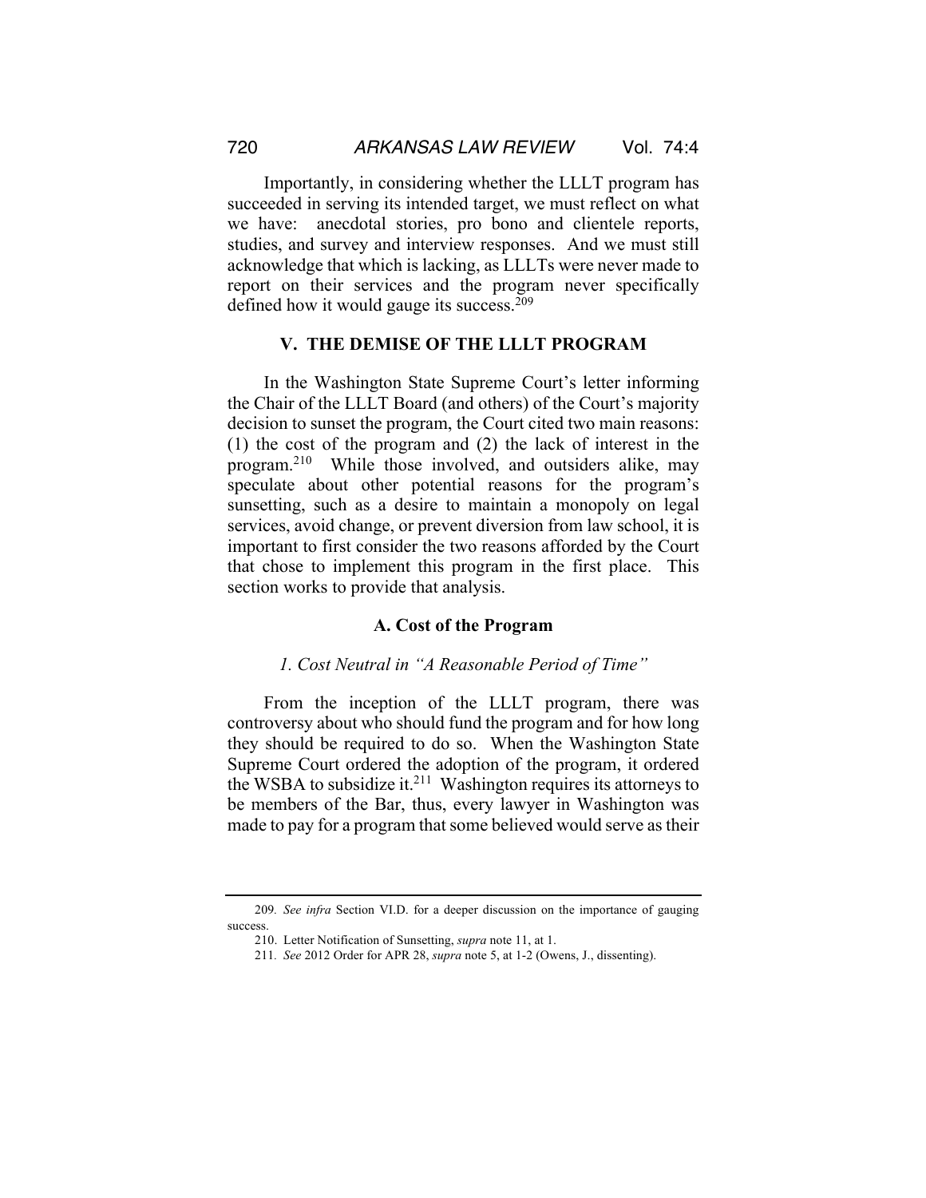Importantly, in considering whether the LLLT program has succeeded in serving its intended target, we must reflect on what we have: anecdotal stories, pro bono and clientele reports, studies, and survey and interview responses. And we must still acknowledge that which is lacking, as LLLTs were never made to report on their services and the program never specifically defined how it would gauge its success.[209]

## V. THE DEMISE OF THE LLLT PROGRAM

In the Washington State Supreme Court's letter informing the Chair of the LLLT Board (and others) of the Court's majority decision to sunset the program, the Court cited two main reasons: (1) the cost of the program and (2) the lack of interest in the program.[210] While those involved, and outsiders alike, may speculate about other potential reasons for the program's sunsetting, such as a desire to maintain a monopoly on legal services, avoid change, or prevent diversion from law school, it is important to first consider the two reasons afforded by the Court that chose to implement this program in the first place. This section works to provide that analysis.

### A. Cost of the Program

#### *1. Cost Neutral in "A Reasonable Period of Time"*

From the inception of the LLLT program, there was controversy about who should fund the program and for how long they should be required to do so. When the Washington State Supreme Court ordered the adoption of the program, it ordered the WSBA to subsidize it.[211] Washington requires its attorneys to be members of the Bar, thus, every lawyer in Washington was made to pay for a program that some believed would serve as their

---

209. *See infra* Section VI.D. for a deeper discussion on the importance of gauging success.

210. Letter Notification of Sunsetting, *supra* note 11, at 1.

211. *See* 2012 Order for APR 28, *supra* note 5, at 1-2 (Owens, J., dissenting).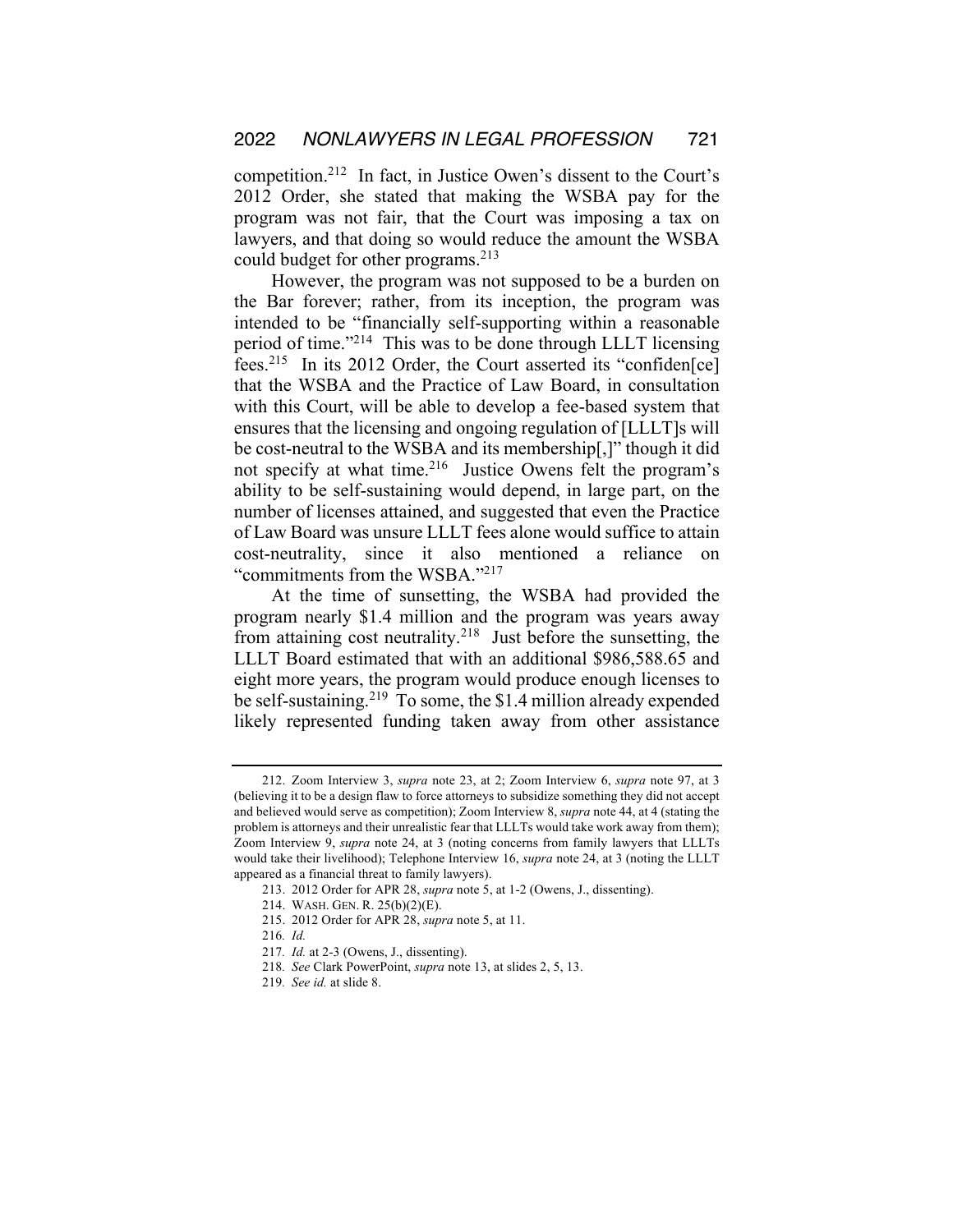competition.[212] In fact, in Justice Owen's dissent to the Court's 2012 Order, she stated that making the WSBA pay for the program was not fair, that the Court was imposing a tax on lawyers, and that doing so would reduce the amount the WSBA could budget for other programs.[213]

However, the program was not supposed to be a burden on the Bar forever; rather, from its inception, the program was intended to be "financially self-supporting within a reasonable period of time."[214] This was to be done through LLLT licensing fees.[215] In its 2012 Order, the Court asserted its "confiden[ce] that the WSBA and the Practice of Law Board, in consultation with this Court, will be able to develop a fee-based system that ensures that the licensing and ongoing regulation of [LLLT]s will be cost-neutral to the WSBA and its membership[,]" though it did not specify at what time.[216] Justice Owens felt the program's ability to be self-sustaining would depend, in large part, on the number of licenses attained, and suggested that even the Practice of Law Board was unsure LLLT fees alone would suffice to attain cost-neutrality, since it also mentioned a reliance on "commitments from the WSBA."[217]

At the time of sunsetting, the WSBA had provided the program nearly \$1.4 million and the program was years away from attaining cost neutrality.[218] Just before the sunsetting, the LLLT Board estimated that with an additional \$986,588.65 and eight more years, the program would produce enough licenses to be self-sustaining.[219] To some, the \$1.4 million already expended likely represented funding taken away from other assistance

---

212. Zoom Interview 3, *supra* note 23, at 2; Zoom Interview 6, *supra* note 97, at 3 (believing it to be a design flaw to force attorneys to subsidize something they did not accept and believed would serve as competition); Zoom Interview 8, *supra* note 44, at 4 (stating the problem is attorneys and their unrealistic fear that LLLTs would take work away from them); Zoom Interview 9, *supra* note 24, at 3 (noting concerns from family lawyers that LLLTs would take their livelihood); Telephone Interview 16, *supra* note 24, at 3 (noting the LLLT appeared as a financial threat to family lawyers).

213. 2012 Order for APR 28, *supra* note 5, at 1-2 (Owens, J., dissenting).

214. WASH. GEN. R. 25(b)(2)(E).

215. 2012 Order for APR 28, *supra* note 5, at 11.

216. *Id.*

217. *Id.* at 2-3 (Owens, J., dissenting).

218. *See* Clark PowerPoint, *supra* note 13, at slides 2, 5, 13.

219. *See id.* at slide 8.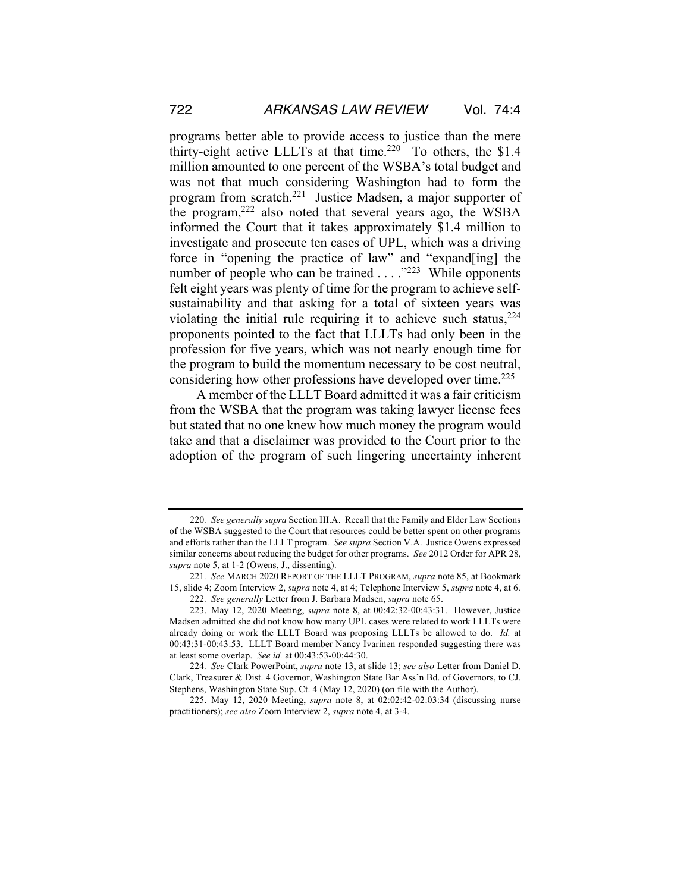programs better able to provide access to justice than the mere thirty-eight active LLLTs at that time.[220] To others, the $1.4 million amounted to one percent of the WSBA's total budget and was not that much considering Washington had to form the program from scratch.[221] Justice Madsen, a major supporter of the program,[222] also noted that several years ago, the WSBA informed the Court that it takes approximately $1.4 million to investigate and prosecute ten cases of UPL, which was a driving force in "opening the practice of law" and "expand[ing] the number of people who can be trained . . . ."[223] While opponents felt eight years was plenty of time for the program to achieve self-sustainability and that asking for a total of sixteen years was violating the initial rule requiring it to achieve such status,[224] proponents pointed to the fact that LLLTs had only been in the profession for five years, which was not nearly enough time for the program to build the momentum necessary to be cost neutral, considering how other professions have developed over time.[225]

A member of the LLLT Board admitted it was a fair criticism from the WSBA that the program was taking lawyer license fees but stated that no one knew how much money the program would take and that a disclaimer was provided to the Court prior to the adoption of the program of such lingering uncertainty inherent

---

220. *See generally supra* Section III.A. Recall that the Family and Elder Law Sections of the WSBA suggested to the Court that resources could be better spent on other programs and efforts rather than the LLLT program. *See supra* Section V.A. Justice Owens expressed similar concerns about reducing the budget for other programs. *See* 2012 Order for APR 28, *supra* note 5, at 1-2 (Owens, J., dissenting).

221. *See* MARCH 2020 REPORT OF THE LLLT PROGRAM, *supra* note 85, at Bookmark 15, slide 4; Zoom Interview 2, *supra* note 4, at 4; Telephone Interview 5, *supra* note 4, at 6.

222. *See generally* Letter from J. Barbara Madsen, *supra* note 65.

223. May 12, 2020 Meeting, *supra* note 8, at 00:42:32-00:43:31. However, Justice Madsen admitted she did not know how many UPL cases were related to work LLLTs were already doing or work the LLLT Board was proposing LLLTs be allowed to do. *Id.* at 00:43:31-00:43:53. LLLT Board member Nancy Ivarinen responded suggesting there was at least some overlap. *See id.* at 00:43:53-00:44:30.

224. *See* Clark PowerPoint, *supra* note 13, at slide 13; *see also* Letter from Daniel D. Clark, Treasurer & Dist. 4 Governor, Washington State Bar Ass'n Bd. of Governors, to CJ. Stephens, Washington State Sup. Ct. 4 (May 12, 2020) (on file with the Author).

225. May 12, 2020 Meeting, *supra* note 8, at 02:02:42-02:03:34 (discussing nurse practitioners); *see also* Zoom Interview 2, *supra* note 4, at 3-4.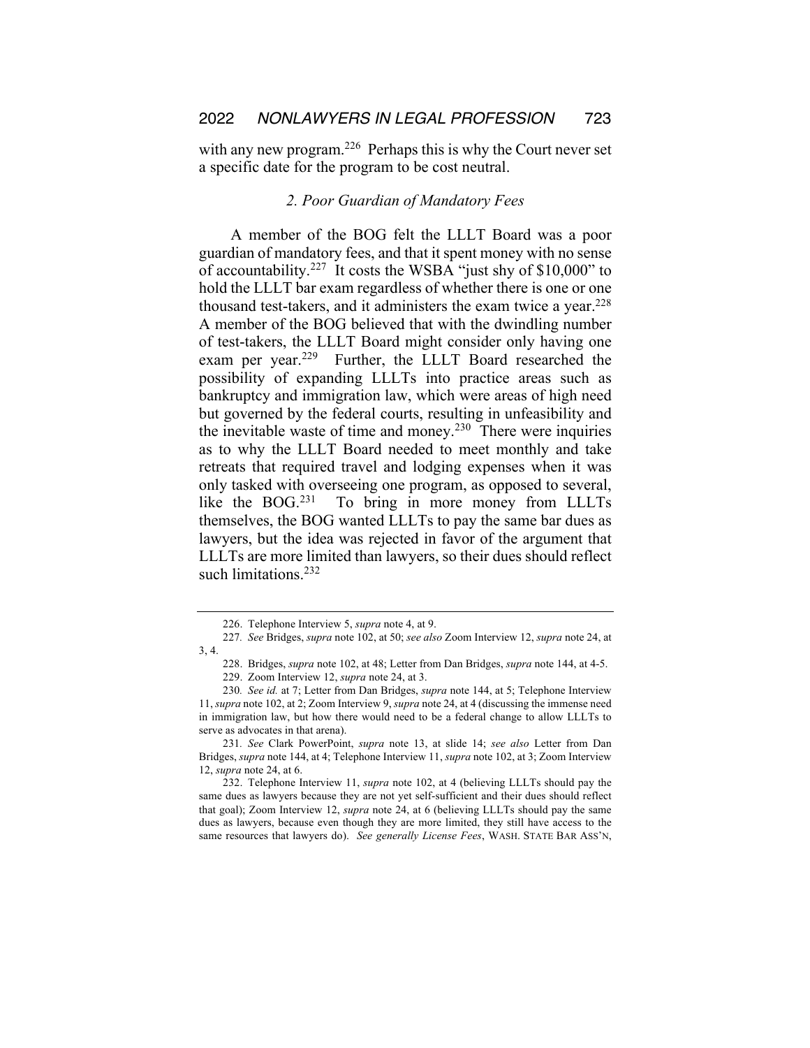with any new program.[226] Perhaps this is why the Court never set a specific date for the program to be cost neutral.

### *2. Poor Guardian of Mandatory Fees*

A member of the BOG felt the LLLT Board was a poor guardian of mandatory fees, and that it spent money with no sense of accountability.[227] It costs the WSBA "just shy of $10,000" to hold the LLLT bar exam regardless of whether there is one or one thousand test-takers, and it administers the exam twice a year.[228] A member of the BOG believed that with the dwindling number of test-takers, the LLLT Board might consider only having one exam per year.[229] Further, the LLLT Board researched the possibility of expanding LLLTs into practice areas such as bankruptcy and immigration law, which were areas of high need but governed by the federal courts, resulting in unfeasibility and the inevitable waste of time and money.[230] There were inquiries as to why the LLLT Board needed to meet monthly and take retreats that required travel and lodging expenses when it was only tasked with overseeing one program, as opposed to several, like the BOG.[231] To bring in more money from LLLTs themselves, the BOG wanted LLLTs to pay the same bar dues as lawyers, but the idea was rejected in favor of the argument that LLLTs are more limited than lawyers, so their dues should reflect such limitations.[232]

---

226. Telephone Interview 5, *supra* note 4, at 9.

227. *See* Bridges, *supra* note 102, at 50; *see also* Zoom Interview 12, *supra* note 24, at 3, 4.

228. Bridges, *supra* note 102, at 48; Letter from Dan Bridges, *supra* note 144, at 4-5.

229. Zoom Interview 12, *supra* note 24, at 3.

230. *See id.* at 7; Letter from Dan Bridges, *supra* note 144, at 5; Telephone Interview 11, *supra* note 102, at 2; Zoom Interview 9, *supra* note 24, at 4 (discussing the immense need in immigration law, but how there would need to be a federal change to allow LLLTs to serve as advocates in that arena).

231. *See* Clark PowerPoint, *supra* note 13, at slide 14; *see also* Letter from Dan Bridges, *supra* note 144, at 4; Telephone Interview 11, *supra* note 102, at 3; Zoom Interview 12, *supra* note 24, at 6.

232. Telephone Interview 11, *supra* note 102, at 4 (believing LLLTs should pay the same dues as lawyers because they are not yet self-sufficient and their dues should reflect that goal); Zoom Interview 12, *supra* note 24, at 6 (believing LLLTs should pay the same dues as lawyers, because even though they are more limited, they still have access to the same resources that lawyers do). *See generally License Fees*, WASH. STATE BAR ASS'N,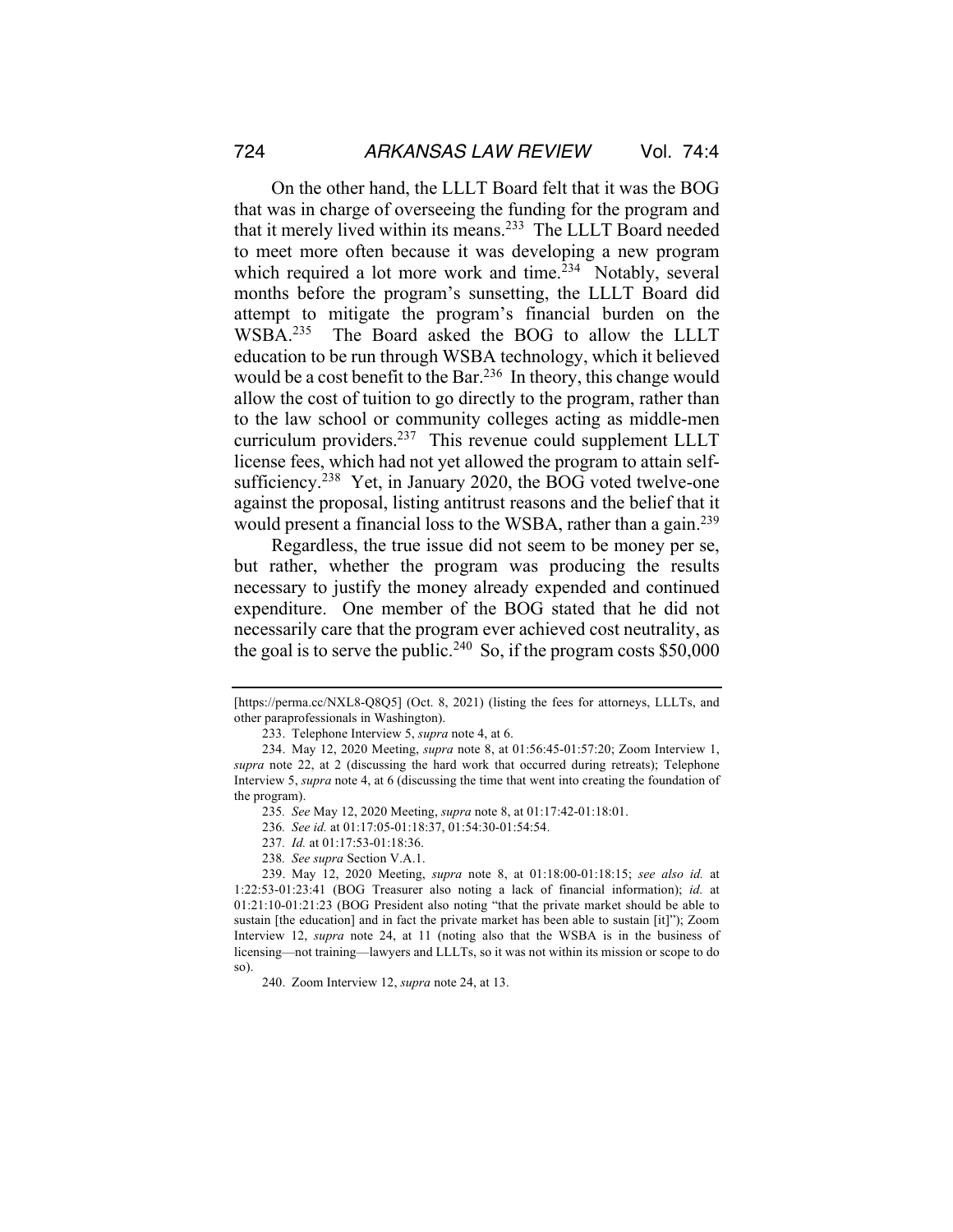On the other hand, the LLLT Board felt that it was the BOG that was in charge of overseeing the funding for the program and that it merely lived within its means.[233] The LLLT Board needed to meet more often because it was developing a new program which required a lot more work and time.[234] Notably, several months before the program's sunsetting, the LLLT Board did attempt to mitigate the program's financial burden on the WSBA.[235] The Board asked the BOG to allow the LLLT education to be run through WSBA technology, which it believed would be a cost benefit to the Bar.[236] In theory, this change would allow the cost of tuition to go directly to the program, rather than to the law school or community colleges acting as middle-men curriculum providers.[237] This revenue could supplement LLLT license fees, which had not yet allowed the program to attain self-sufficiency.[238] Yet, in January 2020, the BOG voted twelve-one against the proposal, listing antitrust reasons and the belief that it would present a financial loss to the WSBA, rather than a gain.[239]

Regardless, the true issue did not seem to be money per se, but rather, whether the program was producing the results necessary to justify the money already expended and continued expenditure. One member of the BOG stated that he did not necessarily care that the program ever achieved cost neutrality, as the goal is to serve the public.[240] So, if the program costs $50,000

---

[https://perma.cc/NXL8-Q8Q5] (Oct. 8, 2021) (listing the fees for attorneys, LLLTs, and other paraprofessionals in Washington).

233. Telephone Interview 5, *supra* note 4, at 6.

234. May 12, 2020 Meeting, *supra* note 8, at 01:56:45-01:57:20; Zoom Interview 1, *supra* note 22, at 2 (discussing the hard work that occurred during retreats); Telephone Interview 5, *supra* note 4, at 6 (discussing the time that went into creating the foundation of the program).

235. *See* May 12, 2020 Meeting, *supra* note 8, at 01:17:42-01:18:01.

236. *See id.* at 01:17:05-01:18:37, 01:54:30-01:54:54.

237. *Id.* at 01:17:53-01:18:36.

238. *See supra* Section V.A.1.

239. May 12, 2020 Meeting, *supra* note 8, at 01:18:00-01:18:15; *see also id.* at 1:22:53-01:23:41 (BOG Treasurer also noting a lack of financial information); *id.* at 01:21:10-01:21:23 (BOG President also noting "that the private market should be able to sustain [the education] and in fact the private market has been able to sustain [it]"); Zoom Interview 12, *supra* note 24, at 11 (noting also that the WSBA is in the business of licensing—not training—lawyers and LLLTs, so it was not within its mission or scope to do so).

240. Zoom Interview 12, *supra* note 24, at 13.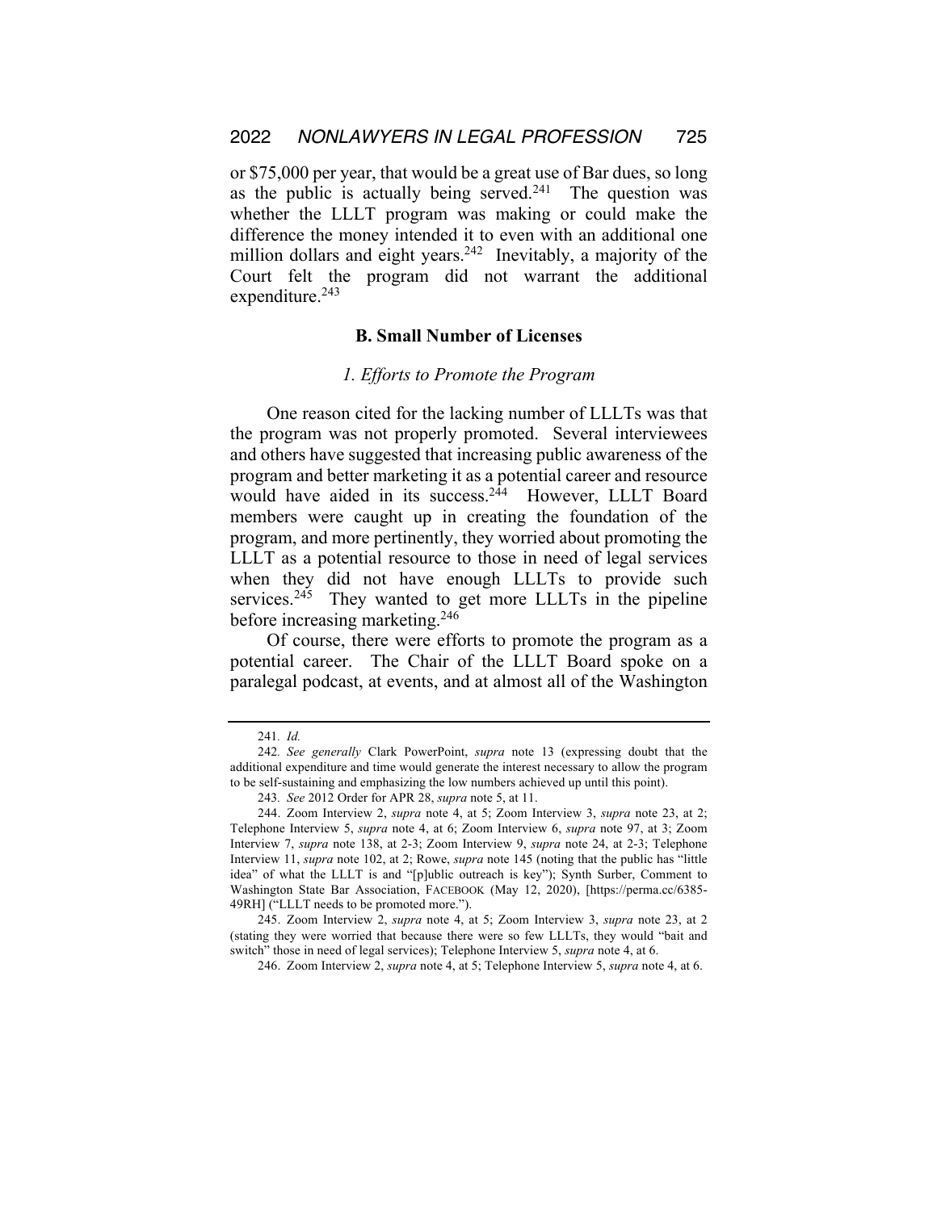or $75,000 per year, that would be a great use of Bar dues, so long as the public is actually being served.[241] The question was whether the LLLT program was making or could make the difference the money intended it to even with an additional one million dollars and eight years.[242] Inevitably, a majority of the Court felt the program did not warrant the additional expenditure.[243]

### B. Small Number of Licenses

#### *1. Efforts to Promote the Program*

One reason cited for the lacking number of LLLTs was that the program was not properly promoted. Several interviewees and others have suggested that increasing public awareness of the program and better marketing it as a potential career and resource would have aided in its success.[244] However, LLLT Board members were caught up in creating the foundation of the program, and more pertinently, they worried about promoting the LLLT as a potential resource to those in need of legal services when they did not have enough LLLTs to provide such services.[245] They wanted to get more LLLTs in the pipeline before increasing marketing.[246]

Of course, there were efforts to promote the program as a potential career. The Chair of the LLLT Board spoke on a paralegal podcast, at events, and at almost all of the Washington

---

241. *Id.*

242. *See generally* Clark PowerPoint, *supra* note 13 (expressing doubt that the additional expenditure and time would generate the interest necessary to allow the program to be self-sustaining and emphasizing the low numbers achieved up until this point).

243. *See* 2012 Order for APR 28, *supra* note 5, at 11.

244. Zoom Interview 2, *supra* note 4, at 5; Zoom Interview 3, *supra* note 23, at 2; Telephone Interview 5, *supra* note 4, at 6; Zoom Interview 6, *supra* note 97, at 3; Zoom Interview 7, *supra* note 138, at 2-3; Zoom Interview 9, *supra* note 24, at 2-3; Telephone Interview 11, *supra* note 102, at 2; Rowe, *supra* note 145 (noting that the public has "little idea" of what the LLLT is and "[p]ublic outreach is key"); Synth Surber, Comment to Washington State Bar Association, FACEBOOK (May 12, 2020), [https://perma.cc/6385-49RH] ("LLLT needs to be promoted more.").

245. Zoom Interview 2, *supra* note 4, at 5; Zoom Interview 3, *supra* note 23, at 2 (stating they were worried that because there were so few LLLTs, they would "bait and switch" those in need of legal services); Telephone Interview 5, *supra* note 4, at 6.

246. Zoom Interview 2, *supra* note 4, at 5; Telephone Interview 5, *supra* note 4, at 6.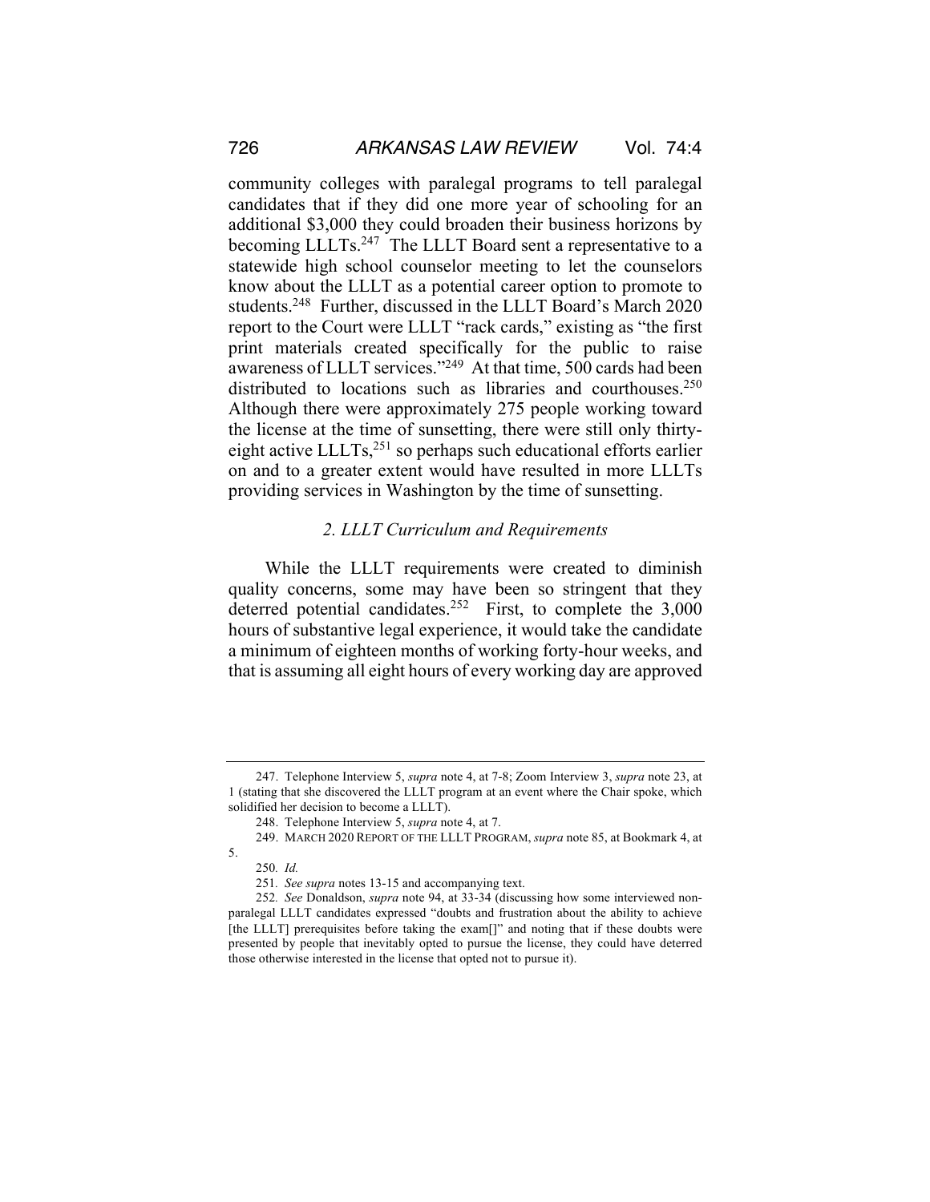community colleges with paralegal programs to tell paralegal candidates that if they did one more year of schooling for an additional $3,000 they could broaden their business horizons by becoming LLLTs.[247] The LLLT Board sent a representative to a statewide high school counselor meeting to let the counselors know about the LLLT as a potential career option to promote to students.[248] Further, discussed in the LLLT Board's March 2020 report to the Court were LLLT "rack cards," existing as "the first print materials created specifically for the public to raise awareness of LLLT services."[249] At that time, 500 cards had been distributed to locations such as libraries and courthouses.[250] Although there were approximately 275 people working toward the license at the time of sunsetting, there were still only thirty-eight active LLLTs,[251] so perhaps such educational efforts earlier on and to a greater extent would have resulted in more LLLTs providing services in Washington by the time of sunsetting.

### *2. LLLT Curriculum and Requirements*

While the LLLT requirements were created to diminish quality concerns, some may have been so stringent that they deterred potential candidates.[252] First, to complete the 3,000 hours of substantive legal experience, it would take the candidate a minimum of eighteen months of working forty-hour weeks, and that is assuming all eight hours of every working day are approved

---

247. Telephone Interview 5, *supra* note 4, at 7-8; Zoom Interview 3, *supra* note 23, at 1 (stating that she discovered the LLLT program at an event where the Chair spoke, which solidified her decision to become a LLLT).

248. Telephone Interview 5, *supra* note 4, at 7.

249. MARCH 2020 REPORT OF THE LLLT PROGRAM, *supra* note 85, at Bookmark 4, at 5.

250. *Id.*

251. *See supra* notes 13-15 and accompanying text.

252. *See* Donaldson, *supra* note 94, at 33-34 (discussing how some interviewed non-paralegal LLLT candidates expressed "doubts and frustration about the ability to achieve [the LLLT] prerequisites before taking the exam[]" and noting that if these doubts were presented by people that inevitably opted to pursue the license, they could have deterred those otherwise interested in the license that opted not to pursue it).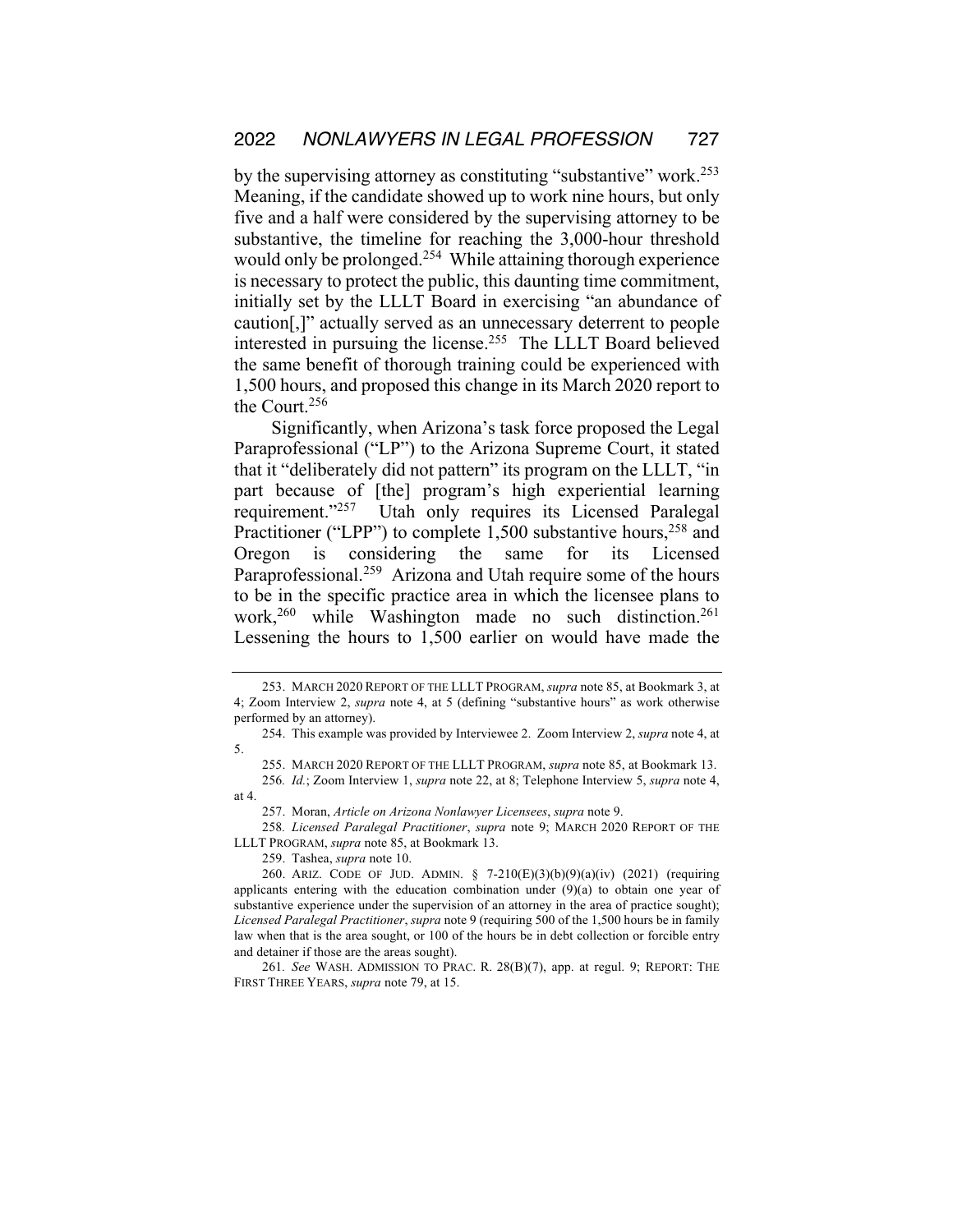by the supervising attorney as constituting "substantive" work.[253] Meaning, if the candidate showed up to work nine hours, but only five and a half were considered by the supervising attorney to be substantive, the timeline for reaching the 3,000-hour threshold would only be prolonged.[254] While attaining thorough experience is necessary to protect the public, this daunting time commitment, initially set by the LLLT Board in exercising "an abundance of caution[,]" actually served as an unnecessary deterrent to people interested in pursuing the license.[255] The LLLT Board believed the same benefit of thorough training could be experienced with 1,500 hours, and proposed this change in its March 2020 report to the Court.[256]

Significantly, when Arizona's task force proposed the Legal Paraprofessional ("LP") to the Arizona Supreme Court, it stated that it "deliberately did not pattern" its program on the LLLT, "in part because of [the] program's high experiential learning requirement."[257] Utah only requires its Licensed Paralegal Practitioner ("LPP") to complete 1,500 substantive hours,[258] and Oregon is considering the same for its Licensed Paraprofessional.[259] Arizona and Utah require some of the hours to be in the specific practice area in which the licensee plans to work,[260] while Washington made no such distinction.[261] Lessening the hours to 1,500 earlier on would have made the

---

253. MARCH 2020 REPORT OF THE LLLT PROGRAM, *supra* note 85, at Bookmark 3, at 4; Zoom Interview 2, *supra* note 4, at 5 (defining "substantive hours" as work otherwise performed by an attorney).

254. This example was provided by Interviewee 2. Zoom Interview 2, *supra* note 4, at 5.

255. MARCH 2020 REPORT OF THE LLLT PROGRAM, *supra* note 85, at Bookmark 13.

256. *Id.*; Zoom Interview 1, *supra* note 22, at 8; Telephone Interview 5, *supra* note 4, at 4.

257. Moran, *Article on Arizona Nonlawyer Licensees*, *supra* note 9.

258. *Licensed Paralegal Practitioner*, *supra* note 9; MARCH 2020 REPORT OF THE LLLT PROGRAM, *supra* note 85, at Bookmark 13.

259. Tashea, *supra* note 10.

260. ARIZ. CODE OF JUD. ADMIN. § 7-210(E)(3)(b)(9)(a)(iv) (2021) (requiring applicants entering with the education combination under (9)(a) to obtain one year of substantive experience under the supervision of an attorney in the area of practice sought); *Licensed Paralegal Practitioner*, *supra* note 9 (requiring 500 of the 1,500 hours be in family law when that is the area sought, or 100 of the hours be in debt collection or forcible entry and detainer if those are the areas sought).

261. *See* WASH. ADMISSION TO PRAC. R. 28(B)(7), app. at regul. 9; REPORT: THE FIRST THREE YEARS, *supra* note 79, at 15.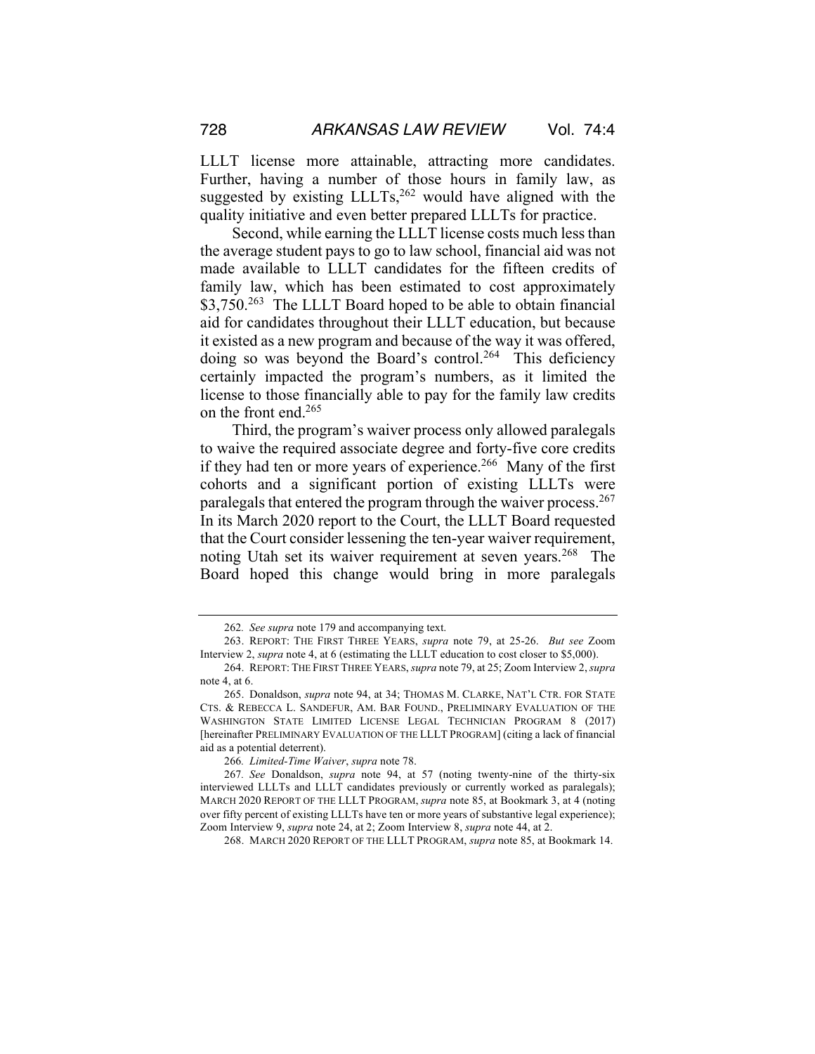LLLT license more attainable, attracting more candidates. Further, having a number of those hours in family law, as suggested by existing LLLTs,[262] would have aligned with the quality initiative and even better prepared LLLTs for practice.

Second, while earning the LLLT license costs much less than the average student pays to go to law school, financial aid was not made available to LLLT candidates for the fifteen credits of family law, which has been estimated to cost approximately \$3,750.[263] The LLLT Board hoped to be able to obtain financial aid for candidates throughout their LLLT education, but because it existed as a new program and because of the way it was offered, doing so was beyond the Board's control.[264] This deficiency certainly impacted the program's numbers, as it limited the license to those financially able to pay for the family law credits on the front end.[265]

Third, the program's waiver process only allowed paralegals to waive the required associate degree and forty-five core credits if they had ten or more years of experience.[266] Many of the first cohorts and a significant portion of existing LLLTs were paralegals that entered the program through the waiver process.[267] In its March 2020 report to the Court, the LLLT Board requested that the Court consider lessening the ten-year waiver requirement, noting Utah set its waiver requirement at seven years.[268] The Board hoped this change would bring in more paralegals

---

262. *See supra* note 179 and accompanying text.

263. REPORT: THE FIRST THREE YEARS, *supra* note 79, at 25-26. *But see* Zoom Interview 2, *supra* note 4, at 6 (estimating the LLLT education to cost closer to \$5,000).

264. REPORT: THE FIRST THREE YEARS, *supra* note 79, at 25; Zoom Interview 2, *supra* note 4, at 6.

265. Donaldson, *supra* note 94, at 34; THOMAS M. CLARKE, NAT'L CTR. FOR STATE CTS. & REBECCA L. SANDEFUR, AM. BAR FOUND., PRELIMINARY EVALUATION OF THE WASHINGTON STATE LIMITED LICENSE LEGAL TECHNICIAN PROGRAM 8 (2017) [hereinafter PRELIMINARY EVALUATION OF THE LLLT PROGRAM] (citing a lack of financial aid as a potential deterrent).

266. *Limited-Time Waiver*, *supra* note 78.

267. *See* Donaldson, *supra* note 94, at 57 (noting twenty-nine of the thirty-six interviewed LLLTs and LLLT candidates previously or currently worked as paralegals); MARCH 2020 REPORT OF THE LLLT PROGRAM, *supra* note 85, at Bookmark 3, at 4 (noting over fifty percent of existing LLLTs have ten or more years of substantive legal experience); Zoom Interview 9, *supra* note 24, at 2; Zoom Interview 8, *supra* note 44, at 2.

268. MARCH 2020 REPORT OF THE LLLT PROGRAM, *supra* note 85, at Bookmark 14.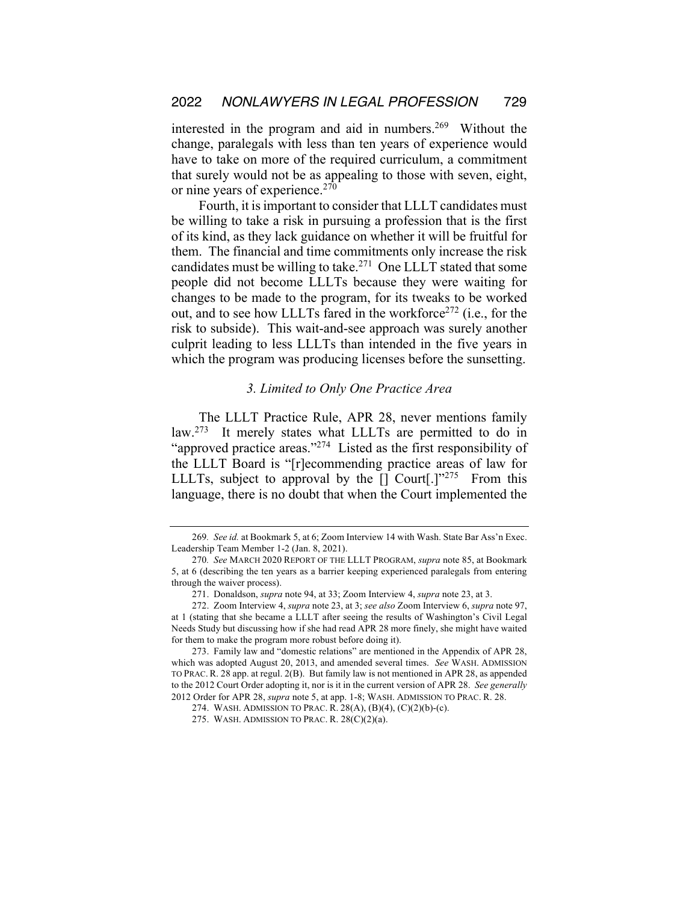interested in the program and aid in numbers.[269] Without the change, paralegals with less than ten years of experience would have to take on more of the required curriculum, a commitment that surely would not be as appealing to those with seven, eight, or nine years of experience.[270]

Fourth, it is important to consider that LLLT candidates must be willing to take a risk in pursuing a profession that is the first of its kind, as they lack guidance on whether it will be fruitful for them. The financial and time commitments only increase the risk candidates must be willing to take.[271] One LLLT stated that some people did not become LLLTs because they were waiting for changes to be made to the program, for its tweaks to be worked out, and to see how LLLTs fared in the workforce[272] (i.e., for the risk to subside). This wait-and-see approach was surely another culprit leading to less LLLTs than intended in the five years in which the program was producing licenses before the sunsetting.

### *3. Limited to Only One Practice Area*

The LLLT Practice Rule, APR 28, never mentions family law.[273] It merely states what LLLTs are permitted to do in "approved practice areas."[274] Listed as the first responsibility of the LLLT Board is "[r]ecommending practice areas of law for LLLTs, subject to approval by the [] Court[.]"[275] From this language, there is no doubt that when the Court implemented the

---

269. *See id.* at Bookmark 5, at 6; Zoom Interview 14 with Wash. State Bar Ass'n Exec. Leadership Team Member 1-2 (Jan. 8, 2021).

270. *See* MARCH 2020 REPORT OF THE LLLT PROGRAM, *supra* note 85, at Bookmark 5, at 6 (describing the ten years as a barrier keeping experienced paralegals from entering through the waiver process).

271. Donaldson, *supra* note 94, at 33; Zoom Interview 4, *supra* note 23, at 3.

272. Zoom Interview 4, *supra* note 23, at 3; *see also* Zoom Interview 6, *supra* note 97, at 1 (stating that she became a LLLT after seeing the results of Washington's Civil Legal Needs Study but discussing how if she had read APR 28 more finely, she might have waited for them to make the program more robust before doing it).

273. Family law and "domestic relations" are mentioned in the Appendix of APR 28, which was adopted August 20, 2013, and amended several times. *See* WASH. ADMISSION TO PRAC. R. 28 app. at regul. 2(B). But family law is not mentioned in APR 28, as appended to the 2012 Court Order adopting it, nor is it in the current version of APR 28. *See generally* 2012 Order for APR 28, *supra* note 5, at app. 1-8; WASH. ADMISSION TO PRAC. R. 28.

274. WASH. ADMISSION TO PRAC. R. 28(A), (B)(4), (C)(2)(b)-(c).

275. WASH. ADMISSION TO PRAC. R. 28(C)(2)(a).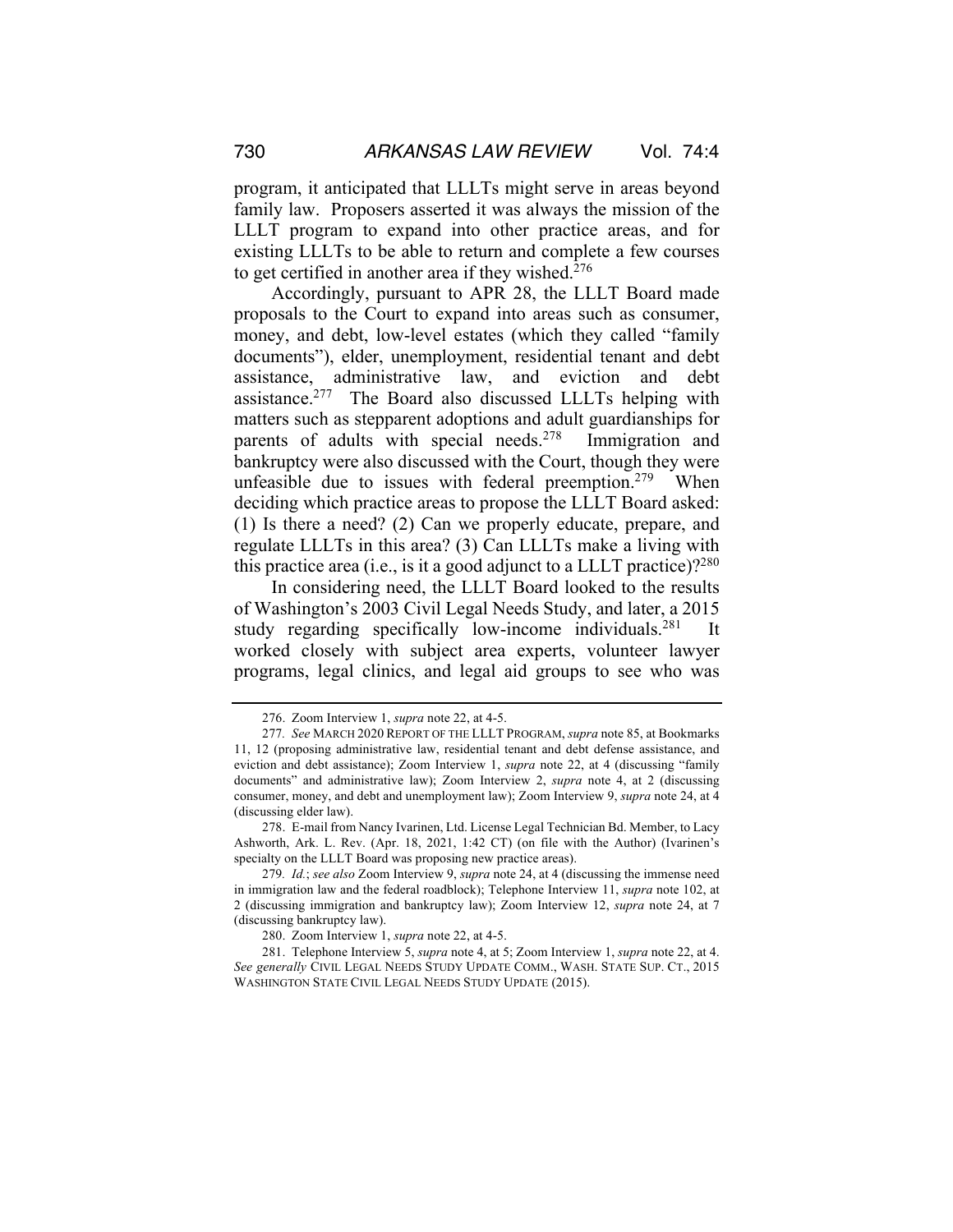program, it anticipated that LLLTs might serve in areas beyond family law. Proposers asserted it was always the mission of the LLLT program to expand into other practice areas, and for existing LLLTs to be able to return and complete a few courses to get certified in another area if they wished.[276]

Accordingly, pursuant to APR 28, the LLLT Board made proposals to the Court to expand into areas such as consumer, money, and debt, low-level estates (which they called "family documents"), elder, unemployment, residential tenant and debt assistance, administrative law, and eviction and debt assistance.[277] The Board also discussed LLLTs helping with matters such as stepparent adoptions and adult guardianships for parents of adults with special needs.[278] Immigration and bankruptcy were also discussed with the Court, though they were unfeasible due to issues with federal preemption.[279] When deciding which practice areas to propose the LLLT Board asked: (1) Is there a need? (2) Can we properly educate, prepare, and regulate LLLTs in this area? (3) Can LLLTs make a living with this practice area (i.e., is it a good adjunct to a LLLT practice)?[280]

In considering need, the LLLT Board looked to the results of Washington's 2003 Civil Legal Needs Study, and later, a 2015 study regarding specifically low-income individuals.[281] It worked closely with subject area experts, volunteer lawyer programs, legal clinics, and legal aid groups to see who was

---

276. Zoom Interview 1, *supra* note 22, at 4-5.

277. *See* MARCH 2020 REPORT OF THE LLLT PROGRAM, *supra* note 85, at Bookmarks 11, 12 (proposing administrative law, residential tenant and debt defense assistance, and eviction and debt assistance); Zoom Interview 1, *supra* note 22, at 4 (discussing "family documents" and administrative law); Zoom Interview 2, *supra* note 4, at 2 (discussing consumer, money, and debt and unemployment law); Zoom Interview 9, *supra* note 24, at 4 (discussing elder law).

278. E-mail from Nancy Ivarinen, Ltd. License Legal Technician Bd. Member, to Lacy Ashworth, Ark. L. Rev. (Apr. 18, 2021, 1:42 CT) (on file with the Author) (Ivarinen's specialty on the LLLT Board was proposing new practice areas).

279. *Id.*; *see also* Zoom Interview 9, *supra* note 24, at 4 (discussing the immense need in immigration law and the federal roadblock); Telephone Interview 11, *supra* note 102, at 2 (discussing immigration and bankruptcy law); Zoom Interview 12, *supra* note 24, at 7 (discussing bankruptcy law).

280. Zoom Interview 1, *supra* note 22, at 4-5.

281. Telephone Interview 5, *supra* note 4, at 5; Zoom Interview 1, *supra* note 22, at 4. *See generally* CIVIL LEGAL NEEDS STUDY UPDATE COMM., WASH. STATE SUP. CT., 2015 WASHINGTON STATE CIVIL LEGAL NEEDS STUDY UPDATE (2015).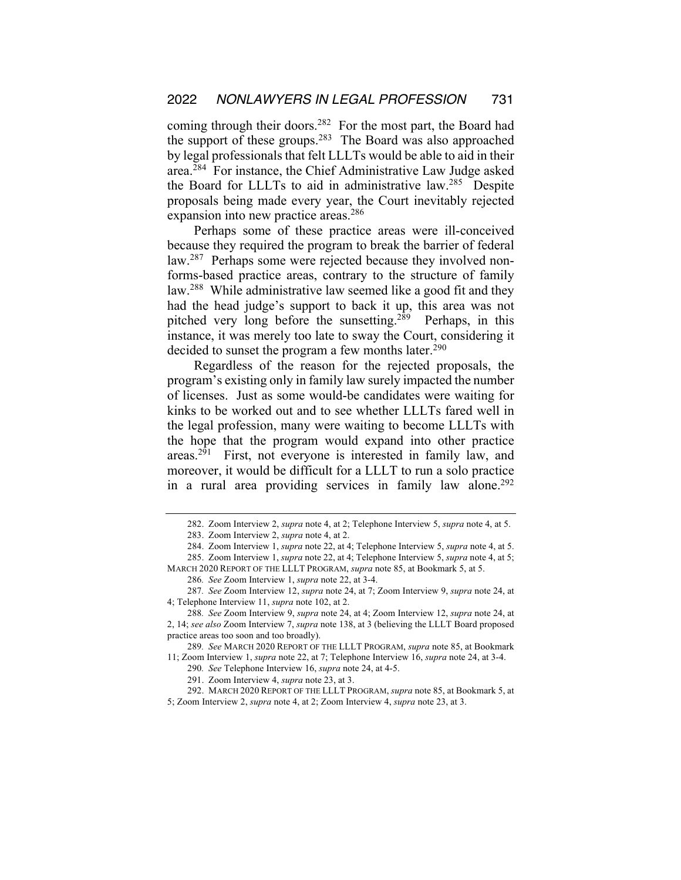coming through their doors.[282] For the most part, the Board had the support of these groups.[283] The Board was also approached by legal professionals that felt LLLTs would be able to aid in their area.[284] For instance, the Chief Administrative Law Judge asked the Board for LLLTs to aid in administrative law.[285] Despite proposals being made every year, the Court inevitably rejected expansion into new practice areas.[286]

Perhaps some of these practice areas were ill-conceived because they required the program to break the barrier of federal law.[287] Perhaps some were rejected because they involved non-forms-based practice areas, contrary to the structure of family law.[288] While administrative law seemed like a good fit and they had the head judge's support to back it up, this area was not pitched very long before the sunsetting.[289] Perhaps, in this instance, it was merely too late to sway the Court, considering it decided to sunset the program a few months later.[290]

Regardless of the reason for the rejected proposals, the program's existing only in family law surely impacted the number of licenses. Just as some would-be candidates were waiting for kinks to be worked out and to see whether LLLTs fared well in the legal profession, many were waiting to become LLLTs with the hope that the program would expand into other practice areas.[291] First, not everyone is interested in family law, and moreover, it would be difficult for a LLLT to run a solo practice in a rural area providing services in family law alone.[292]

---

282. Zoom Interview 2, *supra* note 4, at 2; Telephone Interview 5, *supra* note 4, at 5.

283. Zoom Interview 2, *supra* note 4, at 2.

284. Zoom Interview 1, *supra* note 22, at 4; Telephone Interview 5, *supra* note 4, at 5.

285. Zoom Interview 1, *supra* note 22, at 4; Telephone Interview 5, *supra* note 4, at 5; MARCH 2020 REPORT OF THE LLLT PROGRAM, *supra* note 85, at Bookmark 5, at 5.

286. *See* Zoom Interview 1, *supra* note 22, at 3-4.

287. *See* Zoom Interview 12, *supra* note 24, at 7; Zoom Interview 9, *supra* note 24, at 4; Telephone Interview 11, *supra* note 102, at 2.

288. *See* Zoom Interview 9, *supra* note 24, at 4; Zoom Interview 12, *supra* note 24, at 2, 14; *see also* Zoom Interview 7, *supra* note 138, at 3 (believing the LLLT Board proposed practice areas too soon and too broadly).

289. *See* MARCH 2020 REPORT OF THE LLLT PROGRAM, *supra* note 85, at Bookmark 11; Zoom Interview 1, *supra* note 22, at 7; Telephone Interview 16, *supra* note 24, at 3-4.

290. *See* Telephone Interview 16, *supra* note 24, at 4-5.

291. Zoom Interview 4, *supra* note 23, at 3.

292. MARCH 2020 REPORT OF THE LLLT PROGRAM, *supra* note 85, at Bookmark 5, at 5; Zoom Interview 2, *supra* note 4, at 2; Zoom Interview 4, *supra* note 23, at 3.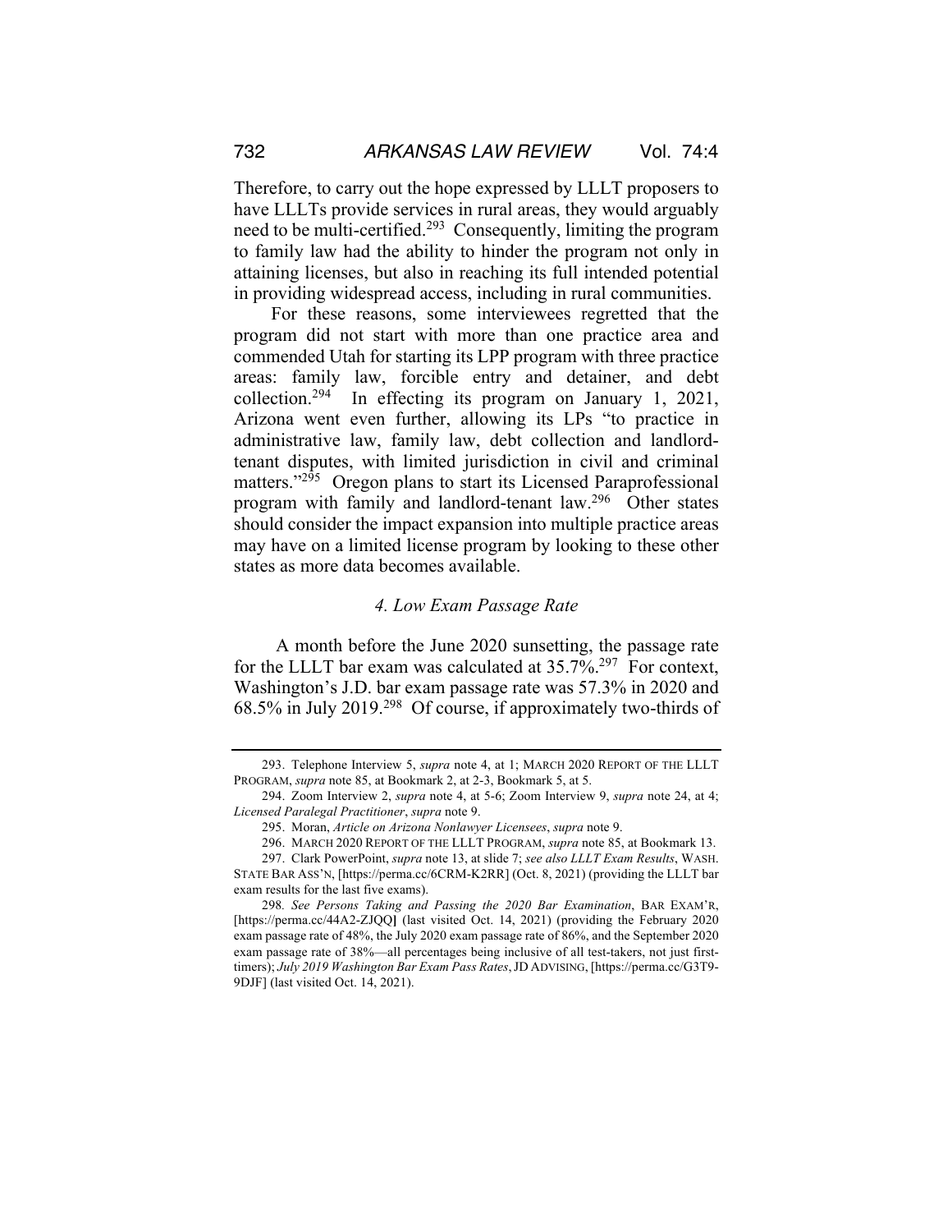Therefore, to carry out the hope expressed by LLLT proposers to have LLLTs provide services in rural areas, they would arguably need to be multi-certified.[293] Consequently, limiting the program to family law had the ability to hinder the program not only in attaining licenses, but also in reaching its full intended potential in providing widespread access, including in rural communities.

For these reasons, some interviewees regretted that the program did not start with more than one practice area and commended Utah for starting its LPP program with three practice areas: family law, forcible entry and detainer, and debt collection.[294] In effecting its program on January 1, 2021, Arizona went even further, allowing its LPs "to practice in administrative law, family law, debt collection and landlord-tenant disputes, with limited jurisdiction in civil and criminal matters."[295] Oregon plans to start its Licensed Paraprofessional program with family and landlord-tenant law.[296] Other states should consider the impact expansion into multiple practice areas may have on a limited license program by looking to these other states as more data becomes available.

### *4. Low Exam Passage Rate*

A month before the June 2020 sunsetting, the passage rate for the LLLT bar exam was calculated at 35.7%.[297] For context, Washington's J.D. bar exam passage rate was 57.3% in 2020 and 68.5% in July 2019.[298] Of course, if approximately two-thirds of

---

293. Telephone Interview 5, *supra* note 4, at 1; MARCH 2020 REPORT OF THE LLLT PROGRAM, *supra* note 85, at Bookmark 2, at 2-3, Bookmark 5, at 5.

294. Zoom Interview 2, *supra* note 4, at 5-6; Zoom Interview 9, *supra* note 24, at 4; *Licensed Paralegal Practitioner*, *supra* note 9.

295. Moran, *Article on Arizona Nonlawyer Licensees*, *supra* note 9.

296. MARCH 2020 REPORT OF THE LLLT PROGRAM, *supra* note 85, at Bookmark 13.

297. Clark PowerPoint, *supra* note 13, at slide 7; *see also LLLT Exam Results*, WASH. STATE BAR ASS'N, [https://perma.cc/6CRM-K2RR] (Oct. 8, 2021) (providing the LLLT bar exam results for the last five exams).

298. *See Persons Taking and Passing the 2020 Bar Examination*, BAR EXAM'R, [https://perma.cc/44A2-ZJQQ] (last visited Oct. 14, 2021) (providing the February 2020 exam passage rate of 48%, the July 2020 exam passage rate of 86%, and the September 2020 exam passage rate of 38%—all percentages being inclusive of all test-takers, not just first-timers); *July 2019 Washington Bar Exam Pass Rates*, JD ADVISING, [https://perma.cc/G3T9-9DJF] (last visited Oct. 14, 2021).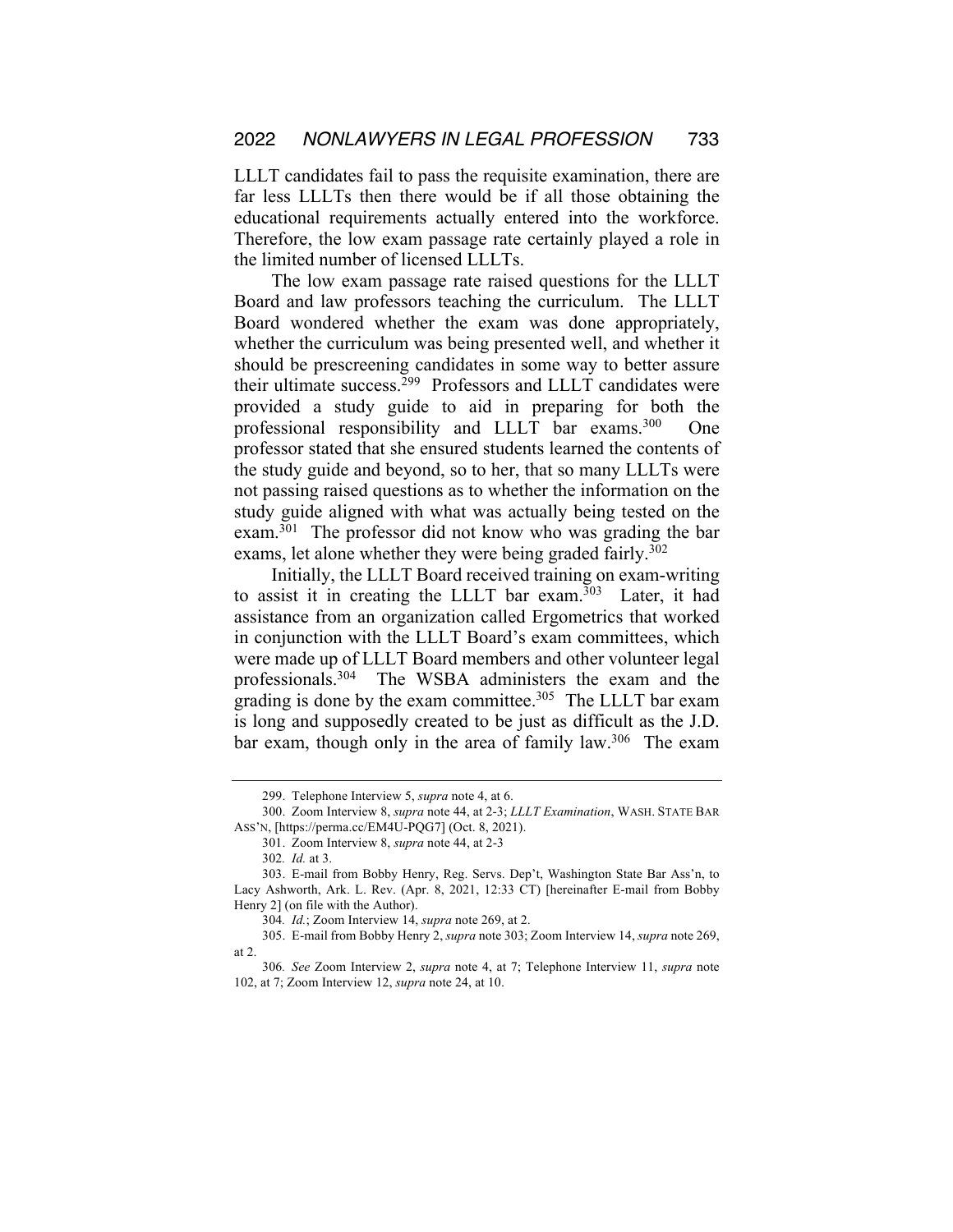LLLT candidates fail to pass the requisite examination, there are far less LLLTs then there would be if all those obtaining the educational requirements actually entered into the workforce. Therefore, the low exam passage rate certainly played a role in the limited number of licensed LLLTs.

The low exam passage rate raised questions for the LLLT Board and law professors teaching the curriculum. The LLLT Board wondered whether the exam was done appropriately, whether the curriculum was being presented well, and whether it should be prescreening candidates in some way to better assure their ultimate success.[299] Professors and LLLT candidates were provided a study guide to aid in preparing for both the professional responsibility and LLLT bar exams.[300] One professor stated that she ensured students learned the contents of the study guide and beyond, so to her, that so many LLLTs were not passing raised questions as to whether the information on the study guide aligned with what was actually being tested on the exam.[301] The professor did not know who was grading the bar exams, let alone whether they were being graded fairly.[302]

Initially, the LLLT Board received training on exam-writing to assist it in creating the LLLT bar exam.[303] Later, it had assistance from an organization called Ergometrics that worked in conjunction with the LLLT Board's exam committees, which were made up of LLLT Board members and other volunteer legal professionals.[304] The WSBA administers the exam and the grading is done by the exam committee.[305] The LLLT bar exam is long and supposedly created to be just as difficult as the J.D. bar exam, though only in the area of family law.[306] The exam

---

299. Telephone Interview 5, *supra* note 4, at 6.

300. Zoom Interview 8, *supra* note 44, at 2-3; *LLLT Examination*, WASH. STATE BAR ASS'N, [https://perma.cc/EM4U-PQG7] (Oct. 8, 2021).

301. Zoom Interview 8, *supra* note 44, at 2-3

302. *Id.* at 3.

303. E-mail from Bobby Henry, Reg. Servs. Dep't, Washington State Bar Ass'n, to Lacy Ashworth, Ark. L. Rev. (Apr. 8, 2021, 12:33 CT) [hereinafter E-mail from Bobby Henry 2] (on file with the Author).

304. *Id.*; Zoom Interview 14, *supra* note 269, at 2.

305. E-mail from Bobby Henry 2, *supra* note 303; Zoom Interview 14, *supra* note 269, at 2.

306. *See* Zoom Interview 2, *supra* note 4, at 7; Telephone Interview 11, *supra* note 102, at 7; Zoom Interview 12, *supra* note 24, at 10.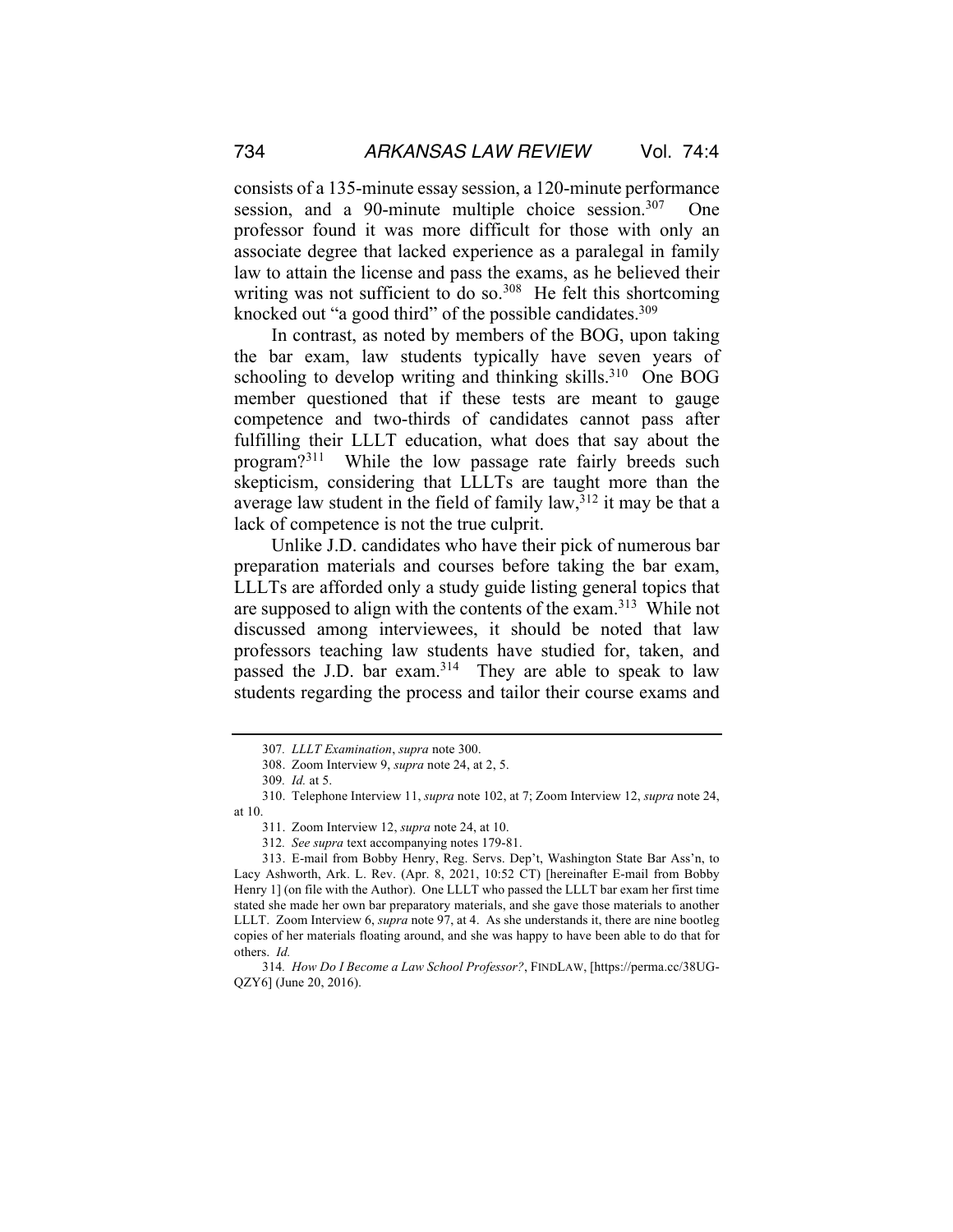consists of a 135-minute essay session, a 120-minute performance session, and a 90-minute multiple choice session.[307] One professor found it was more difficult for those with only an associate degree that lacked experience as a paralegal in family law to attain the license and pass the exams, as he believed their writing was not sufficient to do so.[308] He felt this shortcoming knocked out "a good third" of the possible candidates.[309]

In contrast, as noted by members of the BOG, upon taking the bar exam, law students typically have seven years of schooling to develop writing and thinking skills.[310] One BOG member questioned that if these tests are meant to gauge competence and two-thirds of candidates cannot pass after fulfilling their LLLT education, what does that say about the program?[311] While the low passage rate fairly breeds such skepticism, considering that LLLTs are taught more than the average law student in the field of family law,[312] it may be that a lack of competence is not the true culprit.

Unlike J.D. candidates who have their pick of numerous bar preparation materials and courses before taking the bar exam, LLLTs are afforded only a study guide listing general topics that are supposed to align with the contents of the exam.[313] While not discussed among interviewees, it should be noted that law professors teaching law students have studied for, taken, and passed the J.D. bar exam.[314] They are able to speak to law students regarding the process and tailor their course exams and

---

307. *LLLT Examination*, *supra* note 300.

308. Zoom Interview 9, *supra* note 24, at 2, 5.

309. *Id.* at 5.

310. Telephone Interview 11, *supra* note 102, at 7; Zoom Interview 12, *supra* note 24, at 10.

311. Zoom Interview 12, *supra* note 24, at 10.

312. *See supra* text accompanying notes 179-81.

313. E-mail from Bobby Henry, Reg. Servs. Dep't, Washington State Bar Ass'n, to Lacy Ashworth, Ark. L. Rev. (Apr. 8, 2021, 10:52 CT) [hereinafter E-mail from Bobby Henry 1] (on file with the Author). One LLLT who passed the LLLT bar exam her first time stated she made her own bar preparatory materials, and she gave those materials to another LLLT. Zoom Interview 6, *supra* note 97, at 4. As she understands it, there are nine bootleg copies of her materials floating around, and she was happy to have been able to do that for others. *Id.*

314. *How Do I Become a Law School Professor?*, FINDLAW, [https://perma.cc/38UG-QZY6] (June 20, 2016).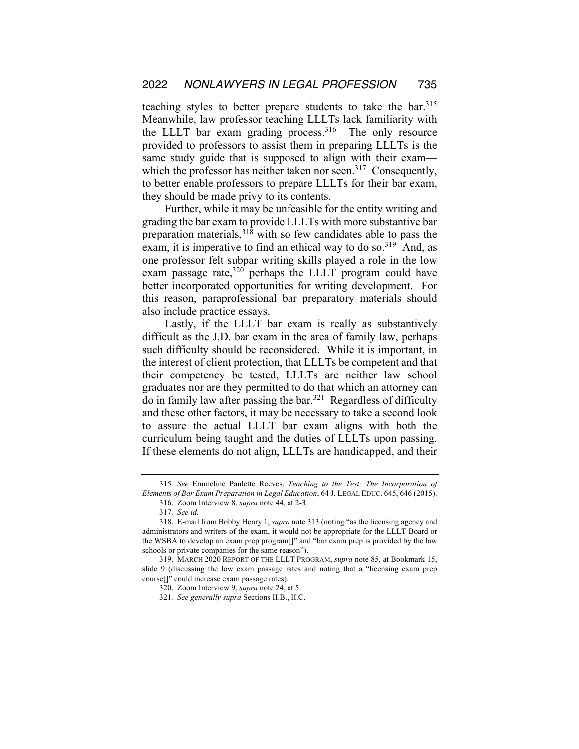teaching styles to better prepare students to take the bar.[315] Meanwhile, law professor teaching LLLTs lack familiarity with the LLLT bar exam grading process.[316] The only resource provided to professors to assist them in preparing LLLTs is the same study guide that is supposed to align with their exam—which the professor has neither taken nor seen.[317] Consequently, to better enable professors to prepare LLLTs for their bar exam, they should be made privy to its contents.

Further, while it may be unfeasible for the entity writing and grading the bar exam to provide LLLTs with more substantive bar preparation materials,[318] with so few candidates able to pass the exam, it is imperative to find an ethical way to do so.[319] And, as one professor felt subpar writing skills played a role in the low exam passage rate,[320] perhaps the LLLT program could have better incorporated opportunities for writing development. For this reason, paraprofessional bar preparatory materials should also include practice essays.

Lastly, if the LLLT bar exam is really as substantively difficult as the J.D. bar exam in the area of family law, perhaps such difficulty should be reconsidered. While it is important, in the interest of client protection, that LLLTs be competent and that their competency be tested, LLLTs are neither law school graduates nor are they permitted to do that which an attorney can do in family law after passing the bar.[321] Regardless of difficulty and these other factors, it may be necessary to take a second look to assure the actual LLLT bar exam aligns with both the curriculum being taught and the duties of LLLTs upon passing. If these elements do not align, LLLTs are handicapped, and their

---

315. *See* Emmeline Paulette Reeves, *Teaching to the Test: The Incorporation of Elements of Bar Exam Preparation in Legal Education*, 64 J. LEGAL EDUC. 645, 646 (2015).

316. Zoom Interview 8, *supra* note 44, at 2-3.

317. *See id.*

318. E-mail from Bobby Henry 1, *supra* note 313 (noting "as the licensing agency and administrators and writers of the exam, it would not be appropriate for the LLLT Board or the WSBA to develop an exam prep program[]" and "bar exam prep is provided by the law schools or private companies for the same reason").

319. MARCH 2020 REPORT OF THE LLLT PROGRAM, *supra* note 85, at Bookmark 15, slide 9 (discussing the low exam passage rates and noting that a "licensing exam prep course[]" could increase exam passage rates).

320. Zoom Interview 9, *supra* note 24, at 5.

321. *See generally supra* Sections II.B., II.C.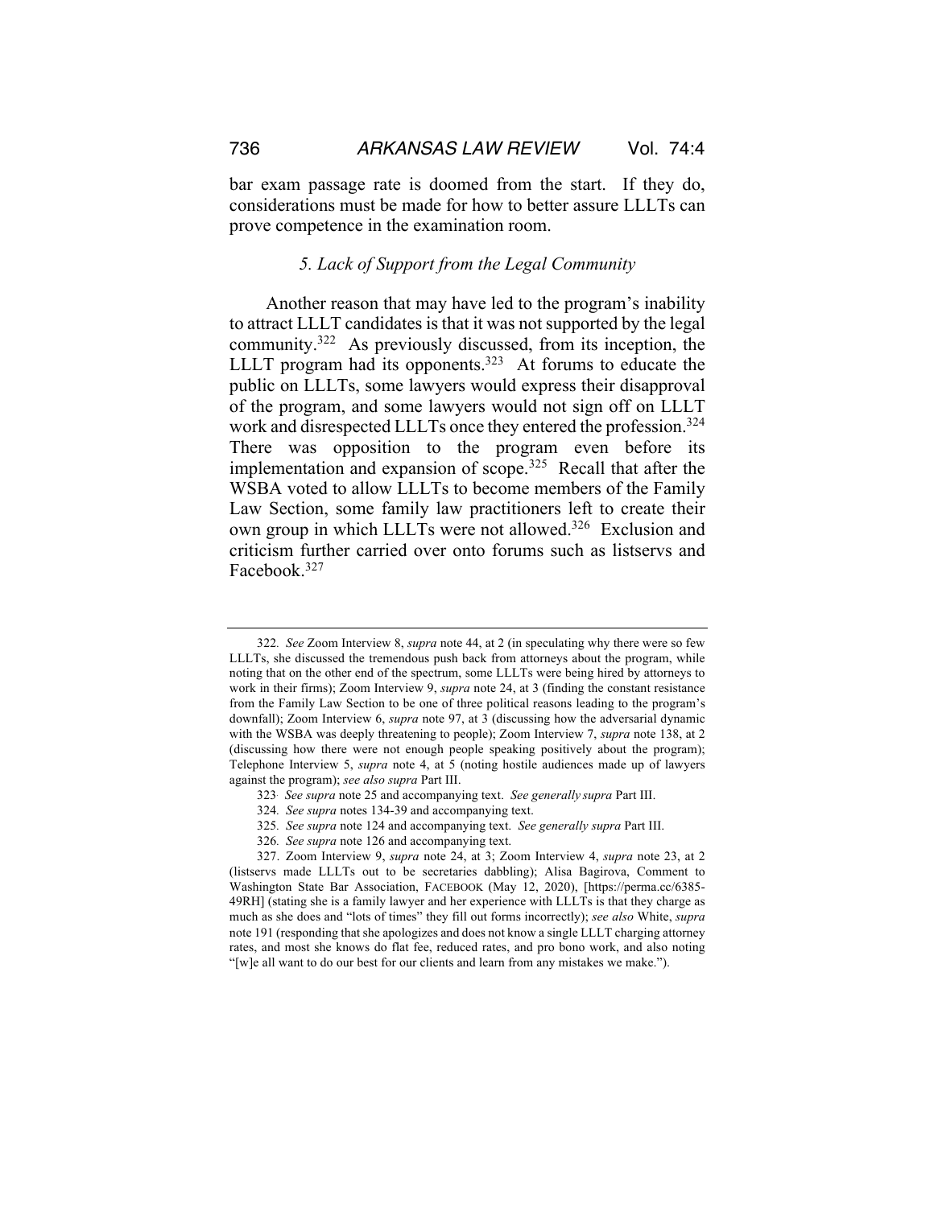bar exam passage rate is doomed from the start. If they do, considerations must be made for how to better assure LLLTs can prove competence in the examination room.

### *5. Lack of Support from the Legal Community*

Another reason that may have led to the program's inability to attract LLLT candidates is that it was not supported by the legal community.[322] As previously discussed, from its inception, the LLLT program had its opponents.[323] At forums to educate the public on LLLTs, some lawyers would express their disapproval of the program, and some lawyers would not sign off on LLLT work and disrespected LLLTs once they entered the profession.[324] There was opposition to the program even before its implementation and expansion of scope.[325] Recall that after the WSBA voted to allow LLLTs to become members of the Family Law Section, some family law practitioners left to create their own group in which LLLTs were not allowed.[326] Exclusion and criticism further carried over onto forums such as listservs and Facebook.[327]

---

322. *See* Zoom Interview 8, *supra* note 44, at 2 (in speculating why there were so few LLLTs, she discussed the tremendous push back from attorneys about the program, while noting that on the other end of the spectrum, some LLLTs were being hired by attorneys to work in their firms); Zoom Interview 9, *supra* note 24, at 3 (finding the constant resistance from the Family Law Section to be one of three political reasons leading to the program's downfall); Zoom Interview 6, *supra* note 97, at 3 (discussing how the adversarial dynamic with the WSBA was deeply threatening to people); Zoom Interview 7, *supra* note 138, at 2 (discussing how there were not enough people speaking positively about the program); Telephone Interview 5, *supra* note 4, at 5 (noting hostile audiences made up of lawyers against the program); *see also supra* Part III.

323. *See supra* note 25 and accompanying text. *See generally supra* Part III.

324. *See supra* notes 134-39 and accompanying text.

325. *See supra* note 124 and accompanying text. *See generally supra* Part III.

326. *See supra* note 126 and accompanying text.

327. Zoom Interview 9, *supra* note 24, at 3; Zoom Interview 4, *supra* note 23, at 2 (listservs made LLLTs out to be secretaries dabbling); Alisa Bagirova, Comment to Washington State Bar Association, FACEBOOK (May 12, 2020), [https://perma.cc/6385-49RH] (stating she is a family lawyer and her experience with LLLTs is that they charge as much as she does and "lots of times" they fill out forms incorrectly); *see also* White, *supra* note 191 (responding that she apologizes and does not know a single LLLT charging attorney rates, and most she knows do flat fee, reduced rates, and pro bono work, and also noting "[w]e all want to do our best for our clients and learn from any mistakes we make.").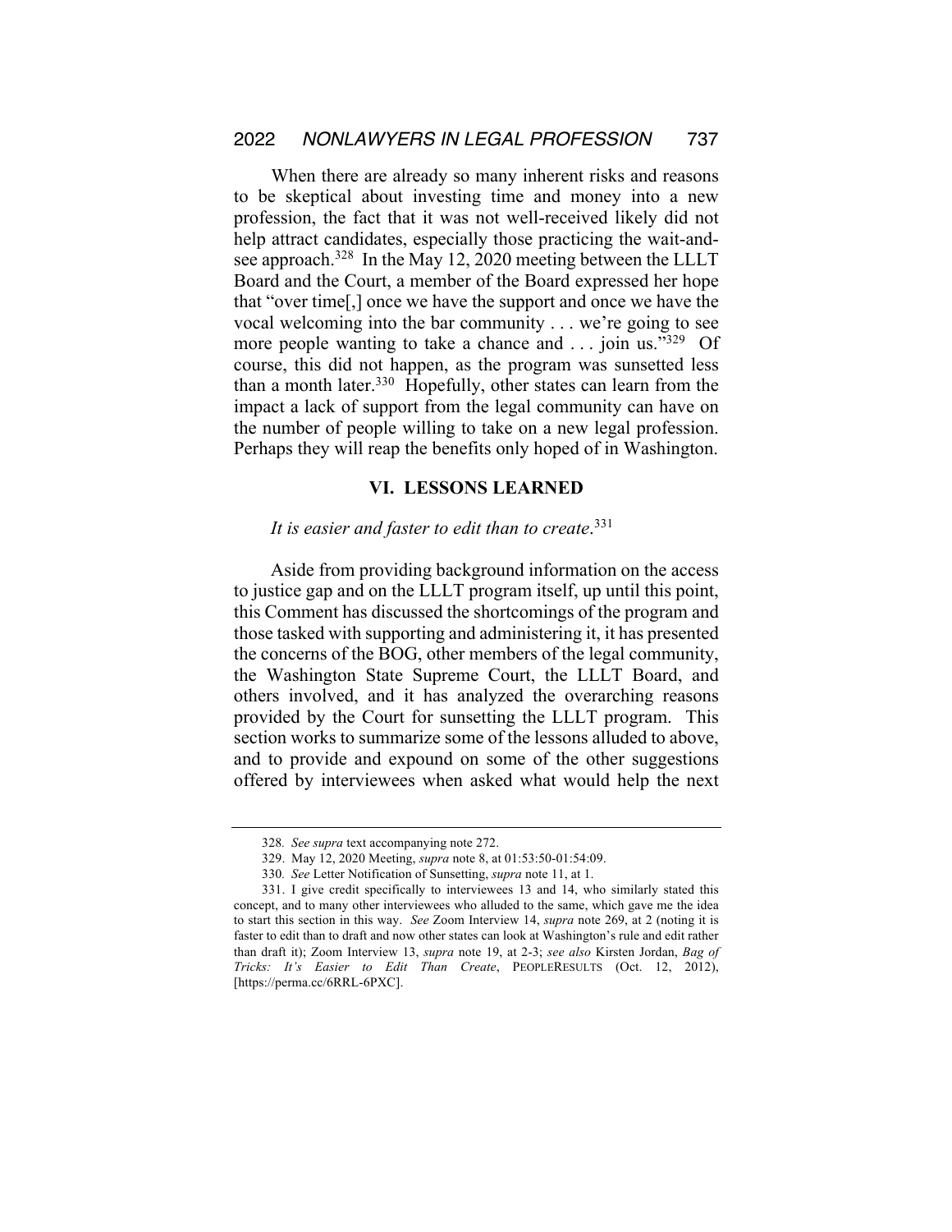When there are already so many inherent risks and reasons to be skeptical about investing time and money into a new profession, the fact that it was not well-received likely did not help attract candidates, especially those practicing the wait-and-see approach.[328] In the May 12, 2020 meeting between the LLLT Board and the Court, a member of the Board expressed her hope that "over time[,] once we have the support and once we have the vocal welcoming into the bar community . . . we're going to see more people wanting to take a chance and . . . join us."[329] Of course, this did not happen, as the program was sunsetted less than a month later.[330] Hopefully, other states can learn from the impact a lack of support from the legal community can have on the number of people willing to take on a new legal profession. Perhaps they will reap the benefits only hoped of in Washington.

## VI. LESSONS LEARNED

*It is easier and faster to edit than to create*.[331]

Aside from providing background information on the access to justice gap and on the LLLT program itself, up until this point, this Comment has discussed the shortcomings of the program and those tasked with supporting and administering it, it has presented the concerns of the BOG, other members of the legal community, the Washington State Supreme Court, the LLLT Board, and others involved, and it has analyzed the overarching reasons provided by the Court for sunsetting the LLLT program. This section works to summarize some of the lessons alluded to above, and to provide and expound on some of the other suggestions offered by interviewees when asked what would help the next

---

328. *See supra* text accompanying note 272.

329. May 12, 2020 Meeting, *supra* note 8, at 01:53:50-01:54:09.

330. *See* Letter Notification of Sunsetting, *supra* note 11, at 1.

331. I give credit specifically to interviewees 13 and 14, who similarly stated this concept, and to many other interviewees who alluded to the same, which gave me the idea to start this section in this way. *See* Zoom Interview 14, *supra* note 269, at 2 (noting it is faster to edit than to draft and now other states can look at Washington's rule and edit rather than draft it); Zoom Interview 13, *supra* note 19, at 2-3; *see also* Kirsten Jordan, *Bag of Tricks: It's Easier to Edit Than Create*, PEOPLERESULTS (Oct. 12, 2012), [https://perma.cc/6RRL-6PXC].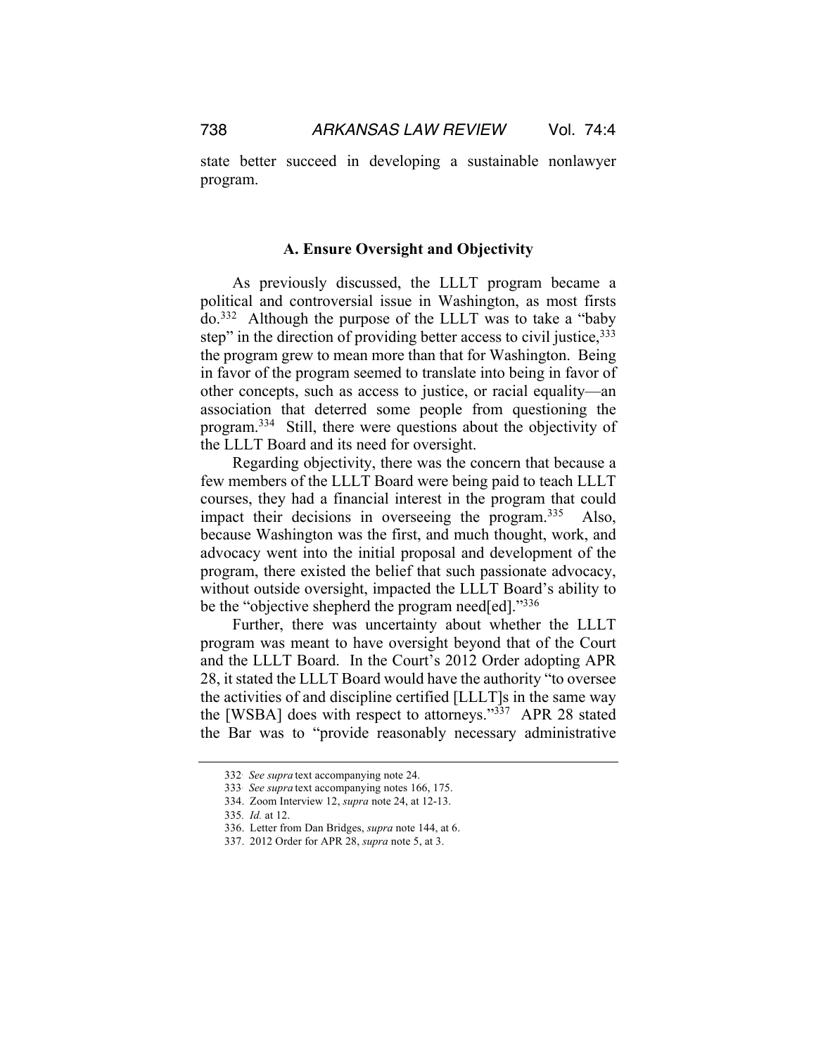state better succeed in developing a sustainable nonlawyer program.

### A. Ensure Oversight and Objectivity

As previously discussed, the LLLT program became a political and controversial issue in Washington, as most firsts do.[332] Although the purpose of the LLLT was to take a "baby step" in the direction of providing better access to civil justice,[333] the program grew to mean more than that for Washington. Being in favor of the program seemed to translate into being in favor of other concepts, such as access to justice, or racial equality—an association that deterred some people from questioning the program.[334] Still, there were questions about the objectivity of the LLLT Board and its need for oversight.

Regarding objectivity, there was the concern that because a few members of the LLLT Board were being paid to teach LLLT courses, they had a financial interest in the program that could impact their decisions in overseeing the program.[335] Also, because Washington was the first, and much thought, work, and advocacy went into the initial proposal and development of the program, there existed the belief that such passionate advocacy, without outside oversight, impacted the LLLT Board's ability to be the "objective shepherd the program need[ed]."[336]

Further, there was uncertainty about whether the LLLT program was meant to have oversight beyond that of the Court and the LLLT Board. In the Court's 2012 Order adopting APR 28, it stated the LLLT Board would have the authority "to oversee the activities of and discipline certified [LLLT]s in the same way the [WSBA] does with respect to attorneys."[337] APR 28 stated the Bar was to "provide reasonably necessary administrative

---

332. *See supra* text accompanying note 24.

333. *See supra* text accompanying notes 166, 175.

334. Zoom Interview 12, *supra* note 24, at 12-13.

335. *Id.* at 12.

336. Letter from Dan Bridges, *supra* note 144, at 6.

337. 2012 Order for APR 28, *supra* note 5, at 3.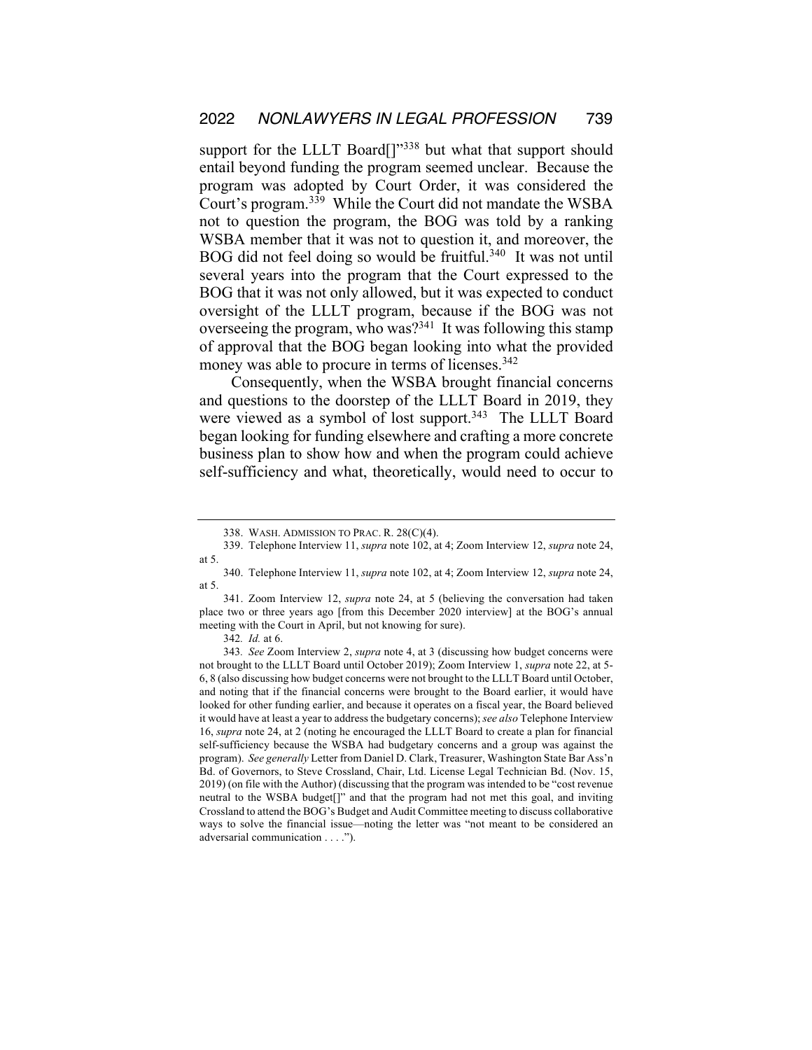support for the LLLT Board[]"[338] but what that support should entail beyond funding the program seemed unclear. Because the program was adopted by Court Order, it was considered the Court's program.[339] While the Court did not mandate the WSBA not to question the program, the BOG was told by a ranking WSBA member that it was not to question it, and moreover, the BOG did not feel doing so would be fruitful.[340] It was not until several years into the program that the Court expressed to the BOG that it was not only allowed, but it was expected to conduct oversight of the LLLT program, because if the BOG was not overseeing the program, who was?[341] It was following this stamp of approval that the BOG began looking into what the provided money was able to procure in terms of licenses.[342]

Consequently, when the WSBA brought financial concerns and questions to the doorstep of the LLLT Board in 2019, they were viewed as a symbol of lost support.[343] The LLLT Board began looking for funding elsewhere and crafting a more concrete business plan to show how and when the program could achieve self-sufficiency and what, theoretically, would need to occur to

---

338. WASH. ADMISSION TO PRAC. R. 28(C)(4).

339. Telephone Interview 11, *supra* note 102, at 4; Zoom Interview 12, *supra* note 24, at 5.

340. Telephone Interview 11, *supra* note 102, at 4; Zoom Interview 12, *supra* note 24, at 5.

341. Zoom Interview 12, *supra* note 24, at 5 (believing the conversation had taken place two or three years ago [from this December 2020 interview] at the BOG's annual meeting with the Court in April, but not knowing for sure).

342. *Id.* at 6.

343. *See* Zoom Interview 2, *supra* note 4, at 3 (discussing how budget concerns were not brought to the LLLT Board until October 2019); Zoom Interview 1, *supra* note 22, at 5-6, 8 (also discussing how budget concerns were not brought to the LLLT Board until October, and noting that if the financial concerns were brought to the Board earlier, it would have looked for other funding earlier, and because it operates on a fiscal year, the Board believed it would have at least a year to address the budgetary concerns); *see also* Telephone Interview 16, *supra* note 24, at 2 (noting he encouraged the LLLT Board to create a plan for financial self-sufficiency because the WSBA had budgetary concerns and a group was against the program). *See generally* Letter from Daniel D. Clark, Treasurer, Washington State Bar Ass'n Bd. of Governors, to Steve Crossland, Chair, Ltd. License Legal Technician Bd. (Nov. 15, 2019) (on file with the Author) (discussing that the program was intended to be "cost revenue neutral to the WSBA budget[]" and that the program had not met this goal, and inviting Crossland to attend the BOG's Budget and Audit Committee meeting to discuss collaborative ways to solve the financial issue—noting the letter was "not meant to be considered an adversarial communication . . . .").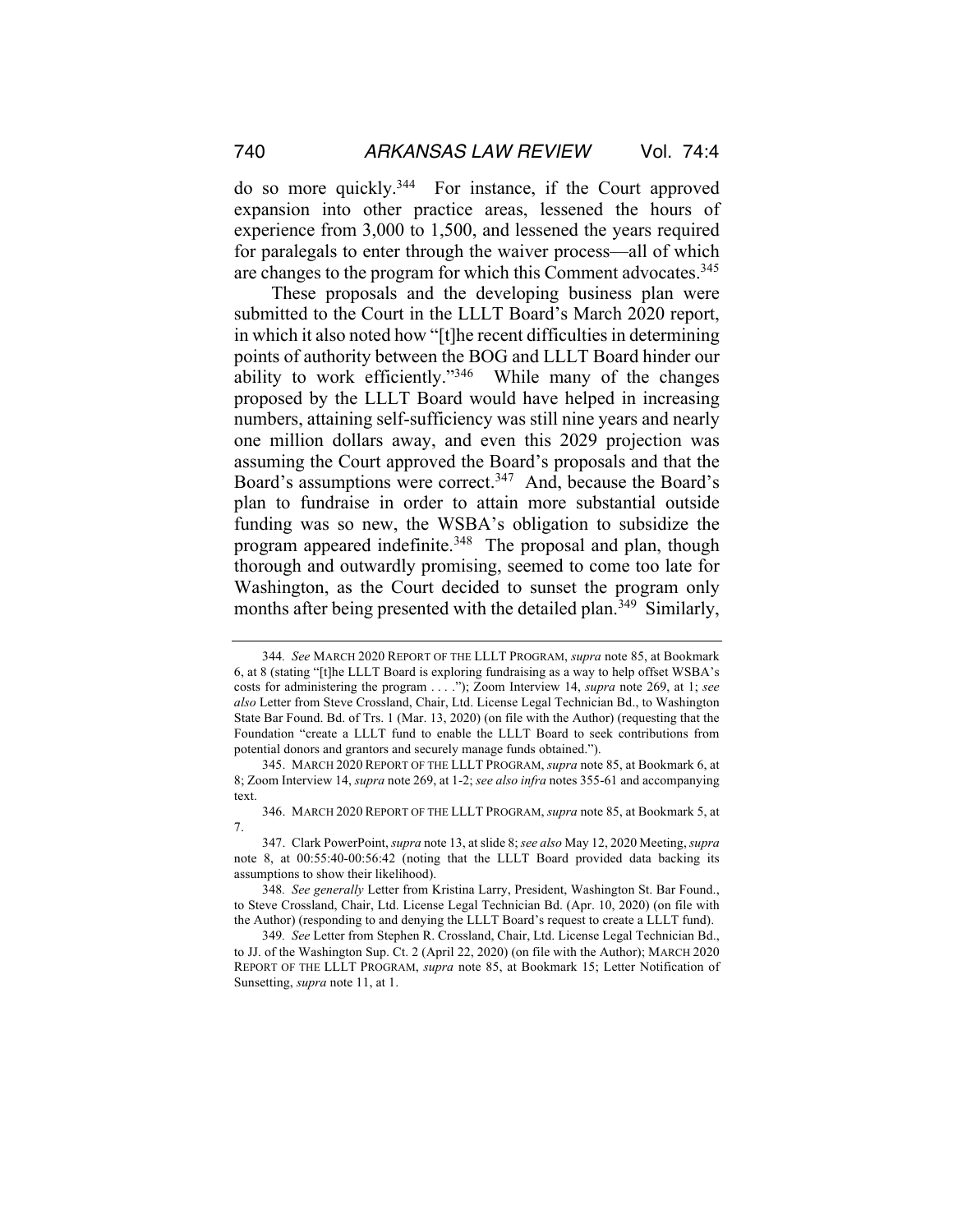do so more quickly.[344] For instance, if the Court approved expansion into other practice areas, lessened the hours of experience from 3,000 to 1,500, and lessened the years required for paralegals to enter through the waiver process—all of which are changes to the program for which this Comment advocates.[345]

These proposals and the developing business plan were submitted to the Court in the LLLT Board's March 2020 report, in which it also noted how "[t]he recent difficulties in determining points of authority between the BOG and LLLT Board hinder our ability to work efficiently."[346] While many of the changes proposed by the LLLT Board would have helped in increasing numbers, attaining self-sufficiency was still nine years and nearly one million dollars away, and even this 2029 projection was assuming the Court approved the Board's proposals and that the Board's assumptions were correct.[347] And, because the Board's plan to fundraise in order to attain more substantial outside funding was so new, the WSBA's obligation to subsidize the program appeared indefinite.[348] The proposal and plan, though thorough and outwardly promising, seemed to come too late for Washington, as the Court decided to sunset the program only months after being presented with the detailed plan.[349] Similarly,

---

344. *See* MARCH 2020 REPORT OF THE LLLT PROGRAM, *supra* note 85, at Bookmark 6, at 8 (stating "[t]he LLLT Board is exploring fundraising as a way to help offset WSBA's costs for administering the program . . . ."); Zoom Interview 14, *supra* note 269, at 1; *see also* Letter from Steve Crossland, Chair, Ltd. License Legal Technician Bd., to Washington State Bar Found. Bd. of Trs. 1 (Mar. 13, 2020) (on file with the Author) (requesting that the Foundation "create a LLLT fund to enable the LLLT Board to seek contributions from potential donors and grantors and securely manage funds obtained.").

345. MARCH 2020 REPORT OF THE LLLT PROGRAM, *supra* note 85, at Bookmark 6, at 8; Zoom Interview 14, *supra* note 269, at 1-2; *see also infra* notes 355-61 and accompanying text.

346. MARCH 2020 REPORT OF THE LLLT PROGRAM, *supra* note 85, at Bookmark 5, at 7.

347. Clark PowerPoint, *supra* note 13, at slide 8; *see also* May 12, 2020 Meeting, *supra* note 8, at 00:55:40-00:56:42 (noting that the LLLT Board provided data backing its assumptions to show their likelihood).

348. *See generally* Letter from Kristina Larry, President, Washington St. Bar Found., to Steve Crossland, Chair, Ltd. License Legal Technician Bd. (Apr. 10, 2020) (on file with the Author) (responding to and denying the LLLT Board's request to create a LLLT fund).

349. *See* Letter from Stephen R. Crossland, Chair, Ltd. License Legal Technician Bd., to JJ. of the Washington Sup. Ct. 2 (April 22, 2020) (on file with the Author); MARCH 2020 REPORT OF THE LLLT PROGRAM, *supra* note 85, at Bookmark 15; Letter Notification of Sunsetting, *supra* note 11, at 1.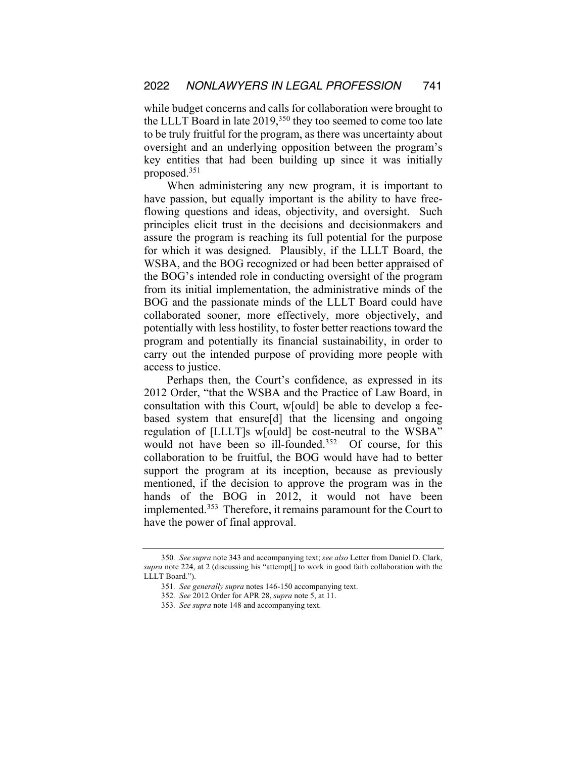while budget concerns and calls for collaboration were brought to the LLLT Board in late 2019,[350] they too seemed to come too late to be truly fruitful for the program, as there was uncertainty about oversight and an underlying opposition between the program's key entities that had been building up since it was initially proposed.[351]

When administering any new program, it is important to have passion, but equally important is the ability to have free-flowing questions and ideas, objectivity, and oversight. Such principles elicit trust in the decisions and decisionmakers and assure the program is reaching its full potential for the purpose for which it was designed. Plausibly, if the LLLT Board, the WSBA, and the BOG recognized or had been better appraised of the BOG's intended role in conducting oversight of the program from its initial implementation, the administrative minds of the BOG and the passionate minds of the LLLT Board could have collaborated sooner, more effectively, more objectively, and potentially with less hostility, to foster better reactions toward the program and potentially its financial sustainability, in order to carry out the intended purpose of providing more people with access to justice.

Perhaps then, the Court's confidence, as expressed in its 2012 Order, "that the WSBA and the Practice of Law Board, in consultation with this Court, w[ould] be able to develop a fee-based system that ensure[d] that the licensing and ongoing regulation of [LLLT]s w[ould] be cost-neutral to the WSBA" would not have been so ill-founded.[352] Of course, for this collaboration to be fruitful, the BOG would have had to better support the program at its inception, because as previously mentioned, if the decision to approve the program was in the hands of the BOG in 2012, it would not have been implemented.[353] Therefore, it remains paramount for the Court to have the power of final approval.

---

350. *See supra* note 343 and accompanying text; *see also* Letter from Daniel D. Clark, *supra* note 224, at 2 (discussing his "attempt[] to work in good faith collaboration with the LLLT Board.").

351. *See generally supra* notes 146-150 accompanying text.

352. *See* 2012 Order for APR 28, *supra* note 5, at 11.

353. *See supra* note 148 and accompanying text.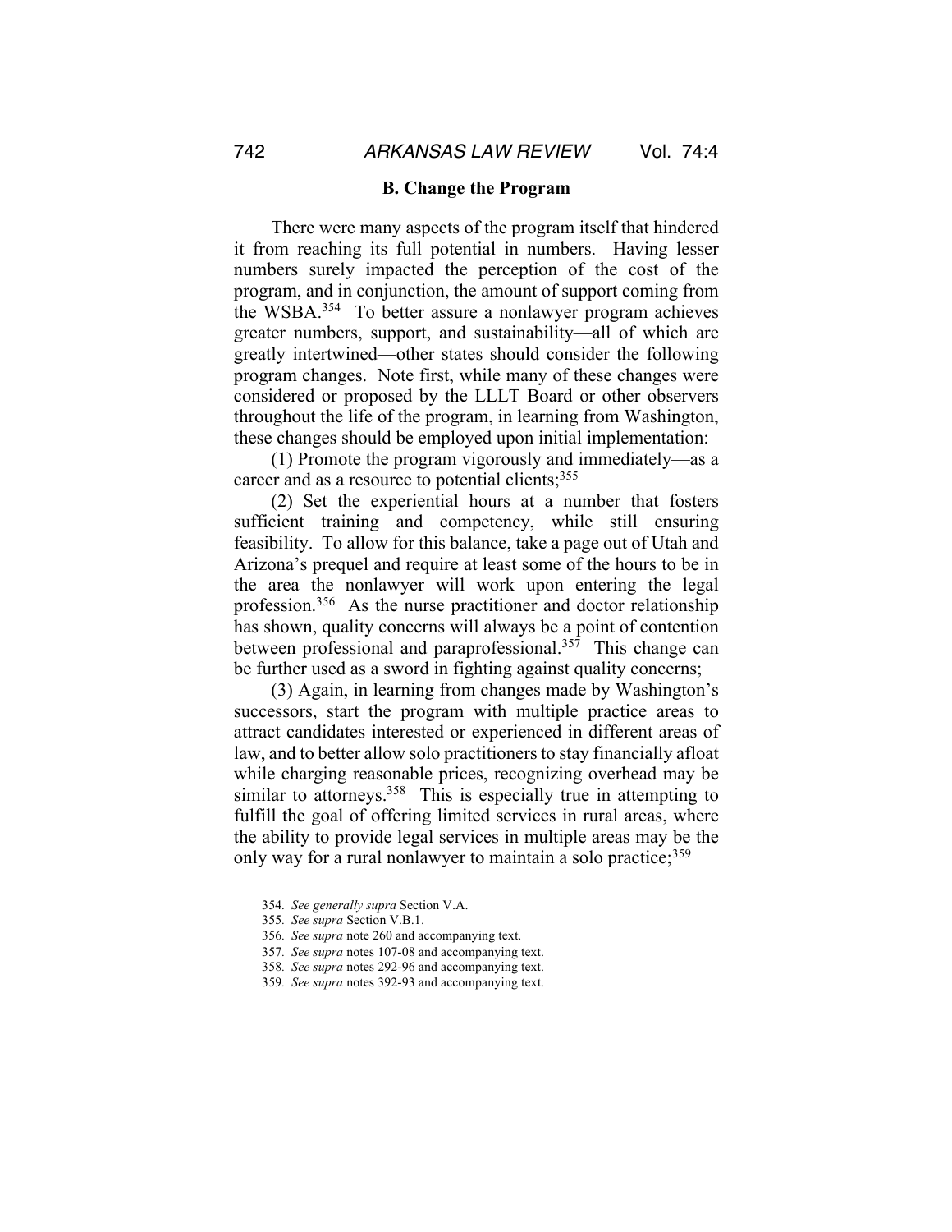### B. Change the Program

There were many aspects of the program itself that hindered it from reaching its full potential in numbers. Having lesser numbers surely impacted the perception of the cost of the program, and in conjunction, the amount of support coming from the WSBA.[354] To better assure a nonlawyer program achieves greater numbers, support, and sustainability—all of which are greatly intertwined—other states should consider the following program changes. Note first, while many of these changes were considered or proposed by the LLLT Board or other observers throughout the life of the program, in learning from Washington, these changes should be employed upon initial implementation:

(1) Promote the program vigorously and immediately—as a career and as a resource to potential clients;[355]

(2) Set the experiential hours at a number that fosters sufficient training and competency, while still ensuring feasibility. To allow for this balance, take a page out of Utah and Arizona's prequel and require at least some of the hours to be in the area the nonlawyer will work upon entering the legal profession.[356] As the nurse practitioner and doctor relationship has shown, quality concerns will always be a point of contention between professional and paraprofessional.[357] This change can be further used as a sword in fighting against quality concerns;

(3) Again, in learning from changes made by Washington's successors, start the program with multiple practice areas to attract candidates interested or experienced in different areas of law, and to better allow solo practitioners to stay financially afloat while charging reasonable prices, recognizing overhead may be similar to attorneys.[358] This is especially true in attempting to fulfill the goal of offering limited services in rural areas, where the ability to provide legal services in multiple areas may be the only way for a rural nonlawyer to maintain a solo practice;[359]

---

354. *See generally supra* Section V.A.

355. *See supra* Section V.B.1.

356. *See supra* note 260 and accompanying text.

357. *See supra* notes 107-08 and accompanying text.

358. *See supra* notes 292-96 and accompanying text.

359. *See supra* notes 392-93 and accompanying text.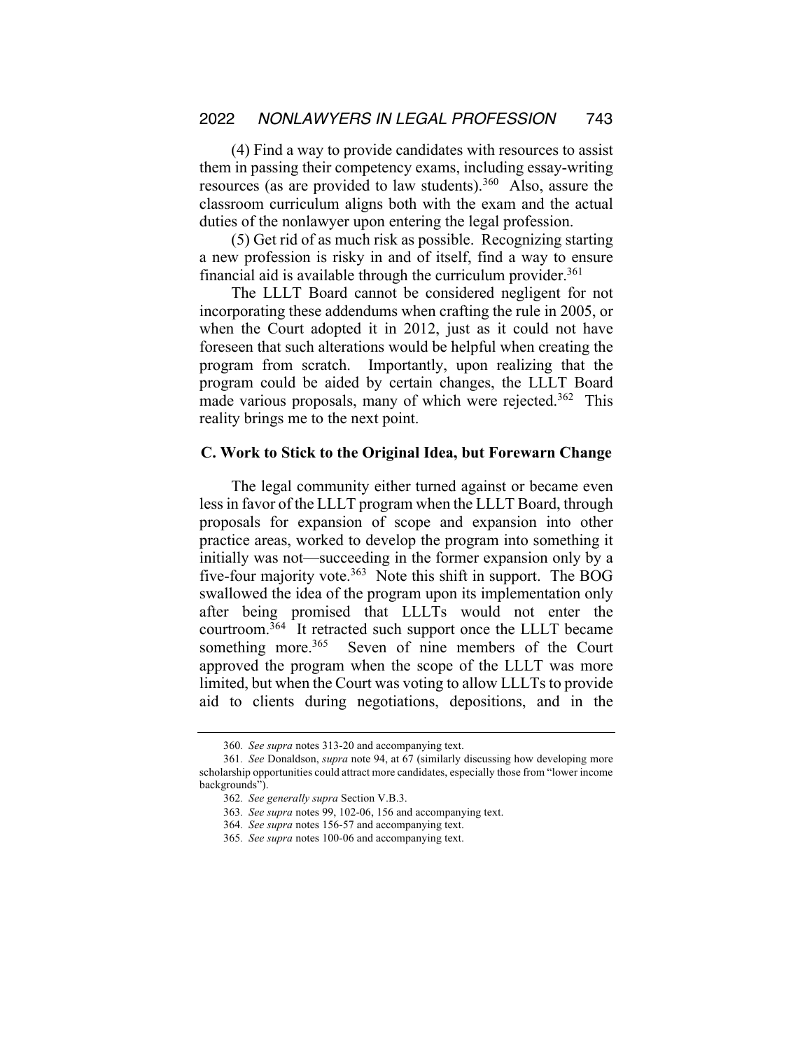(4) Find a way to provide candidates with resources to assist them in passing their competency exams, including essay-writing resources (as are provided to law students).[360] Also, assure the classroom curriculum aligns both with the exam and the actual duties of the nonlawyer upon entering the legal profession.

(5) Get rid of as much risk as possible. Recognizing starting a new profession is risky in and of itself, find a way to ensure financial aid is available through the curriculum provider.[361]

The LLLT Board cannot be considered negligent for not incorporating these addendums when crafting the rule in 2005, or when the Court adopted it in 2012, just as it could not have foreseen that such alterations would be helpful when creating the program from scratch. Importantly, upon realizing that the program could be aided by certain changes, the LLLT Board made various proposals, many of which were rejected.[362] This reality brings me to the next point.

### C. Work to Stick to the Original Idea, but Forewarn Change

The legal community either turned against or became even less in favor of the LLLT program when the LLLT Board, through proposals for expansion of scope and expansion into other practice areas, worked to develop the program into something it initially was not—succeeding in the former expansion only by a five-four majority vote.[363] Note this shift in support. The BOG swallowed the idea of the program upon its implementation only after being promised that LLLTs would not enter the courtroom.[364] It retracted such support once the LLLT became something more.[365] Seven of nine members of the Court approved the program when the scope of the LLLT was more limited, but when the Court was voting to allow LLLTs to provide aid to clients during negotiations, depositions, and in the

---

360. *See supra* notes 313-20 and accompanying text.

361. *See* Donaldson, *supra* note 94, at 67 (similarly discussing how developing more scholarship opportunities could attract more candidates, especially those from "lower income backgrounds").

362. *See generally supra* Section V.B.3.

363. *See supra* notes 99, 102-06, 156 and accompanying text.

364. *See supra* notes 156-57 and accompanying text.

365. *See supra* notes 100-06 and accompanying text.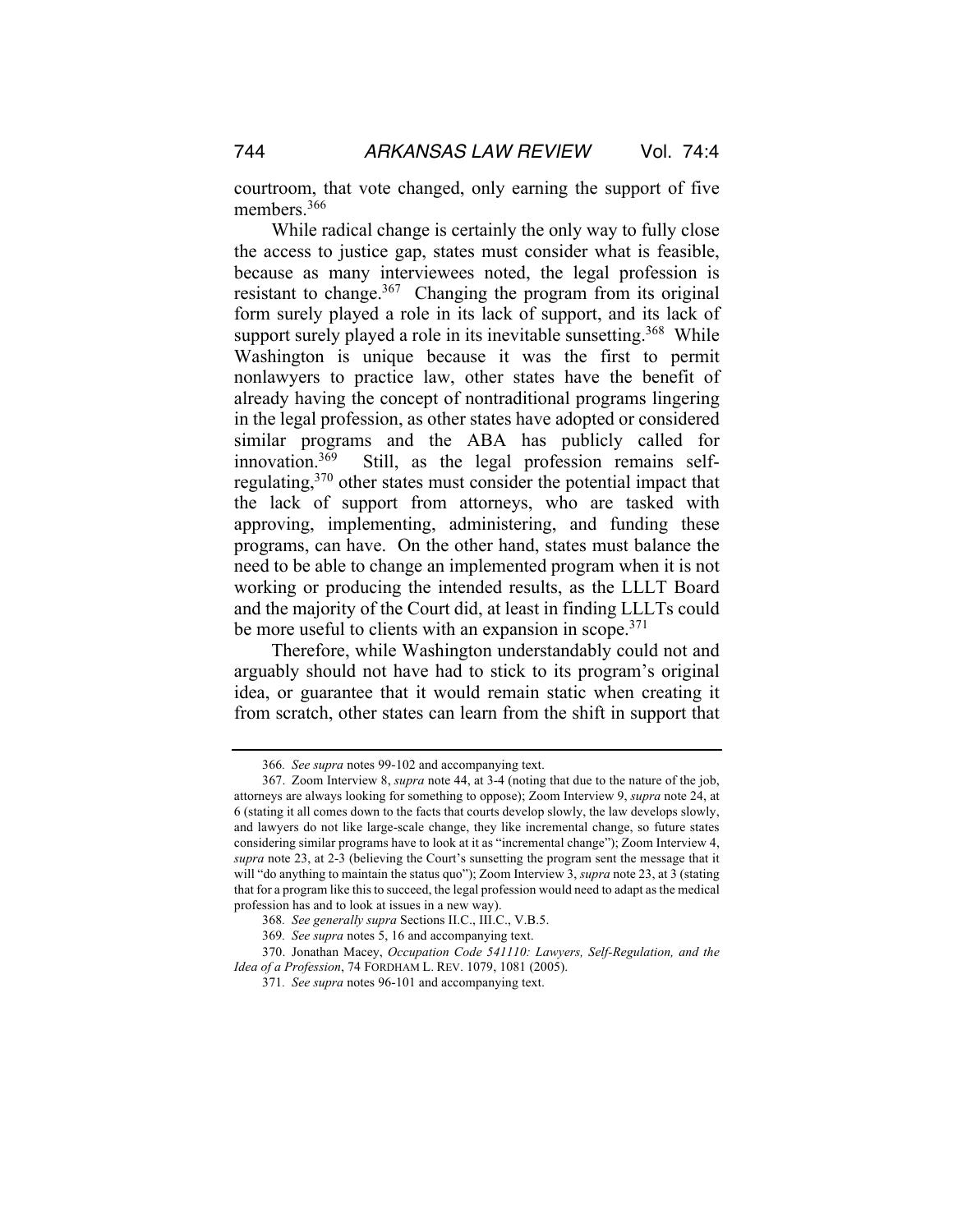courtroom, that vote changed, only earning the support of five members.[366]

While radical change is certainly the only way to fully close the access to justice gap, states must consider what is feasible, because as many interviewees noted, the legal profession is resistant to change.[367] Changing the program from its original form surely played a role in its lack of support, and its lack of support surely played a role in its inevitable sunsetting.[368] While Washington is unique because it was the first to permit nonlawyers to practice law, other states have the benefit of already having the concept of nontraditional programs lingering in the legal profession, as other states have adopted or considered similar programs and the ABA has publicly called for innovation.[369] Still, as the legal profession remains self-regulating,[370] other states must consider the potential impact that the lack of support from attorneys, who are tasked with approving, implementing, administering, and funding these programs, can have. On the other hand, states must balance the need to be able to change an implemented program when it is not working or producing the intended results, as the LLLT Board and the majority of the Court did, at least in finding LLLTs could be more useful to clients with an expansion in scope.[371]

Therefore, while Washington understandably could not and arguably should not have had to stick to its program's original idea, or guarantee that it would remain static when creating it from scratch, other states can learn from the shift in support that

---

366. *See supra* notes 99-102 and accompanying text.

367. Zoom Interview 8, *supra* note 44, at 3-4 (noting that due to the nature of the job, attorneys are always looking for something to oppose); Zoom Interview 9, *supra* note 24, at 6 (stating it all comes down to the facts that courts develop slowly, the law develops slowly, and lawyers do not like large-scale change, they like incremental change, so future states considering similar programs have to look at it as "incremental change"); Zoom Interview 4, *supra* note 23, at 2-3 (believing the Court's sunsetting the program sent the message that it will "do anything to maintain the status quo"); Zoom Interview 3, *supra* note 23, at 3 (stating that for a program like this to succeed, the legal profession would need to adapt as the medical profession has and to look at issues in a new way).

368. *See generally supra* Sections II.C., III.C., V.B.5.

369. *See supra* notes 5, 16 and accompanying text.

370. Jonathan Macey, *Occupation Code 541110: Lawyers, Self-Regulation, and the Idea of a Profession*, 74 FORDHAM L. REV. 1079, 1081 (2005).

371. *See supra* notes 96-101 and accompanying text.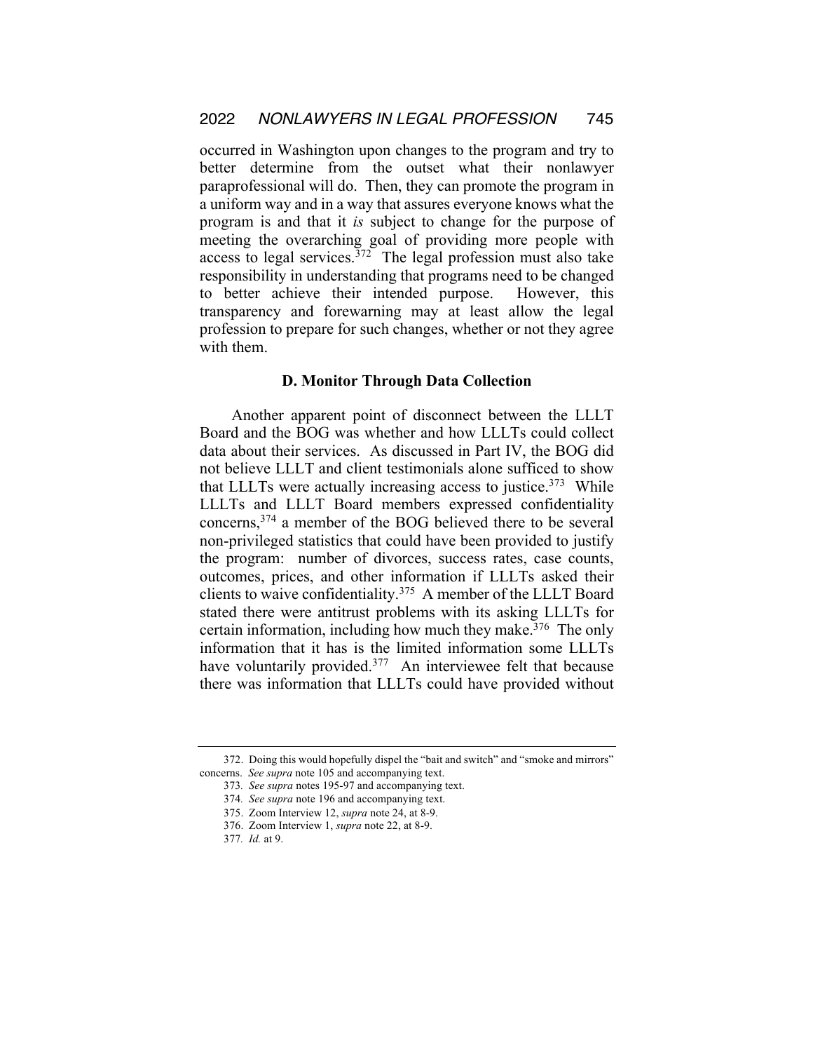occurred in Washington upon changes to the program and try to better determine from the outset what their nonlawyer paraprofessional will do. Then, they can promote the program in a uniform way and in a way that assures everyone knows what the program is and that it *is* subject to change for the purpose of meeting the overarching goal of providing more people with access to legal services.[372] The legal profession must also take responsibility in understanding that programs need to be changed to better achieve their intended purpose. However, this transparency and forewarning may at least allow the legal profession to prepare for such changes, whether or not they agree with them.

### D. Monitor Through Data Collection

Another apparent point of disconnect between the LLLT Board and the BOG was whether and how LLLTs could collect data about their services. As discussed in Part IV, the BOG did not believe LLLT and client testimonials alone sufficed to show that LLLTs were actually increasing access to justice.[373] While LLLTs and LLLT Board members expressed confidentiality concerns,[374] a member of the BOG believed there to be several non-privileged statistics that could have been provided to justify the program: number of divorces, success rates, case counts, outcomes, prices, and other information if LLLTs asked their clients to waive confidentiality.[375] A member of the LLLT Board stated there were antitrust problems with its asking LLLTs for certain information, including how much they make.[376] The only information that it has is the limited information some LLLTs have voluntarily provided.[377] An interviewee felt that because there was information that LLLTs could have provided without

---

372. Doing this would hopefully dispel the "bait and switch" and "smoke and mirrors" concerns. *See supra* note 105 and accompanying text.

373. *See supra* notes 195-97 and accompanying text.

374. *See supra* note 196 and accompanying text.

375. Zoom Interview 12, *supra* note 24, at 8-9.

376. Zoom Interview 1, *supra* note 22, at 8-9.

377. *Id.* at 9.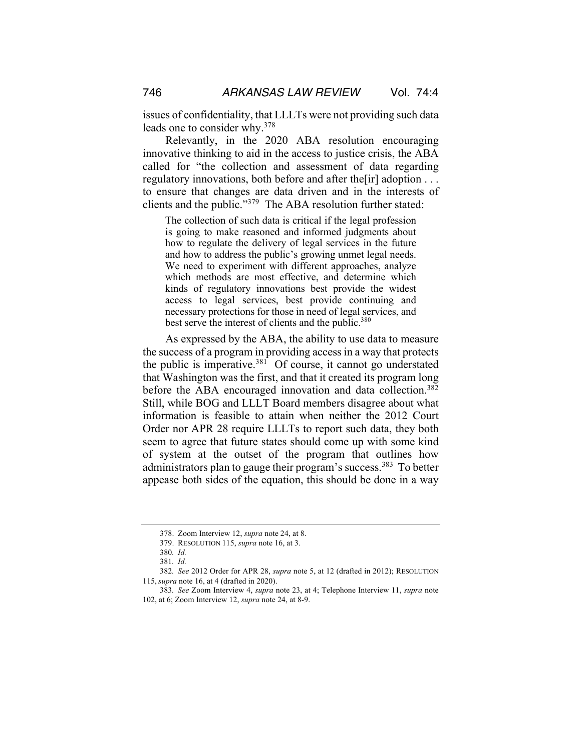issues of confidentiality, that LLLTs were not providing such data leads one to consider why.[378]

Relevantly, in the 2020 ABA resolution encouraging innovative thinking to aid in the access to justice crisis, the ABA called for "the collection and assessment of data regarding regulatory innovations, both before and after the[ir] adoption . . . to ensure that changes are data driven and in the interests of clients and the public."[379] The ABA resolution further stated:

> The collection of such data is critical if the legal profession is going to make reasoned and informed judgments about how to regulate the delivery of legal services in the future and how to address the public's growing unmet legal needs. We need to experiment with different approaches, analyze which methods are most effective, and determine which kinds of regulatory innovations best provide the widest access to legal services, best provide continuing and necessary protections for those in need of legal services, and best serve the interest of clients and the public.[380]

As expressed by the ABA, the ability to use data to measure the success of a program in providing access in a way that protects the public is imperative.[381] Of course, it cannot go understated that Washington was the first, and that it created its program long before the ABA encouraged innovation and data collection.[382] Still, while BOG and LLLT Board members disagree about what information is feasible to attain when neither the 2012 Court Order nor APR 28 require LLLTs to report such data, they both seem to agree that future states should come up with some kind of system at the outset of the program that outlines how administrators plan to gauge their program's success.[383] To better appease both sides of the equation, this should be done in a way

---

378. Zoom Interview 12, *supra* note 24, at 8.

379. RESOLUTION 115, *supra* note 16, at 3.

380. *Id.*

381. *Id.*

382. *See* 2012 Order for APR 28, *supra* note 5, at 12 (drafted in 2012); RESOLUTION 115, *supra* note 16, at 4 (drafted in 2020).

383. *See* Zoom Interview 4, *supra* note 23, at 4; Telephone Interview 11, *supra* note 102, at 6; Zoom Interview 12, *supra* note 24, at 8-9.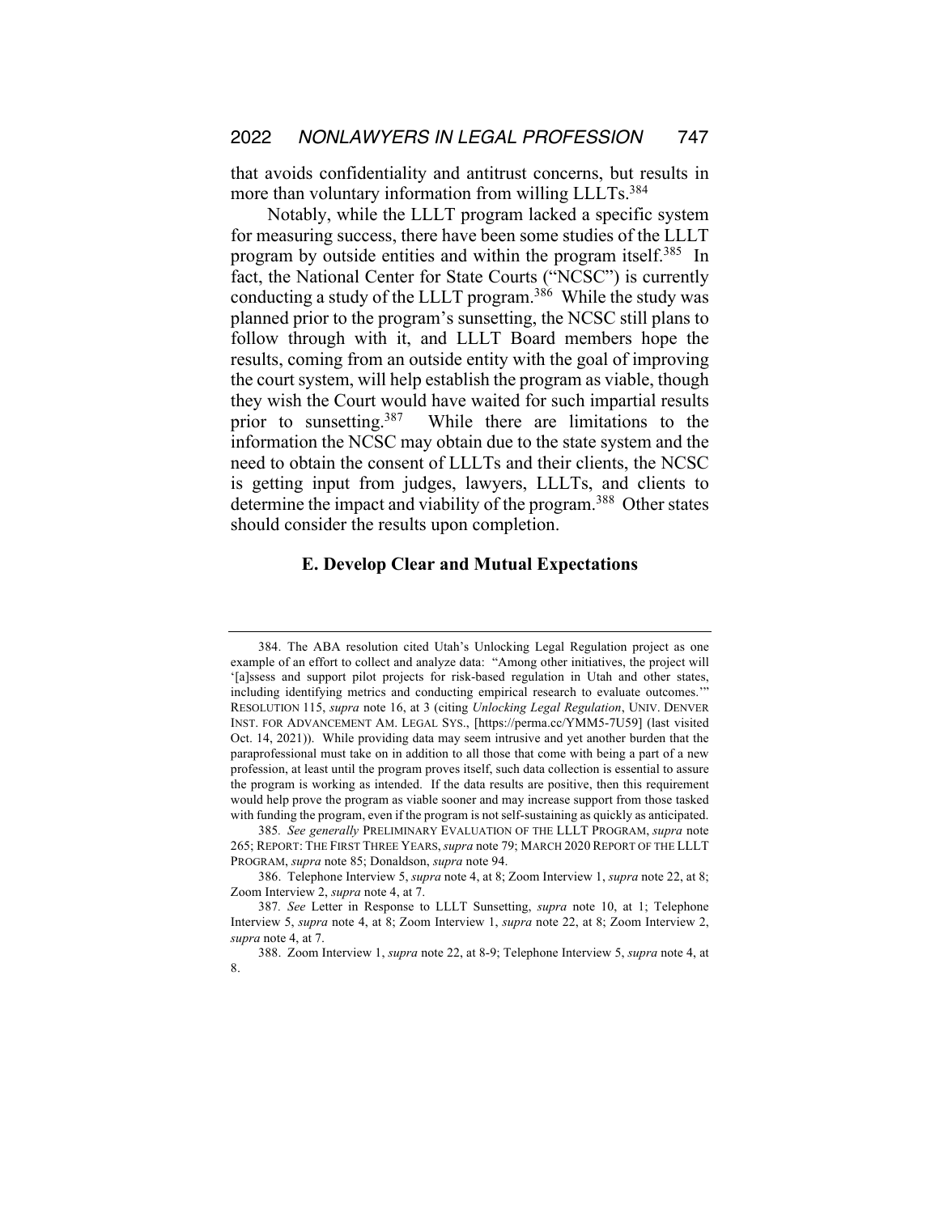that avoids confidentiality and antitrust concerns, but results in more than voluntary information from willing LLLTs.[384]

Notably, while the LLLT program lacked a specific system for measuring success, there have been some studies of the LLLT program by outside entities and within the program itself.[385] In fact, the National Center for State Courts ("NCSC") is currently conducting a study of the LLLT program.[386] While the study was planned prior to the program's sunsetting, the NCSC still plans to follow through with it, and LLLT Board members hope the results, coming from an outside entity with the goal of improving the court system, will help establish the program as viable, though they wish the Court would have waited for such impartial results prior to sunsetting.[387] While there are limitations to the information the NCSC may obtain due to the state system and the need to obtain the consent of LLLTs and their clients, the NCSC is getting input from judges, lawyers, LLLTs, and clients to determine the impact and viability of the program.[388] Other states should consider the results upon completion.

### E. Develop Clear and Mutual Expectations

---

384. The ABA resolution cited Utah's Unlocking Legal Regulation project as one example of an effort to collect and analyze data: "Among other initiatives, the project will '[a]ssess and support pilot projects for risk-based regulation in Utah and other states, including identifying metrics and conducting empirical research to evaluate outcomes.'" RESOLUTION 115, *supra* note 16, at 3 (citing *Unlocking Legal Regulation*, UNIV. DENVER INST. FOR ADVANCEMENT AM. LEGAL SYS., [https://perma.cc/YMM5-7U59] (last visited Oct. 14, 2021)). While providing data may seem intrusive and yet another burden that the paraprofessional must take on in addition to all those that come with being a part of a new profession, at least until the program proves itself, such data collection is essential to assure the program is working as intended. If the data results are positive, then this requirement would help prove the program as viable sooner and may increase support from those tasked with funding the program, even if the program is not self-sustaining as quickly as anticipated.

385. *See generally* PRELIMINARY EVALUATION OF THE LLLT PROGRAM, *supra* note 265; REPORT: THE FIRST THREE YEARS, *supra* note 79; MARCH 2020 REPORT OF THE LLLT PROGRAM, *supra* note 85; Donaldson, *supra* note 94.

386. Telephone Interview 5, *supra* note 4, at 8; Zoom Interview 1, *supra* note 22, at 8; Zoom Interview 2, *supra* note 4, at 7.

387. *See* Letter in Response to LLLT Sunsetting, *supra* note 10, at 1; Telephone Interview 5, *supra* note 4, at 8; Zoom Interview 1, *supra* note 22, at 8; Zoom Interview 2, *supra* note 4, at 7.

388. Zoom Interview 1, *supra* note 22, at 8-9; Telephone Interview 5, *supra* note 4, at 8.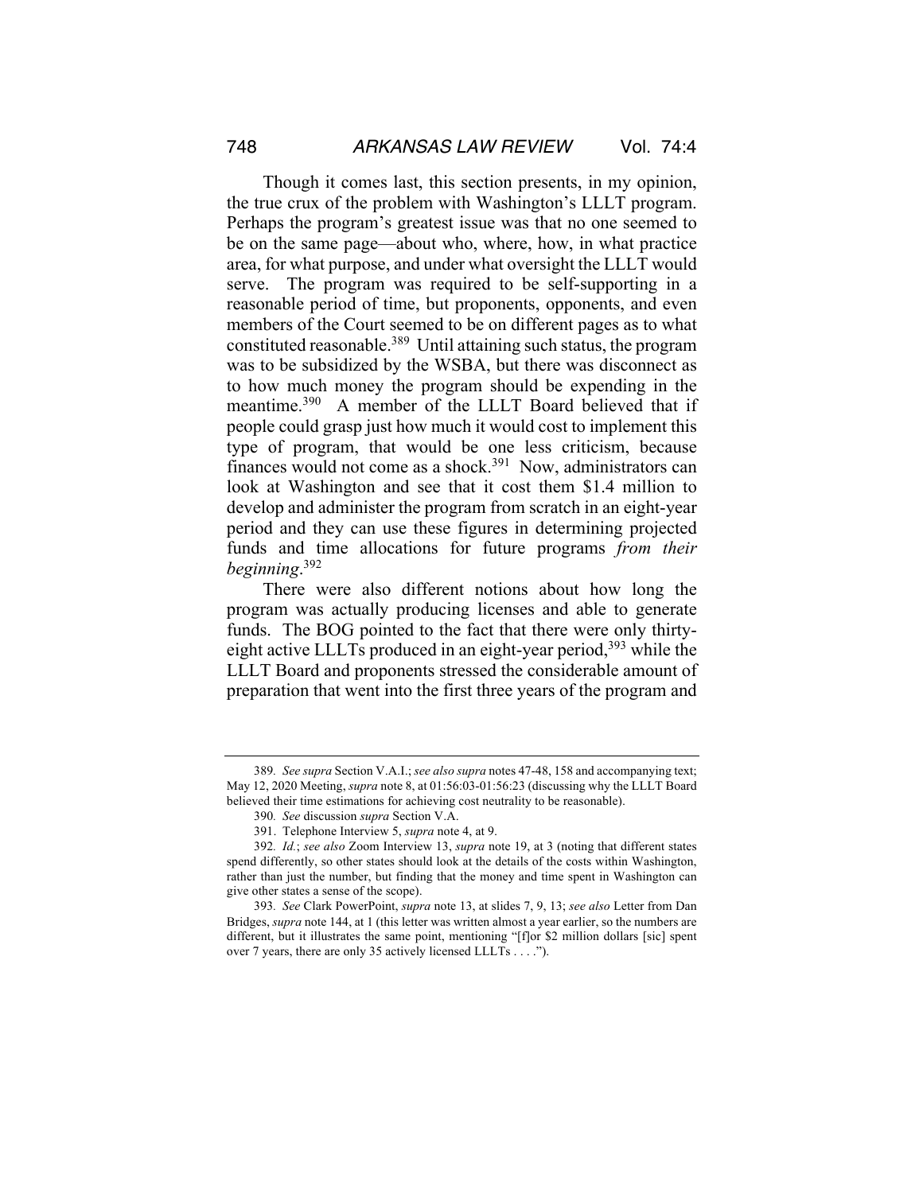Though it comes last, this section presents, in my opinion, the true crux of the problem with Washington's LLLT program. Perhaps the program's greatest issue was that no one seemed to be on the same page—about who, where, how, in what practice area, for what purpose, and under what oversight the LLLT would serve. The program was required to be self-supporting in a reasonable period of time, but proponents, opponents, and even members of the Court seemed to be on different pages as to what constituted reasonable.[389] Until attaining such status, the program was to be subsidized by the WSBA, but there was disconnect as to how much money the program should be expending in the meantime.[390] A member of the LLLT Board believed that if people could grasp just how much it would cost to implement this type of program, that would be one less criticism, because finances would not come as a shock.[391] Now, administrators can look at Washington and see that it cost them \$1.4 million to develop and administer the program from scratch in an eight-year period and they can use these figures in determining projected funds and time allocations for future programs *from their beginning*.[392]

There were also different notions about how long the program was actually producing licenses and able to generate funds. The BOG pointed to the fact that there were only thirty-eight active LLLTs produced in an eight-year period,[393] while the LLLT Board and proponents stressed the considerable amount of preparation that went into the first three years of the program and

---

389. *See supra* Section V.A.I.; *see also supra* notes 47-48, 158 and accompanying text; May 12, 2020 Meeting, *supra* note 8, at 01:56:03-01:56:23 (discussing why the LLLT Board believed their time estimations for achieving cost neutrality to be reasonable).

390. *See* discussion *supra* Section V.A.

391. Telephone Interview 5, *supra* note 4, at 9.

392. *Id.*; *see also* Zoom Interview 13, *supra* note 19, at 3 (noting that different states spend differently, so other states should look at the details of the costs within Washington, rather than just the number, but finding that the money and time spent in Washington can give other states a sense of the scope).

393. *See* Clark PowerPoint, *supra* note 13, at slides 7, 9, 13; *see also* Letter from Dan Bridges, *supra* note 144, at 1 (this letter was written almost a year earlier, so the numbers are different, but it illustrates the same point, mentioning "[f]or \$2 million dollars [sic] spent over 7 years, there are only 35 actively licensed LLLTs . . . .").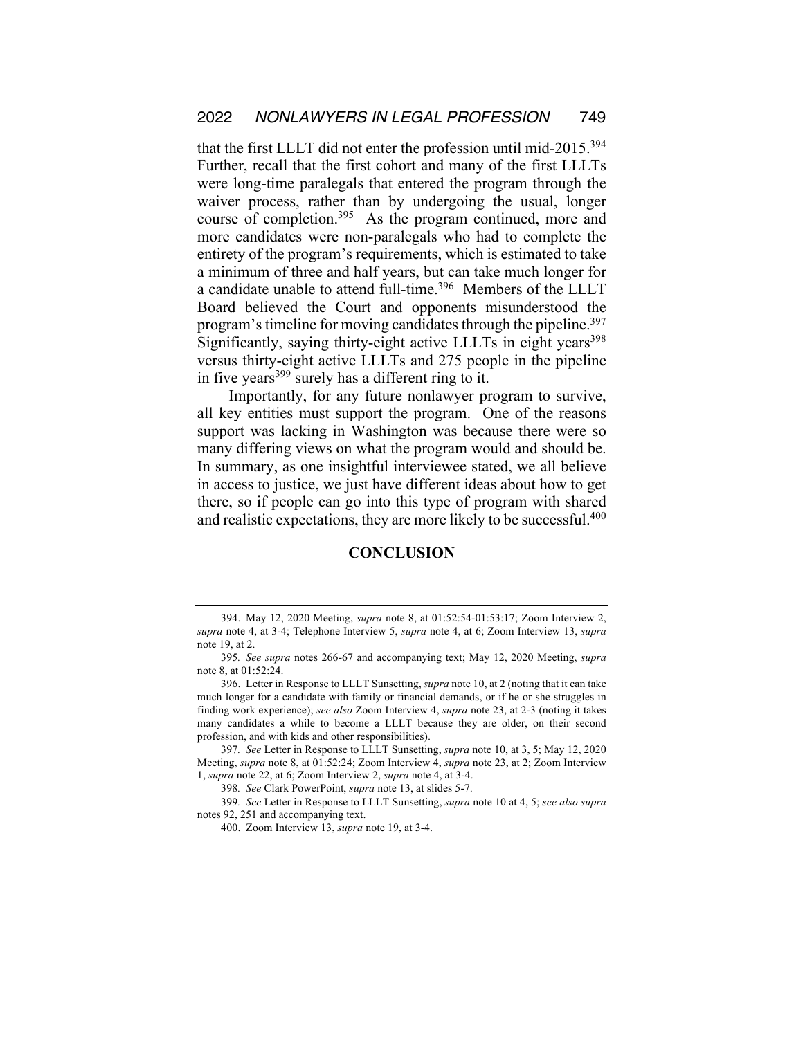that the first LLLT did not enter the profession until mid-2015.[394] Further, recall that the first cohort and many of the first LLLTs were long-time paralegals that entered the program through the waiver process, rather than by undergoing the usual, longer course of completion.[395] As the program continued, more and more candidates were non-paralegals who had to complete the entirety of the program's requirements, which is estimated to take a minimum of three and half years, but can take much longer for a candidate unable to attend full-time.[396] Members of the LLLT Board believed the Court and opponents misunderstood the program's timeline for moving candidates through the pipeline.[397] Significantly, saying thirty-eight active LLLTs in eight years[398] versus thirty-eight active LLLTs and 275 people in the pipeline in five years[399] surely has a different ring to it.

Importantly, for any future nonlawyer program to survive, all key entities must support the program. One of the reasons support was lacking in Washington was because there were so many differing views on what the program would and should be. In summary, as one insightful interviewee stated, we all believe in access to justice, we just have different ideas about how to get there, so if people can go into this type of program with shared and realistic expectations, they are more likely to be successful.[400]

## CONCLUSION

---

394. May 12, 2020 Meeting, *supra* note 8, at 01:52:54-01:53:17; Zoom Interview 2, *supra* note 4, at 3-4; Telephone Interview 5, *supra* note 4, at 6; Zoom Interview 13, *supra* note 19, at 2.

395. *See supra* notes 266-67 and accompanying text; May 12, 2020 Meeting, *supra* note 8, at 01:52:24.

396. Letter in Response to LLLT Sunsetting, *supra* note 10, at 2 (noting that it can take much longer for a candidate with family or financial demands, or if he or she struggles in finding work experience); *see also* Zoom Interview 4, *supra* note 23, at 2-3 (noting it takes many candidates a while to become a LLLT because they are older, on their second profession, and with kids and other responsibilities).

397. *See* Letter in Response to LLLT Sunsetting, *supra* note 10, at 3, 5; May 12, 2020 Meeting, *supra* note 8, at 01:52:24; Zoom Interview 4, *supra* note 23, at 2; Zoom Interview 1, *supra* note 22, at 6; Zoom Interview 2, *supra* note 4, at 3-4.

398. *See* Clark PowerPoint, *supra* note 13, at slides 5-7.

399. *See* Letter in Response to LLLT Sunsetting, *supra* note 10 at 4, 5; *see also supra* notes 92, 251 and accompanying text.

400. Zoom Interview 13, *supra* note 19, at 3-4.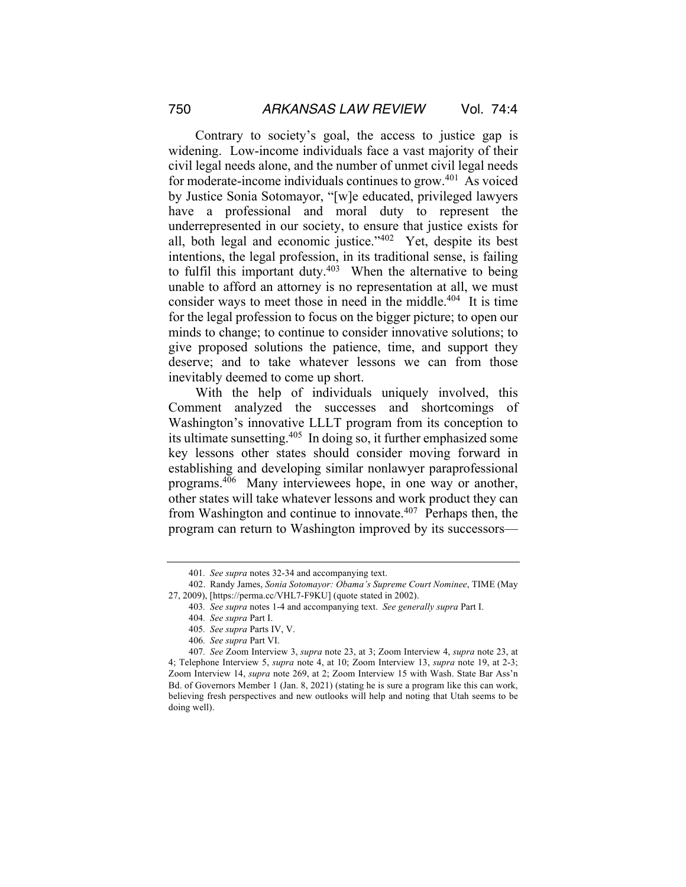Contrary to society's goal, the access to justice gap is widening. Low-income individuals face a vast majority of their civil legal needs alone, and the number of unmet civil legal needs for moderate-income individuals continues to grow.[401] As voiced by Justice Sonia Sotomayor, "[w]e educated, privileged lawyers have a professional and moral duty to represent the underrepresented in our society, to ensure that justice exists for all, both legal and economic justice."[402] Yet, despite its best intentions, the legal profession, in its traditional sense, is failing to fulfil this important duty.[403] When the alternative to being unable to afford an attorney is no representation at all, we must consider ways to meet those in need in the middle.[404] It is time for the legal profession to focus on the bigger picture; to open our minds to change; to continue to consider innovative solutions; to give proposed solutions the patience, time, and support they deserve; and to take whatever lessons we can from those inevitably deemed to come up short.

With the help of individuals uniquely involved, this Comment analyzed the successes and shortcomings of Washington's innovative LLLT program from its conception to its ultimate sunsetting.[405] In doing so, it further emphasized some key lessons other states should consider moving forward in establishing and developing similar nonlawyer paraprofessional programs.[406] Many interviewees hope, in one way or another, other states will take whatever lessons and work product they can from Washington and continue to innovate.[407] Perhaps then, the program can return to Washington improved by its successors—

---

401. *See supra* notes 32-34 and accompanying text.

402. Randy James, *Sonia Sotomayor: Obama's Supreme Court Nominee*, TIME (May 27, 2009), [https://perma.cc/VHL7-F9KU] (quote stated in 2002).

403. *See supra* notes 1-4 and accompanying text. *See generally supra* Part I.

404. *See supra* Part I.

405. *See supra* Parts IV, V.

406. *See supra* Part VI.

407. *See* Zoom Interview 3, *supra* note 23, at 3; Zoom Interview 4, *supra* note 23, at 4; Telephone Interview 5, *supra* note 4, at 10; Zoom Interview 13, *supra* note 19, at 2-3; Zoom Interview 14, *supra* note 269, at 2; Zoom Interview 15 with Wash. State Bar Ass'n Bd. of Governors Member 1 (Jan. 8, 2021) (stating he is sure a program like this can work, believing fresh perspectives and new outlooks will help and noting that Utah seems to be doing well).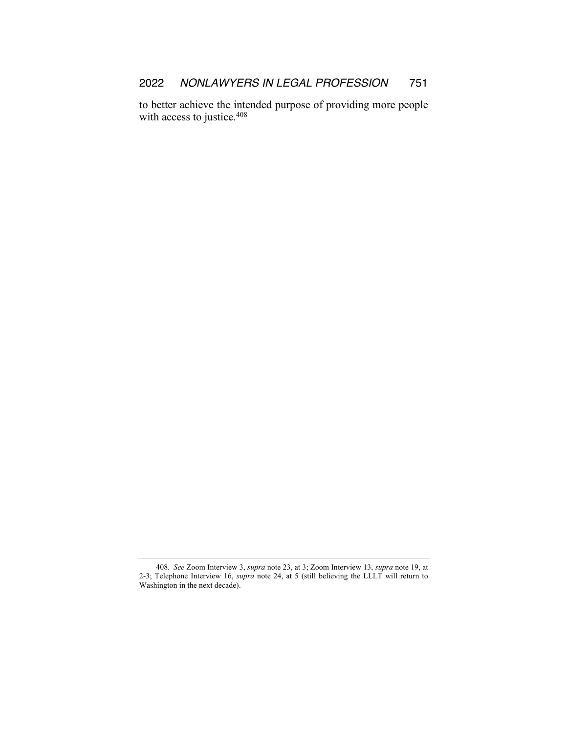to better achieve the intended purpose of providing more people with access to justice.[408]

---

408. *See* Zoom Interview 3, *supra* note 23, at 3; Zoom Interview 13, *supra* note 19, at 2-3; Telephone Interview 16, *supra* note 24, at 5 (still believing the LLLT will return to Washington in the next decade).